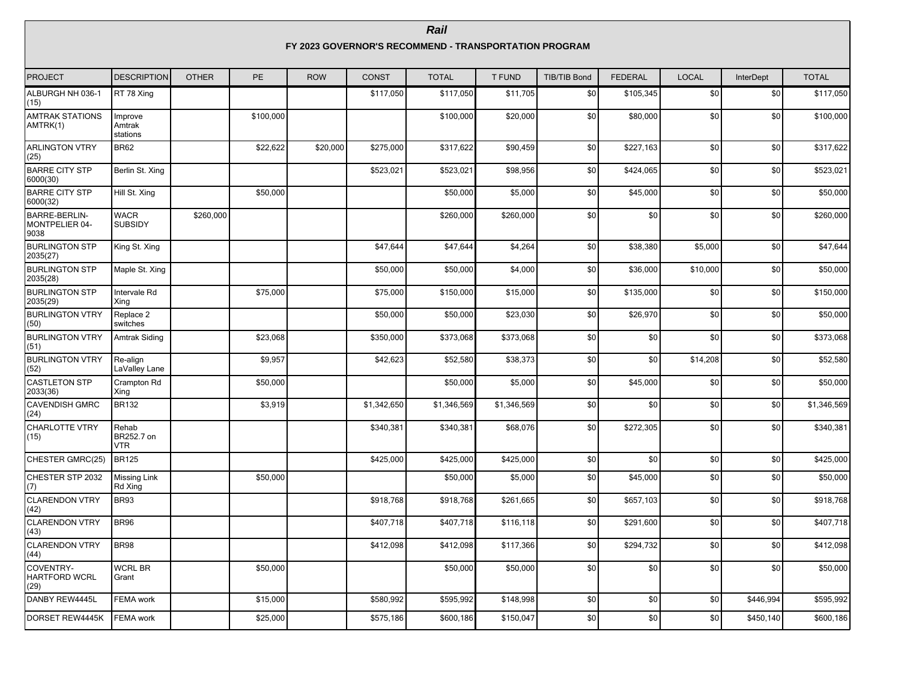# *Rail*

## FY 2023 GOVERNOR'S RECOMMEND - TRANSPORTATION PROGRAM

| PROJECT | DESCRIPTION | OTHER | PE | ROW | CONST | TOTAL | T FUND | TIB/TIB Bond | FEDERAL | LOCAL | InterDept | TOTAL |
|---|---|---|---|---|---|---|---|---|---|---|---|---|
| ALBURGH NH 036-1 (15) | RT 78 Xing | | | | $117,050 | $117,050 | $11,705 | $0 | $105,345 | $0 | $0 | $117,050 |
| AMTRAK STATIONS AMTRK(1) | Improve Amtrak stations | | $100,000 | | | $100,000 | $20,000 | $0 | $80,000 | $0 | $0 | $100,000 |
| ARLINGTON VTRY (25) | BR62 | | $22,622 | $20,000 | $275,000 | $317,622 | $90,459 | $0 | $227,163 | $0 | $0 | $317,622 |
| BARRE CITY STP 6000(30) | Berlin St. Xing | | | | $523,021 | $523,021 | $98,956 | $0 | $424,065 | $0 | $0 | $523,021 |
| BARRE CITY STP 6000(32) | Hill St. Xing | | $50,000 | | | $50,000 | $5,000 | $0 | $45,000 | $0 | $0 | $50,000 |
| BARRE-BERLIN-MONTPELIER 04-9038 | WACR SUBSIDY | $260,000 | | | | $260,000 | $260,000 | $0 | $0 | $0 | $0 | $260,000 |
| BURLINGTON STP 2035(27) | King St. Xing | | | | $47,644 | $47,644 | $4,264 | $0 | $38,380 | $5,000 | $0 | $47,644 |
| BURLINGTON STP 2035(28) | Maple St. Xing | | | | $50,000 | $50,000 | $4,000 | $0 | $36,000 | $10,000 | $0 | $50,000 |
| BURLINGTON STP 2035(29) | Intervale Rd Xing | | $75,000 | | $75,000 | $150,000 | $15,000 | $0 | $135,000 | $0 | $0 | $150,000 |
| BURLINGTON VTRY (50) | Replace 2 switches | | | | $50,000 | $50,000 | $23,030 | $0 | $26,970 | $0 | $0 | $50,000 |
| BURLINGTON VTRY (51) | Amtrak Siding | | $23,068 | | $350,000 | $373,068 | $373,068 | $0 | $0 | $0 | $0 | $373,068 |
| BURLINGTON VTRY (52) | Re-align LaValley Lane | | $9,957 | | $42,623 | $52,580 | $38,373 | $0 | $0 | $14,208 | $0 | $52,580 |
| CASTLETON STP 2033(36) | Crampton Rd Xing | | $50,000 | | | $50,000 | $5,000 | $0 | $45,000 | $0 | $0 | $50,000 |
| CAVENDISH GMRC (24) | BR132 | | $3,919 | | $1,342,650 | $1,346,569 | $1,346,569 | $0 | $0 | $0 | $0 | $1,346,569 |
| CHARLOTTE VTRY (15) | Rehab BR252.7 on VTR | | | | $340,381 | $340,381 | $68,076 | $0 | $272,305 | $0 | $0 | $340,381 |
| CHESTER GMRC(25) | BR125 | | | | $425,000 | $425,000 | $425,000 | $0 | $0 | $0 | $0 | $425,000 |
| CHESTER STP 2032 (7) | Missing Link Rd Xing | | $50,000 | | | $50,000 | $5,000 | $0 | $45,000 | $0 | $0 | $50,000 |
| CLARENDON VTRY (42) | BR93 | | | | $918,768 | $918,768 | $261,665 | $0 | $657,103 | $0 | $0 | $918,768 |
| CLARENDON VTRY (43) | BR96 | | | | $407,718 | $407,718 | $116,118 | $0 | $291,600 | $0 | $0 | $407,718 |
| CLARENDON VTRY (44) | BR98 | | | | $412,098 | $412,098 | $117,366 | $0 | $294,732 | $0 | $0 | $412,098 |
| COVENTRY-HARTFORD WCRL (29) | WCRL BR Grant | | $50,000 | | | $50,000 | $50,000 | $0 | $0 | $0 | $0 | $50,000 |
| DANBY REW4445L | FEMA work | | $15,000 | | $580,992 | $595,992 | $148,998 | $0 | $0 | $0 | $446,994 | $595,992 |
| DORSET REW4445K | FEMA work | | $25,000 | | $575,186 | $600,186 | $150,047 | $0 | $0 | $0 | $450,140 | $600,186 |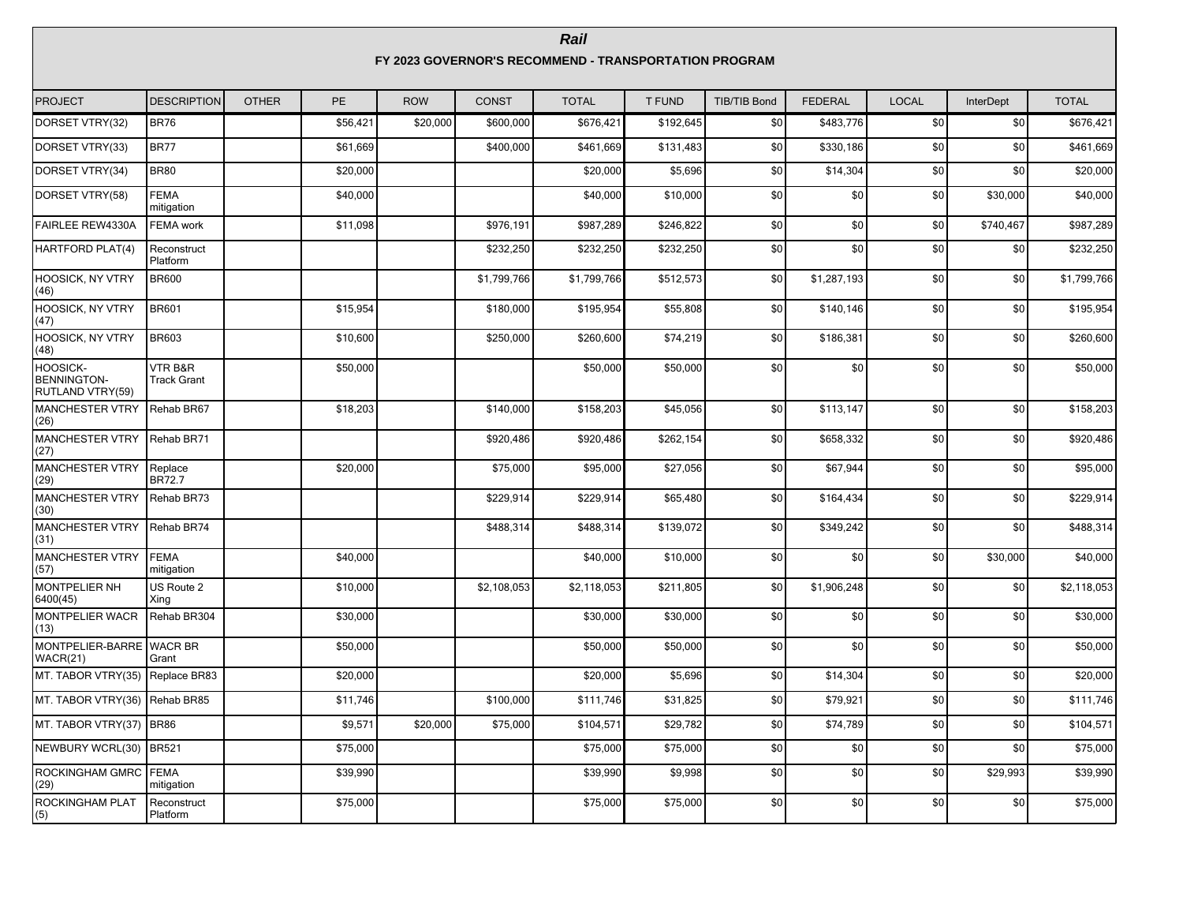# *Rail*

## FY 2023 GOVERNOR'S RECOMMEND - TRANSPORTATION PROGRAM

| PROJECT | DESCRIPTION | OTHER | PE | ROW | CONST | TOTAL | T FUND | TIB/TIB Bond | FEDERAL | LOCAL | InterDept | TOTAL |
|---|---|---|---|---|---|---|---|---|---|---|---|---|
| DORSET VTRY(32) | BR76 | | $56,421 | $20,000 | $600,000 | $676,421 | $192,645 | $0 | $483,776 | $0 | $0 | $676,421 |
| DORSET VTRY(33) | BR77 | | $61,669 | | $400,000 | $461,669 | $131,483 | $0 | $330,186 | $0 | $0 | $461,669 |
| DORSET VTRY(34) | BR80 | | $20,000 | | | $20,000 | $5,696 | $0 | $14,304 | $0 | $0 | $20,000 |
| DORSET VTRY(58) | FEMA mitigation | | $40,000 | | | $40,000 | $10,000 | $0 | $0 | $0 | $30,000 | $40,000 |
| FAIRLEE REW4330A | FEMA work | | $11,098 | | $976,191 | $987,289 | $246,822 | $0 | $0 | $0 | $740,467 | $987,289 |
| HARTFORD PLAT(4) | Reconstruct Platform | | | | $232,250 | $232,250 | $232,250 | $0 | $0 | $0 | $0 | $232,250 |
| HOOSICK, NY VTRY (46) | BR600 | | | | $1,799,766 | $1,799,766 | $512,573 | $0 | $1,287,193 | $0 | $0 | $1,799,766 |
| HOOSICK, NY VTRY (47) | BR601 | | $15,954 | | $180,000 | $195,954 | $55,808 | $0 | $140,146 | $0 | $0 | $195,954 |
| HOOSICK, NY VTRY (48) | BR603 | | $10,600 | | $250,000 | $260,600 | $74,219 | $0 | $186,381 | $0 | $0 | $260,600 |
| HOOSICK-BENNINGTON-RUTLAND VTRY(59) | VTR B&R Track Grant | | $50,000 | | | $50,000 | $50,000 | $0 | $0 | $0 | $0 | $50,000 |
| MANCHESTER VTRY (26) | Rehab BR67 | | $18,203 | | $140,000 | $158,203 | $45,056 | $0 | $113,147 | $0 | $0 | $158,203 |
| MANCHESTER VTRY (27) | Rehab BR71 | | | | $920,486 | $920,486 | $262,154 | $0 | $658,332 | $0 | $0 | $920,486 |
| MANCHESTER VTRY (29) | Replace BR72.7 | | $20,000 | | $75,000 | $95,000 | $27,056 | $0 | $67,944 | $0 | $0 | $95,000 |
| MANCHESTER VTRY (30) | Rehab BR73 | | | | $229,914 | $229,914 | $65,480 | $0 | $164,434 | $0 | $0 | $229,914 |
| MANCHESTER VTRY (31) | Rehab BR74 | | | | $488,314 | $488,314 | $139,072 | $0 | $349,242 | $0 | $0 | $488,314 |
| MANCHESTER VTRY (57) | FEMA mitigation | | $40,000 | | | $40,000 | $10,000 | $0 | $0 | $0 | $30,000 | $40,000 |
| MONTPELIER NH 6400(45) | US Route 2 Xing | | $10,000 | | $2,108,053 | $2,118,053 | $211,805 | $0 | $1,906,248 | $0 | $0 | $2,118,053 |
| MONTPELIER WACR (13) | Rehab BR304 | | $30,000 | | | $30,000 | $30,000 | $0 | $0 | $0 | $0 | $30,000 |
| MONTPELIER-BARRE WACR(21) | WACR BR Grant | | $50,000 | | | $50,000 | $50,000 | $0 | $0 | $0 | $0 | $50,000 |
| MT. TABOR VTRY(35) | Replace BR83 | | $20,000 | | | $20,000 | $5,696 | $0 | $14,304 | $0 | $0 | $20,000 |
| MT. TABOR VTRY(36) | Rehab BR85 | | $11,746 | | $100,000 | $111,746 | $31,825 | $0 | $79,921 | $0 | $0 | $111,746 |
| MT. TABOR VTRY(37) | BR86 | | $9,571 | $20,000 | $75,000 | $104,571 | $29,782 | $0 | $74,789 | $0 | $0 | $104,571 |
| NEWBURY WCRL(30) | BR521 | | $75,000 | | | $75,000 | $75,000 | $0 | $0 | $0 | $0 | $75,000 |
| ROCKINGHAM GMRC (29) | FEMA mitigation | | $39,990 | | | $39,990 | $9,998 | $0 | $0 | $0 | $29,993 | $39,990 |
| ROCKINGHAM PLAT (5) | Reconstruct Platform | | $75,000 | | | $75,000 | $75,000 | $0 | $0 | $0 | $0 | $75,000 |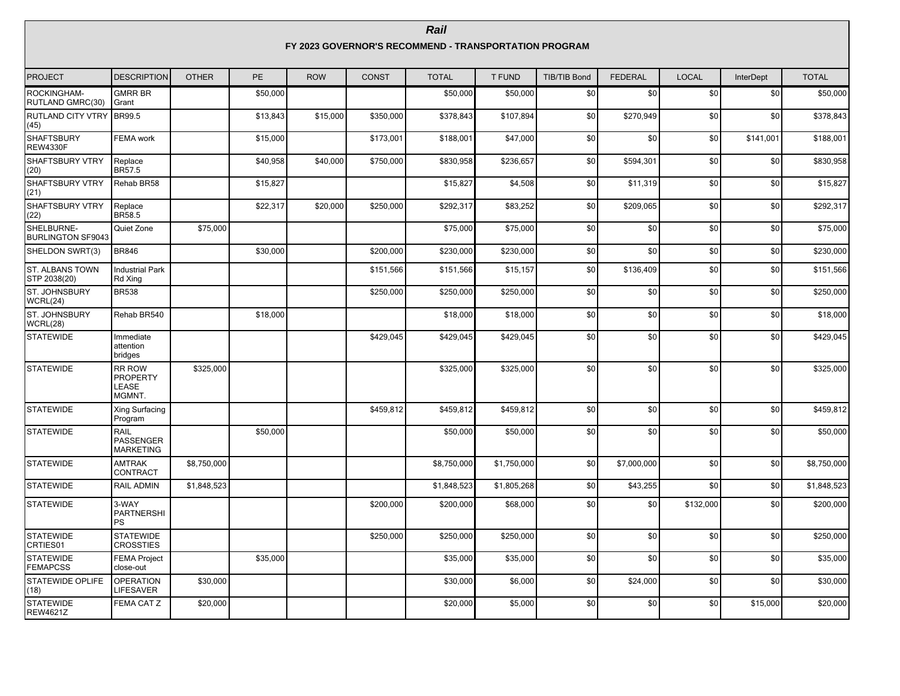# *Rail*

## FY 2023 GOVERNOR'S RECOMMEND - TRANSPORTATION PROGRAM

| PROJECT | DESCRIPTION | OTHER | PE | ROW | CONST | TOTAL | T FUND | TIB/TIB Bond | FEDERAL | LOCAL | InterDept | TOTAL |
|---|---|---|---|---|---|---|---|---|---|---|---|---|
| ROCKINGHAM-RUTLAND GMRC(30) | GMRR BR Grant | | $50,000 | | | $50,000 | $50,000 | $0 | $0 | $0 | $0 | $50,000 |
| RUTLAND CITY VTRY (45) | BR99.5 | | $13,843 | $15,000 | $350,000 | $378,843 | $107,894 | $0 | $270,949 | $0 | $0 | $378,843 |
| SHAFTSBURY REW4330F | FEMA work | | $15,000 | | $173,001 | $188,001 | $47,000 | $0 | $0 | $0 | $141,001 | $188,001 |
| SHAFTSBURY VTRY (20) | Replace BR57.5 | | $40,958 | $40,000 | $750,000 | $830,958 | $236,657 | $0 | $594,301 | $0 | $0 | $830,958 |
| SHAFTSBURY VTRY (21) | Rehab BR58 | | $15,827 | | | $15,827 | $4,508 | $0 | $11,319 | $0 | $0 | $15,827 |
| SHAFTSBURY VTRY (22) | Replace BR58.5 | | $22,317 | $20,000 | $250,000 | $292,317 | $83,252 | $0 | $209,065 | $0 | $0 | $292,317 |
| SHELBURNE-BURLINGTON SF9043 | Quiet Zone | $75,000 | | | | $75,000 | $75,000 | $0 | $0 | $0 | $0 | $75,000 |
| SHELDON SWRT(3) | BR846 | | $30,000 | | $200,000 | $230,000 | $230,000 | $0 | $0 | $0 | $0 | $230,000 |
| ST. ALBANS TOWN STP 2038(20) | Industrial Park Rd Xing | | | | $151,566 | $151,566 | $15,157 | $0 | $136,409 | $0 | $0 | $151,566 |
| ST. JOHNSBURY WCRL(24) | BR538 | | | | $250,000 | $250,000 | $250,000 | $0 | $0 | $0 | $0 | $250,000 |
| ST. JOHNSBURY WCRL(28) | Rehab BR540 | | $18,000 | | | $18,000 | $18,000 | $0 | $0 | $0 | $0 | $18,000 |
| STATEWIDE | Immediate attention bridges | | | | $429,045 | $429,045 | $429,045 | $0 | $0 | $0 | $0 | $429,045 |
| STATEWIDE | RR ROW PROPERTY LEASE MGMNT. | $325,000 | | | | $325,000 | $325,000 | $0 | $0 | $0 | $0 | $325,000 |
| STATEWIDE | Xing Surfacing Program | | | | $459,812 | $459,812 | $459,812 | $0 | $0 | $0 | $0 | $459,812 |
| STATEWIDE | RAIL PASSENGER MARKETING | | $50,000 | | | $50,000 | $50,000 | $0 | $0 | $0 | $0 | $50,000 |
| STATEWIDE | AMTRAK CONTRACT | $8,750,000 | | | | $8,750,000 | $1,750,000 | $0 | $7,000,000 | $0 | $0 | $8,750,000 |
| STATEWIDE | RAIL ADMIN | $1,848,523 | | | | $1,848,523 | $1,805,268 | $0 | $43,255 | $0 | $0 | $1,848,523 |
| STATEWIDE | 3-WAY PARTNERSHIPS | | | | $200,000 | $200,000 | $68,000 | $0 | $0 | $132,000 | $0 | $200,000 |
| STATEWIDE CRTIES01 | STATEWIDE CROSSTIES | | | | $250,000 | $250,000 | $250,000 | $0 | $0 | $0 | $0 | $250,000 |
| STATEWIDE FEMAPCSS | FEMA Project close-out | | $35,000 | | | $35,000 | $35,000 | $0 | $0 | $0 | $0 | $35,000 |
| STATEWIDE OPLIFE (18) | OPERATION LIFESAVER | $30,000 | | | | $30,000 | $6,000 | $0 | $24,000 | $0 | $0 | $30,000 |
| STATEWIDE REW4621Z | FEMA CAT Z | $20,000 | | | | $20,000 | $5,000 | $0 | $0 | $0 | $15,000 | $20,000 |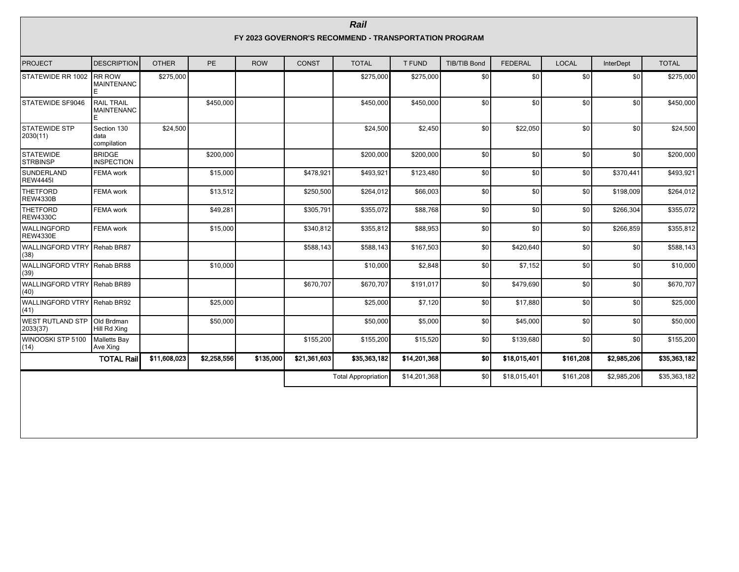# *Rail*

## FY 2023 GOVERNOR'S RECOMMEND - TRANSPORTATION PROGRAM

| PROJECT | DESCRIPTION | OTHER | PE | ROW | CONST | TOTAL | T FUND | TIB/TIB Bond | FEDERAL | LOCAL | InterDept | TOTAL |
|---|---|---|---|---|---|---|---|---|---|---|---|---|
| STATEWIDE RR 1002 | RR ROW MAINTENANCE | $275,000 | | | | $275,000 | $275,000 | $0 | $0 | $0 | $0 | $275,000 |
| STATEWIDE SF9046 | RAIL TRAIL MAINTENANCE | | $450,000 | | | $450,000 | $450,000 | $0 | $0 | $0 | $0 | $450,000 |
| STATEWIDE STP 2030(11) | Section 130 data compilation | $24,500 | | | | $24,500 | $2,450 | $0 | $22,050 | $0 | $0 | $24,500 |
| STATEWIDE STRBINSP | BRIDGE INSPECTION | | $200,000 | | | $200,000 | $200,000 | $0 | $0 | $0 | $0 | $200,000 |
| SUNDERLAND REW4445I | FEMA work | | $15,000 | | $478,921 | $493,921 | $123,480 | $0 | $0 | $0 | $370,441 | $493,921 |
| THETFORD REW4330B | FEMA work | | $13,512 | | $250,500 | $264,012 | $66,003 | $0 | $0 | $0 | $198,009 | $264,012 |
| THETFORD REW4330C | FEMA work | | $49,281 | | $305,791 | $355,072 | $88,768 | $0 | $0 | $0 | $266,304 | $355,072 |
| WALLINGFORD REW4330E | FEMA work | | $15,000 | | $340,812 | $355,812 | $88,953 | $0 | $0 | $0 | $266,859 | $355,812 |
| WALLINGFORD VTRY (38) | Rehab BR87 | | | | $588,143 | $588,143 | $167,503 | $0 | $420,640 | $0 | $0 | $588,143 |
| WALLINGFORD VTRY (39) | Rehab BR88 | | $10,000 | | | $10,000 | $2,848 | $0 | $7,152 | $0 | $0 | $10,000 |
| WALLINGFORD VTRY (40) | Rehab BR89 | | | | $670,707 | $670,707 | $191,017 | $0 | $479,690 | $0 | $0 | $670,707 |
| WALLINGFORD VTRY (41) | Rehab BR92 | | $25,000 | | | $25,000 | $7,120 | $0 | $17,880 | $0 | $0 | $25,000 |
| WEST RUTLAND STP 2033(37) | Old Brdman Hill Rd Xing | | $50,000 | | | $50,000 | $5,000 | $0 | $45,000 | $0 | $0 | $50,000 |
| WINOOSKI STP 5100 (14) | Malletts Bay Ave Xing | | | | $155,200 | $155,200 | $15,520 | $0 | $139,680 | $0 | $0 | $155,200 |
| | **TOTAL Rail** | **$11,608,023** | **$2,258,556** | **$135,000** | **$21,361,603** | **$35,363,182** | **$14,201,368** | **$0** | **$18,015,401** | **$161,208** | **$2,985,206** | **$35,363,182** |
| | | | | | | Total Appropriation | $14,201,368 | $0 | $18,015,401 | $161,208 | $2,985,206 | $35,363,182 |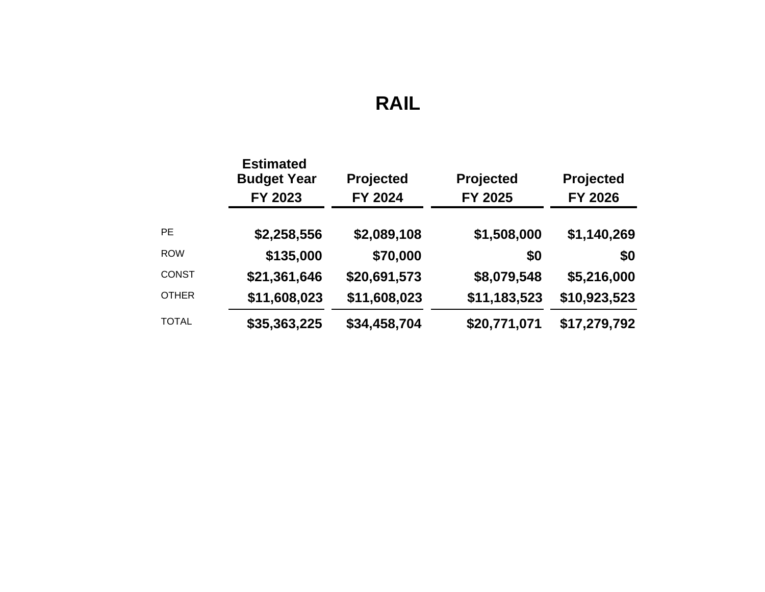# RAIL

| | Estimated Budget Year FY 2023 | Projected FY 2024 | Projected FY 2025 | Projected FY 2026 |
|---|---|---|---|---|
| PE | $2,258,556 | $2,089,108 | $1,508,000 | $1,140,269 |
| ROW | $135,000 | $70,000 | $0 | $0 |
| CONST | $21,361,646 | $20,691,573 | $8,079,548 | $5,216,000 |
| OTHER | $11,608,023 | $11,608,023 | $11,183,523 | $10,923,523 |
| TOTAL | $35,363,225 | $34,458,704 | $20,771,071 | $17,279,792 |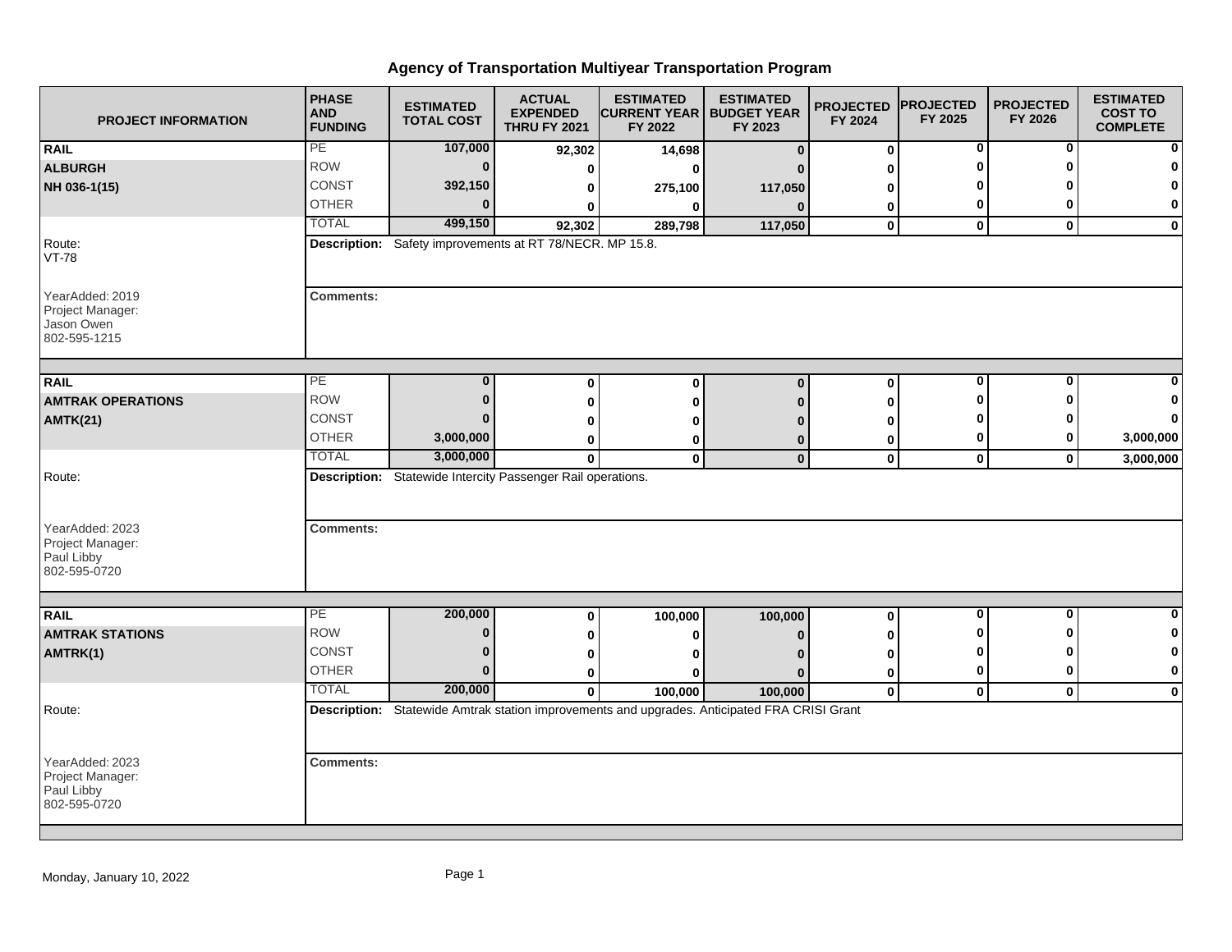# Agency of Transportation Multiyear Transportation Program

| PROJECT INFORMATION | PHASE AND FUNDING | ESTIMATED TOTAL COST | ACTUAL EXPENDED THRU FY 2021 | ESTIMATED CURRENT YEAR FY 2022 | ESTIMATED BUDGET YEAR FY 2023 | PROJECTED FY 2024 | PROJECTED FY 2025 | PROJECTED FY 2026 | ESTIMATED COST TO COMPLETE |
|---|---|---|---|---|---|---|---|---|---|
| **RAIL** | PE | 107,000 | 92,302 | 14,698 | 0 | 0 | 0 | 0 | 0 |
| **ALBURGH** | ROW | 0 | 0 | 0 | 0 | 0 | 0 | 0 | 0 |
| **NH 036-1(15)** | CONST | 392,150 | 0 | 275,100 | 117,050 | 0 | 0 | 0 | 0 |
| | OTHER | 0 | 0 | 0 | 0 | 0 | 0 | 0 | 0 |
| | TOTAL | 499,150 | 92,302 | 289,798 | 117,050 | 0 | 0 | 0 | 0 |

Route: VT-78

**Description:** Safety improvements at RT 78/NECR. MP 15.8.

YearAdded: 2019
Project Manager: Jason Owen
802-595-1215

**Comments:**

| PROJECT INFORMATION | PHASE AND FUNDING | ESTIMATED TOTAL COST | ACTUAL EXPENDED THRU FY 2021 | ESTIMATED CURRENT YEAR FY 2022 | ESTIMATED BUDGET YEAR FY 2023 | PROJECTED FY 2024 | PROJECTED FY 2025 | PROJECTED FY 2026 | ESTIMATED COST TO COMPLETE |
|---|---|---|---|---|---|---|---|---|---|
| **RAIL** | PE | 0 | 0 | 0 | 0 | 0 | 0 | 0 | 0 |
| **AMTRAK OPERATIONS** | ROW | 0 | 0 | 0 | 0 | 0 | 0 | 0 | 0 |
| **AMTK(21)** | CONST | 0 | 0 | 0 | 0 | 0 | 0 | 0 | 0 |
| | OTHER | 3,000,000 | 0 | 0 | 0 | 0 | 0 | 0 | 3,000,000 |
| | TOTAL | 3,000,000 | 0 | 0 | 0 | 0 | 0 | 0 | 3,000,000 |

Route:

**Description:** Statewide Intercity Passenger Rail operations.

YearAdded: 2023
Project Manager: Paul Libby
802-595-0720

**Comments:**

| PROJECT INFORMATION | PHASE AND FUNDING | ESTIMATED TOTAL COST | ACTUAL EXPENDED THRU FY 2021 | ESTIMATED CURRENT YEAR FY 2022 | ESTIMATED BUDGET YEAR FY 2023 | PROJECTED FY 2024 | PROJECTED FY 2025 | PROJECTED FY 2026 | ESTIMATED COST TO COMPLETE |
|---|---|---|---|---|---|---|---|---|---|
| **RAIL** | PE | 200,000 | 0 | 100,000 | 100,000 | 0 | 0 | 0 | 0 |
| **AMTRAK STATIONS** | ROW | 0 | 0 | 0 | 0 | 0 | 0 | 0 | 0 |
| **AMTRK(1)** | CONST | 0 | 0 | 0 | 0 | 0 | 0 | 0 | 0 |
| | OTHER | 0 | 0 | 0 | 0 | 0 | 0 | 0 | 0 |
| | TOTAL | 200,000 | 0 | 100,000 | 100,000 | 0 | 0 | 0 | 0 |

Route:

**Description:** Statewide Amtrak station improvements and upgrades. Anticipated FRA CRISI Grant

YearAdded: 2023
Project Manager: Paul Libby
802-595-0720

**Comments:**

Monday, January 10, 2022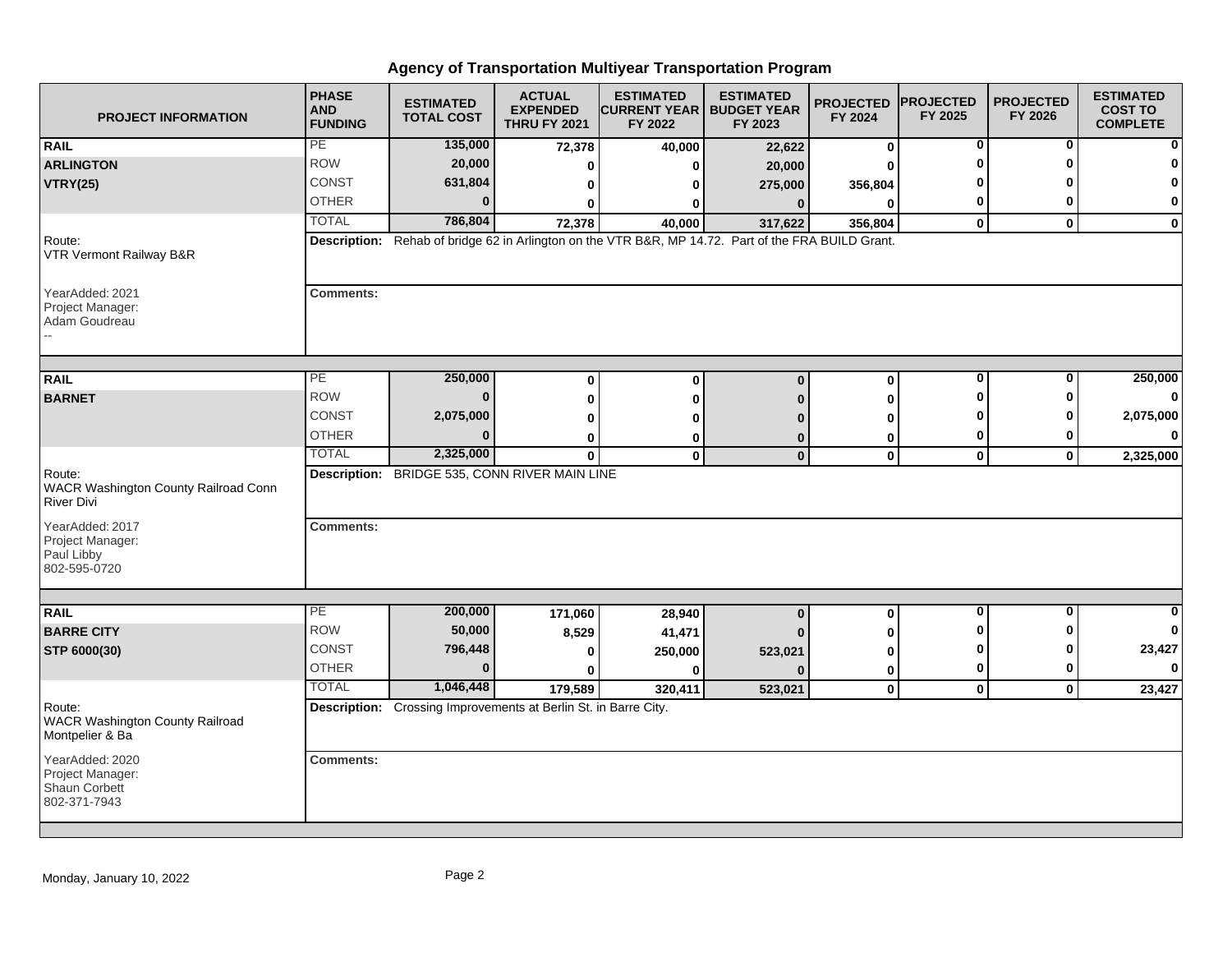# Agency of Transportation Multiyear Transportation Program

| PROJECT INFORMATION | PHASE AND FUNDING | ESTIMATED TOTAL COST | ACTUAL EXPENDED THRU FY 2021 | ESTIMATED CURRENT YEAR FY 2022 | ESTIMATED BUDGET YEAR FY 2023 | PROJECTED FY 2024 | PROJECTED FY 2025 | PROJECTED FY 2026 | ESTIMATED COST TO COMPLETE |
|---|---|---|---|---|---|---|---|---|---|
| **RAIL** | PE | 135,000 | 72,378 | 40,000 | 22,622 | 0 | 0 | 0 | 0 |
| **ARLINGTON** | ROW | 20,000 | 0 | 0 | 20,000 | 0 | 0 | 0 | 0 |
| **VTRY(25)** | CONST | 631,804 | 0 | 0 | 275,000 | 356,804 | 0 | 0 | 0 |
| | OTHER | 0 | 0 | 0 | 0 | 0 | 0 | 0 | 0 |
| | TOTAL | 786,804 | 72,378 | 40,000 | 317,622 | 356,804 | 0 | 0 | 0 |
| Route: VTR Vermont Railway B&R | **Description:** Rehab of bridge 62 in Arlington on the VTR B&R, MP 14.72. Part of the FRA BUILD Grant. | | | | | | | | |
| YearAdded: 2021<br>Project Manager:<br>Adam Goudreau<br>-- | **Comments:** | | | | | | | | |
| **RAIL** | PE | 250,000 | 0 | 0 | 0 | 0 | 0 | 0 | 250,000 |
| **BARNET** | ROW | 0 | 0 | 0 | 0 | 0 | 0 | 0 | 0 |
| | CONST | 2,075,000 | 0 | 0 | 0 | 0 | 0 | 0 | 2,075,000 |
| | OTHER | 0 | 0 | 0 | 0 | 0 | 0 | 0 | 0 |
| | TOTAL | 2,325,000 | 0 | 0 | 0 | 0 | 0 | 0 | 2,325,000 |
| Route: WACR Washington County Railroad Conn River Divi | **Description:** BRIDGE 535, CONN RIVER MAIN LINE | | | | | | | | |
| YearAdded: 2017<br>Project Manager:<br>Paul Libby<br>802-595-0720 | **Comments:** | | | | | | | | |
| **RAIL** | PE | 200,000 | 171,060 | 28,940 | 0 | 0 | 0 | 0 | 0 |
| **BARRE CITY** | ROW | 50,000 | 8,529 | 41,471 | 0 | 0 | 0 | 0 | 0 |
| **STP 6000(30)** | CONST | 796,448 | 0 | 250,000 | 523,021 | 0 | 0 | 0 | 23,427 |
| | OTHER | 0 | 0 | 0 | 0 | 0 | 0 | 0 | 0 |
| | TOTAL | 1,046,448 | 179,589 | 320,411 | 523,021 | 0 | 0 | 0 | 23,427 |
| Route: WACR Washington County Railroad Montpelier & Ba | **Description:** Crossing Improvements at Berlin St. in Barre City. | | | | | | | | |
| YearAdded: 2020<br>Project Manager:<br>Shaun Corbett<br>802-371-7943 | **Comments:** | | | | | | | | |

Monday, January 10, 2022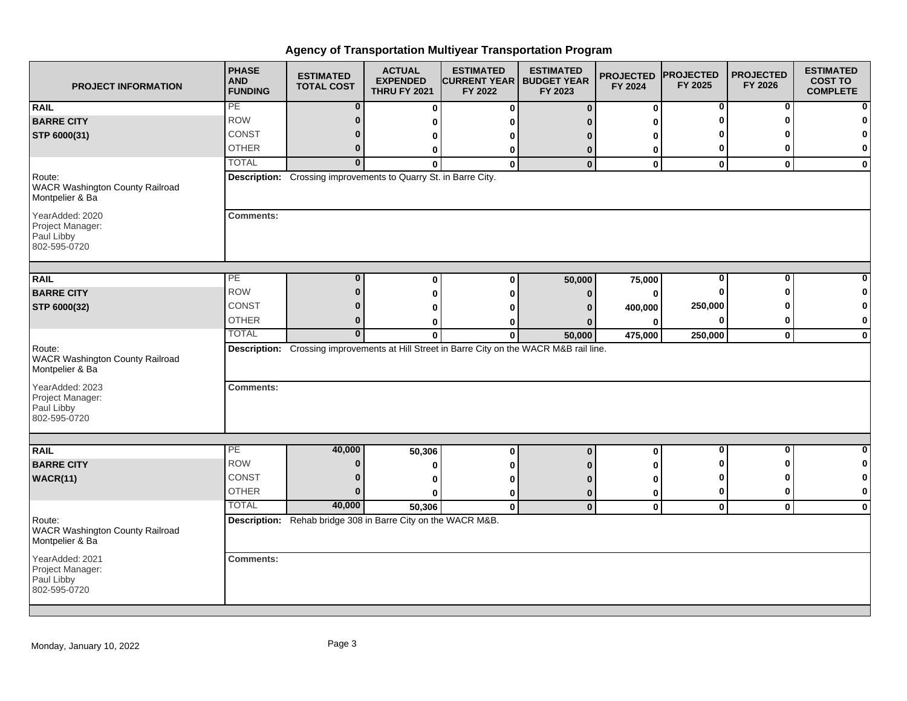# Agency of Transportation Multiyear Transportation Program

| PROJECT INFORMATION | PHASE AND FUNDING | ESTIMATED TOTAL COST | ACTUAL EXPENDED THRU FY 2021 | ESTIMATED CURRENT YEAR FY 2022 | ESTIMATED BUDGET YEAR FY 2023 | PROJECTED FY 2024 | PROJECTED FY 2025 | PROJECTED FY 2026 | ESTIMATED COST TO COMPLETE |
|---|---|---|---|---|---|---|---|---|---|
| **RAIL** | PE | 0 | 0 | 0 | 0 | 0 | 0 | 0 | 0 |
| **BARRE CITY** | ROW | 0 | 0 | 0 | 0 | 0 | 0 | 0 | 0 |
| **STP 6000(31)** | CONST | 0 | 0 | 0 | 0 | 0 | 0 | 0 | 0 |
| | OTHER | 0 | 0 | 0 | 0 | 0 | 0 | 0 | 0 |
| | TOTAL | 0 | 0 | 0 | 0 | 0 | 0 | 0 | 0 |
| Route: WACR Washington County Railroad Montpelier & Ba | **Description:** Crossing improvements to Quarry St. in Barre City. | | | | | | | | |
| YearAdded: 2020 Project Manager: Paul Libby 802-595-0720 | **Comments:** | | | | | | | | |
| **RAIL** | PE | 0 | 0 | 0 | 50,000 | 75,000 | 0 | 0 | 0 |
| **BARRE CITY** | ROW | 0 | 0 | 0 | 0 | 0 | 0 | 0 | 0 |
| **STP 6000(32)** | CONST | 0 | 0 | 0 | 0 | 400,000 | 250,000 | 0 | 0 |
| | OTHER | 0 | 0 | 0 | 0 | 0 | 0 | 0 | 0 |
| | TOTAL | 0 | 0 | 0 | 50,000 | 475,000 | 250,000 | 0 | 0 |
| Route: WACR Washington County Railroad Montpelier & Ba | **Description:** Crossing improvements at Hill Street in Barre City on the WACR M&B rail line. | | | | | | | | |
| YearAdded: 2023 Project Manager: Paul Libby 802-595-0720 | **Comments:** | | | | | | | | |
| **RAIL** | PE | 40,000 | 50,306 | 0 | 0 | 0 | 0 | 0 | 0 |
| **BARRE CITY** | ROW | 0 | 0 | 0 | 0 | 0 | 0 | 0 | 0 |
| **WACR(11)** | CONST | 0 | 0 | 0 | 0 | 0 | 0 | 0 | 0 |
| | OTHER | 0 | 0 | 0 | 0 | 0 | 0 | 0 | 0 |
| | TOTAL | 40,000 | 50,306 | 0 | 0 | 0 | 0 | 0 | 0 |
| Route: WACR Washington County Railroad Montpelier & Ba | **Description:** Rehab bridge 308 in Barre City on the WACR M&B. | | | | | | | | |
| YearAdded: 2021 Project Manager: Paul Libby 802-595-0720 | **Comments:** | | | | | | | | |

Monday, January 10, 2022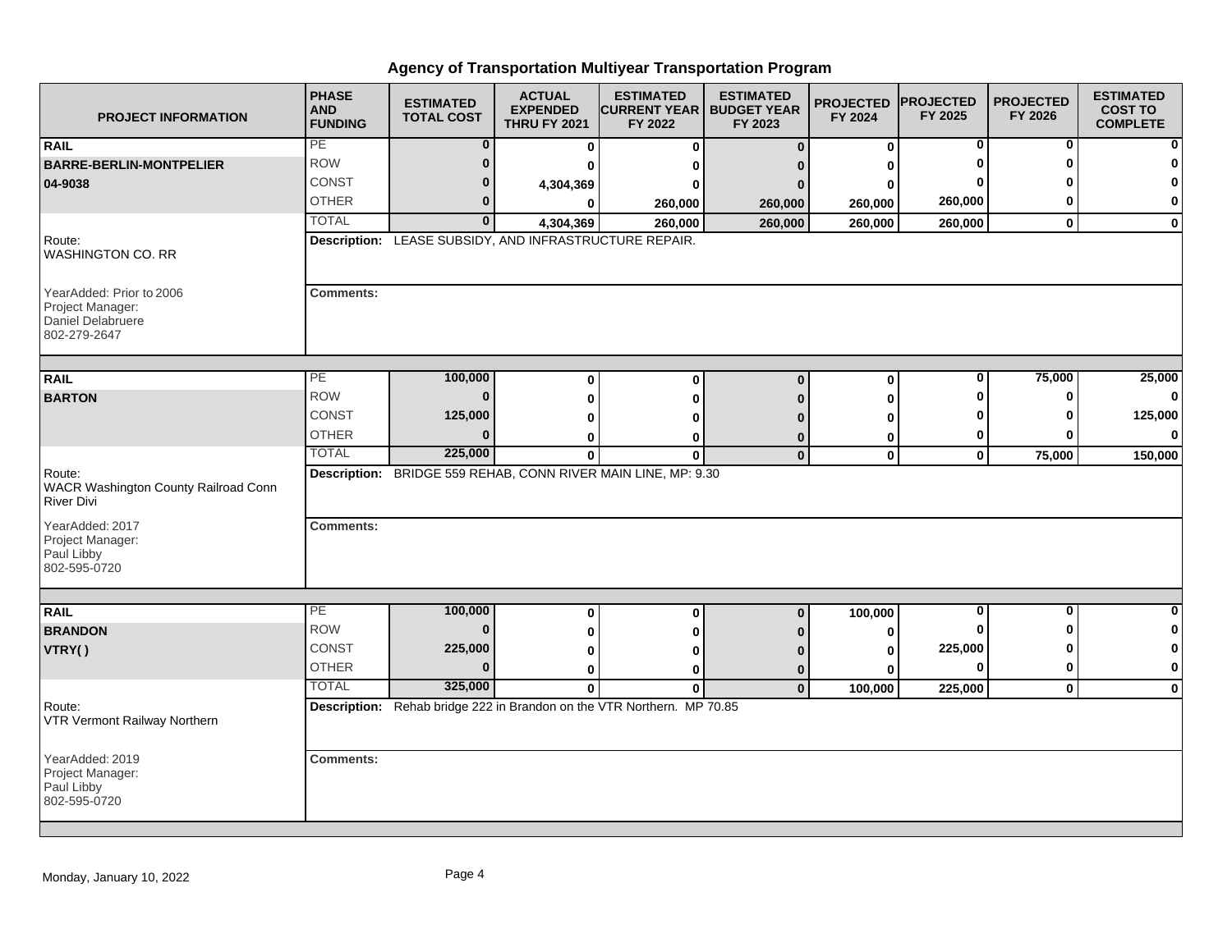# Agency of Transportation Multiyear Transportation Program

| PROJECT INFORMATION | PHASE AND FUNDING | ESTIMATED TOTAL COST | ACTUAL EXPENDED THRU FY 2021 | ESTIMATED CURRENT YEAR FY 2022 | ESTIMATED BUDGET YEAR FY 2023 | PROJECTED FY 2024 | PROJECTED FY 2025 | PROJECTED FY 2026 | ESTIMATED COST TO COMPLETE |
|---|---|---|---|---|---|---|---|---|---|
| **RAIL** | PE | 0 | 0 | 0 | 0 | 0 | 0 | 0 | 0 |
| **BARRE-BERLIN-MONTPELIER** | ROW | 0 | 0 | 0 | 0 | 0 | 0 | 0 | 0 |
| **04-9038** | CONST | 0 | 4,304,369 | 0 | 0 | 0 | 0 | 0 | 0 |
| | OTHER | 0 | 0 | 260,000 | 260,000 | 260,000 | 260,000 | 0 | 0 |
| | TOTAL | 0 | 4,304,369 | 260,000 | 260,000 | 260,000 | 260,000 | 0 | 0 |
| Route: WASHINGTON CO. RR | **Description:** LEASE SUBSIDY, AND INFRASTRUCTURE REPAIR. | | | | | | | | |
| YearAdded: Prior to 2006<br>Project Manager:<br>Daniel Delabruere<br>802-279-2647 | **Comments:** | | | | | | | | |
| **RAIL** | PE | 100,000 | 0 | 0 | 0 | 0 | 0 | 75,000 | 25,000 |
| **BARTON** | ROW | 0 | 0 | 0 | 0 | 0 | 0 | 0 | 0 |
| | CONST | 125,000 | 0 | 0 | 0 | 0 | 0 | 0 | 125,000 |
| | OTHER | 0 | 0 | 0 | 0 | 0 | 0 | 0 | 0 |
| | TOTAL | 225,000 | 0 | 0 | 0 | 0 | 0 | 75,000 | 150,000 |
| Route: WACR Washington County Railroad Conn River Divi | **Description:** BRIDGE 559 REHAB, CONN RIVER MAIN LINE, MP: 9.30 | | | | | | | | |
| YearAdded: 2017<br>Project Manager:<br>Paul Libby<br>802-595-0720 | **Comments:** | | | | | | | | |
| **RAIL** | PE | 100,000 | 0 | 0 | 0 | 100,000 | 0 | 0 | 0 |
| **BRANDON** | ROW | 0 | 0 | 0 | 0 | 0 | 0 | 0 | 0 |
| **VTRY( )** | CONST | 225,000 | 0 | 0 | 0 | 0 | 225,000 | 0 | 0 |
| | OTHER | 0 | 0 | 0 | 0 | 0 | 0 | 0 | 0 |
| | TOTAL | 325,000 | 0 | 0 | 0 | 100,000 | 225,000 | 0 | 0 |
| Route: VTR Vermont Railway Northern | **Description:** Rehab bridge 222 in Brandon on the VTR Northern. MP 70.85 | | | | | | | | |
| YearAdded: 2019<br>Project Manager:<br>Paul Libby<br>802-595-0720 | **Comments:** | | | | | | | | |

Monday, January 10, 2022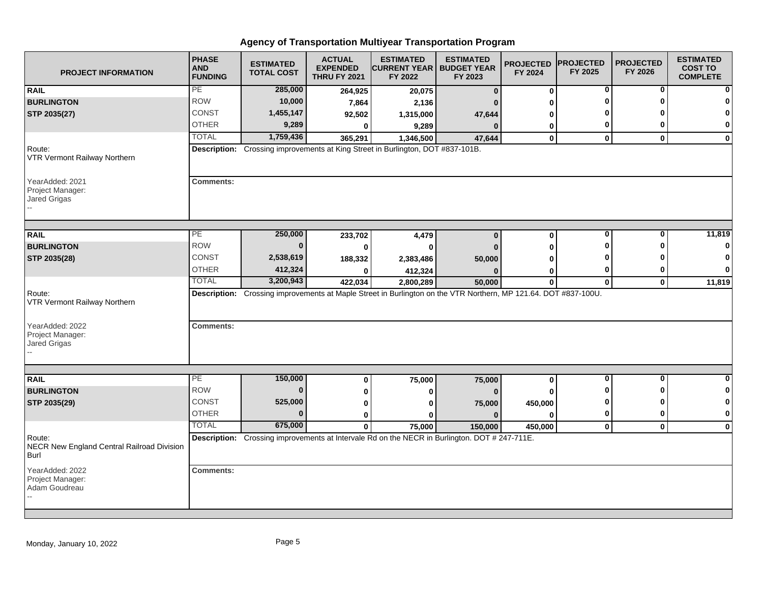# Agency of Transportation Multiyear Transportation Program

| PROJECT INFORMATION | PHASE AND FUNDING | ESTIMATED TOTAL COST | ACTUAL EXPENDED THRU FY 2021 | ESTIMATED CURRENT YEAR FY 2022 | ESTIMATED BUDGET YEAR FY 2023 | PROJECTED FY 2024 | PROJECTED FY 2025 | PROJECTED FY 2026 | ESTIMATED COST TO COMPLETE |
|---|---|---|---|---|---|---|---|---|---|
| **RAIL** | PE | 285,000 | 264,925 | 20,075 | 0 | 0 | 0 | 0 | 0 |
| **BURLINGTON** | ROW | 10,000 | 7,864 | 2,136 | 0 | 0 | 0 | 0 | 0 |
| **STP 2035(27)** | CONST | 1,455,147 | 92,502 | 1,315,000 | 47,644 | 0 | 0 | 0 | 0 |
| | OTHER | 9,289 | 0 | 9,289 | 0 | 0 | 0 | 0 | 0 |
| | TOTAL | 1,759,436 | 365,291 | 1,346,500 | 47,644 | 0 | 0 | 0 | 0 |

Route: VTR Vermont Railway Northern

**Description:** Crossing improvements at King Street in Burlington, DOT #837-101B.

YearAdded: 2021
Project Manager: Jared Grigas
--

**Comments:**

| PROJECT INFORMATION | PHASE AND FUNDING | ESTIMATED TOTAL COST | ACTUAL EXPENDED THRU FY 2021 | ESTIMATED CURRENT YEAR FY 2022 | ESTIMATED BUDGET YEAR FY 2023 | PROJECTED FY 2024 | PROJECTED FY 2025 | PROJECTED FY 2026 | ESTIMATED COST TO COMPLETE |
|---|---|---|---|---|---|---|---|---|---|
| **RAIL** | PE | 250,000 | 233,702 | 4,479 | 0 | 0 | 0 | 0 | 11,819 |
| **BURLINGTON** | ROW | 0 | 0 | 0 | 0 | 0 | 0 | 0 | 0 |
| **STP 2035(28)** | CONST | 2,538,619 | 188,332 | 2,383,486 | 50,000 | 0 | 0 | 0 | 0 |
| | OTHER | 412,324 | 0 | 412,324 | 0 | 0 | 0 | 0 | 0 |
| | TOTAL | 3,200,943 | 422,034 | 2,800,289 | 50,000 | 0 | 0 | 0 | 11,819 |

Route: VTR Vermont Railway Northern

**Description:** Crossing improvements at Maple Street in Burlington on the VTR Northern, MP 121.64. DOT #837-100U.

YearAdded: 2022
Project Manager: Jared Grigas
--

**Comments:**

| PROJECT INFORMATION | PHASE AND FUNDING | ESTIMATED TOTAL COST | ACTUAL EXPENDED THRU FY 2021 | ESTIMATED CURRENT YEAR FY 2022 | ESTIMATED BUDGET YEAR FY 2023 | PROJECTED FY 2024 | PROJECTED FY 2025 | PROJECTED FY 2026 | ESTIMATED COST TO COMPLETE |
|---|---|---|---|---|---|---|---|---|---|
| **RAIL** | PE | 150,000 | 0 | 75,000 | 75,000 | 0 | 0 | 0 | 0 |
| **BURLINGTON** | ROW | 0 | 0 | 0 | 0 | 0 | 0 | 0 | 0 |
| **STP 2035(29)** | CONST | 525,000 | 0 | 0 | 75,000 | 450,000 | 0 | 0 | 0 |
| | OTHER | 0 | 0 | 0 | 0 | 0 | 0 | 0 | 0 |
| | TOTAL | 675,000 | 0 | 75,000 | 150,000 | 450,000 | 0 | 0 | 0 |

Route: NECR New England Central Railroad Division Burl

**Description:** Crossing improvements at Intervale Rd on the NECR in Burlington. DOT # 247-711E.

YearAdded: 2022
Project Manager: Adam Goudreau
--

**Comments:**

Monday, January 10, 2022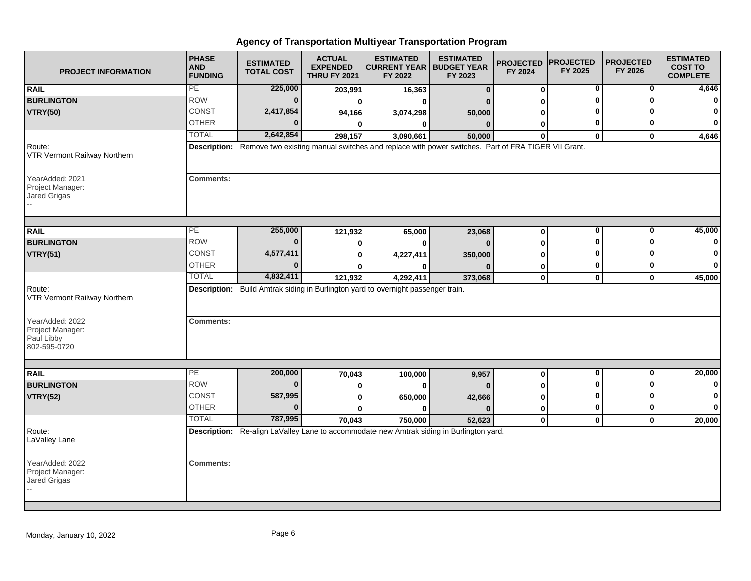# Agency of Transportation Multiyear Transportation Program

| PROJECT INFORMATION | PHASE AND FUNDING | ESTIMATED TOTAL COST | ACTUAL EXPENDED THRU FY 2021 | ESTIMATED CURRENT YEAR FY 2022 | ESTIMATED BUDGET YEAR FY 2023 | PROJECTED FY 2024 | PROJECTED FY 2025 | PROJECTED FY 2026 | ESTIMATED COST TO COMPLETE |
|---|---|---|---|---|---|---|---|---|---|
| **RAIL** | PE | **225,000** | **203,991** | **16,363** | **0** | **0** | **0** | **0** | **4,646** |
| **BURLINGTON** | ROW | **0** | **0** | **0** | **0** | **0** | **0** | **0** | **0** |
| **VTRY(50)** | CONST | **2,417,854** | **94,166** | **3,074,298** | **50,000** | **0** | **0** | **0** | **0** |
| | OTHER | **0** | **0** | **0** | **0** | **0** | **0** | **0** | **0** |
| | TOTAL | **2,642,854** | **298,157** | **3,090,661** | **50,000** | **0** | **0** | **0** | **4,646** |
| Route: VTR Vermont Railway Northern | **Description:** Remove two existing manual switches and replace with power switches. Part of FRA TIGER VII Grant. | | | | | | | | |
| YearAdded: 2021 Project Manager: Jared Grigas -- | **Comments:** | | | | | | | | |
| **RAIL** | PE | **255,000** | **121,932** | **65,000** | **23,068** | **0** | **0** | **0** | **45,000** |
| **BURLINGTON** | ROW | **0** | **0** | **0** | **0** | **0** | **0** | **0** | **0** |
| **VTRY(51)** | CONST | **4,577,411** | **0** | **4,227,411** | **350,000** | **0** | **0** | **0** | **0** |
| | OTHER | **0** | **0** | **0** | **0** | **0** | **0** | **0** | **0** |
| | TOTAL | **4,832,411** | **121,932** | **4,292,411** | **373,068** | **0** | **0** | **0** | **45,000** |
| Route: VTR Vermont Railway Northern | **Description:** Build Amtrak siding in Burlington yard to overnight passenger train. | | | | | | | | |
| YearAdded: 2022 Project Manager: Paul Libby 802-595-0720 | **Comments:** | | | | | | | | |
| **RAIL** | PE | **200,000** | **70,043** | **100,000** | **9,957** | **0** | **0** | **0** | **20,000** |
| **BURLINGTON** | ROW | **0** | **0** | **0** | **0** | **0** | **0** | **0** | **0** |
| **VTRY(52)** | CONST | **587,995** | **0** | **650,000** | **42,666** | **0** | **0** | **0** | **0** |
| | OTHER | **0** | **0** | **0** | **0** | **0** | **0** | **0** | **0** |
| | TOTAL | **787,995** | **70,043** | **750,000** | **52,623** | **0** | **0** | **0** | **20,000** |
| Route: LaValley Lane | **Description:** Re-align LaValley Lane to accommodate new Amtrak siding in Burlington yard. | | | | | | | | |
| YearAdded: 2022 Project Manager: Jared Grigas -- | **Comments:** | | | | | | | | |

Monday, January 10, 2022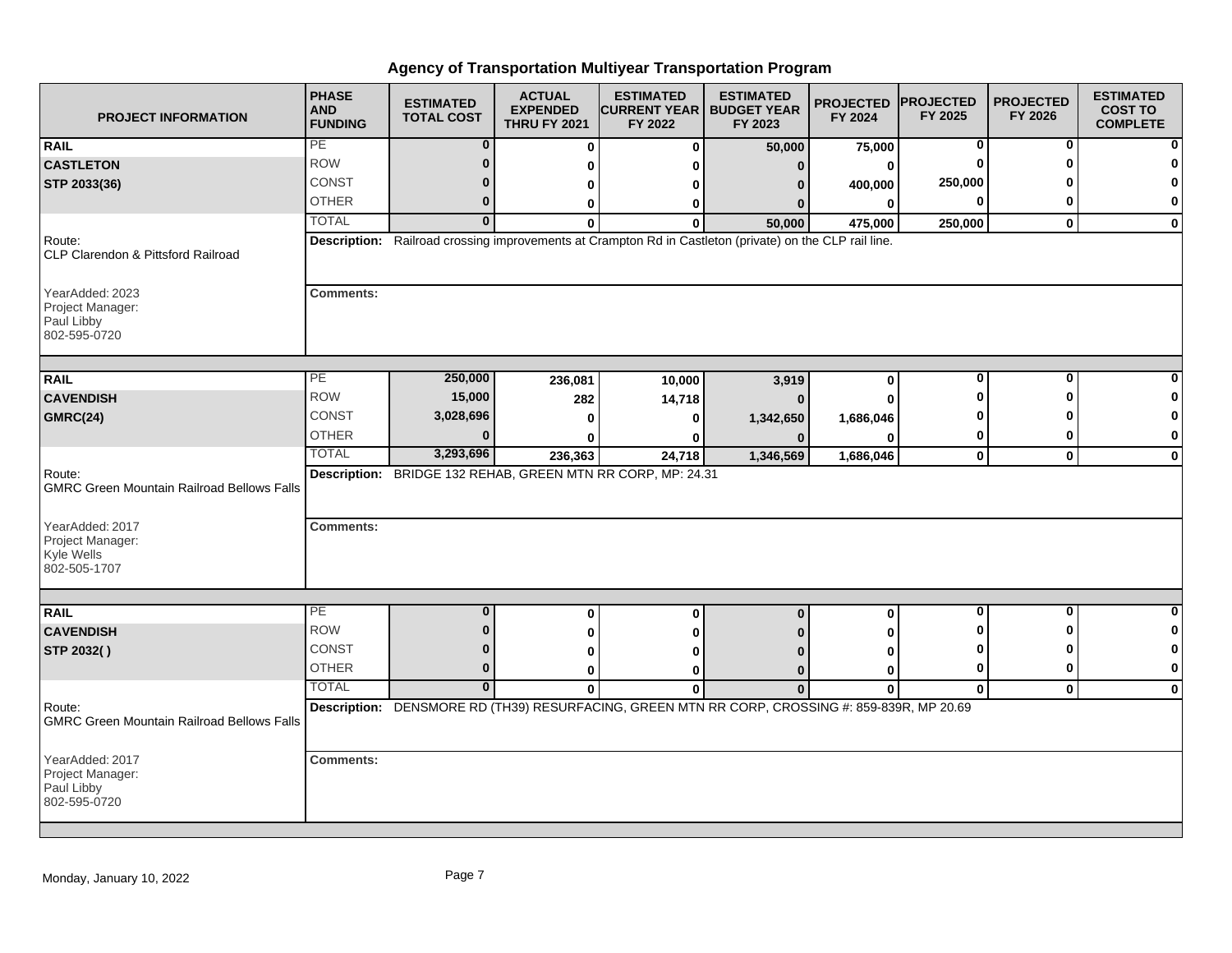# Agency of Transportation Multiyear Transportation Program

| PROJECT INFORMATION | PHASE AND FUNDING | ESTIMATED TOTAL COST | ACTUAL EXPENDED THRU FY 2021 | ESTIMATED CURRENT YEAR FY 2022 | ESTIMATED BUDGET YEAR FY 2023 | PROJECTED FY 2024 | PROJECTED FY 2025 | PROJECTED FY 2026 | ESTIMATED COST TO COMPLETE |
|---|---|---|---|---|---|---|---|---|---|
| **RAIL** | PE | 0 | 0 | 0 | 50,000 | 75,000 | 0 | 0 | 0 |
| **CASTLETON** | ROW | 0 | 0 | 0 | 0 | 0 | 0 | 0 | 0 |
| **STP 2033(36)** | CONST | 0 | 0 | 0 | 0 | 400,000 | 250,000 | 0 | 0 |
| | OTHER | 0 | 0 | 0 | 0 | 0 | 0 | 0 | 0 |
| | TOTAL | 0 | 0 | 0 | 50,000 | 475,000 | 250,000 | 0 | 0 |

Route: CLP Clarendon & Pittsford Railroad

**Description:** Railroad crossing improvements at Crampton Rd in Castleton (private) on the CLP rail line.

YearAdded: 2023
Project Manager: Paul Libby 802-595-0720

**Comments:**

| PROJECT INFORMATION | PHASE AND FUNDING | ESTIMATED TOTAL COST | ACTUAL EXPENDED THRU FY 2021 | ESTIMATED CURRENT YEAR FY 2022 | ESTIMATED BUDGET YEAR FY 2023 | PROJECTED FY 2024 | PROJECTED FY 2025 | PROJECTED FY 2026 | ESTIMATED COST TO COMPLETE |
|---|---|---|---|---|---|---|---|---|---|
| **RAIL** | PE | 250,000 | 236,081 | 10,000 | 3,919 | 0 | 0 | 0 | 0 |
| **CAVENDISH** | ROW | 15,000 | 282 | 14,718 | 0 | 0 | 0 | 0 | 0 |
| **GMRC(24)** | CONST | 3,028,696 | 0 | 0 | 1,342,650 | 1,686,046 | 0 | 0 | 0 |
| | OTHER | 0 | 0 | 0 | 0 | 0 | 0 | 0 | 0 |
| | TOTAL | 3,293,696 | 236,363 | 24,718 | 1,346,569 | 1,686,046 | 0 | 0 | 0 |

Route: GMRC Green Mountain Railroad Bellows Falls

**Description:** BRIDGE 132 REHAB, GREEN MTN RR CORP, MP: 24.31

YearAdded: 2017
Project Manager: Kyle Wells 802-505-1707

**Comments:**

| PROJECT INFORMATION | PHASE AND FUNDING | ESTIMATED TOTAL COST | ACTUAL EXPENDED THRU FY 2021 | ESTIMATED CURRENT YEAR FY 2022 | ESTIMATED BUDGET YEAR FY 2023 | PROJECTED FY 2024 | PROJECTED FY 2025 | PROJECTED FY 2026 | ESTIMATED COST TO COMPLETE |
|---|---|---|---|---|---|---|---|---|---|
| **RAIL** | PE | 0 | 0 | 0 | 0 | 0 | 0 | 0 | 0 |
| **CAVENDISH** | ROW | 0 | 0 | 0 | 0 | 0 | 0 | 0 | 0 |
| **STP 2032( )** | CONST | 0 | 0 | 0 | 0 | 0 | 0 | 0 | 0 |
| | OTHER | 0 | 0 | 0 | 0 | 0 | 0 | 0 | 0 |
| | TOTAL | 0 | 0 | 0 | 0 | 0 | 0 | 0 | 0 |

Route: GMRC Green Mountain Railroad Bellows Falls

**Description:** DENSMORE RD (TH39) RESURFACING, GREEN MTN RR CORP, CROSSING #: 859-839R, MP 20.69

YearAdded: 2017
Project Manager: Paul Libby 802-595-0720

**Comments:**

Monday, January 10, 2022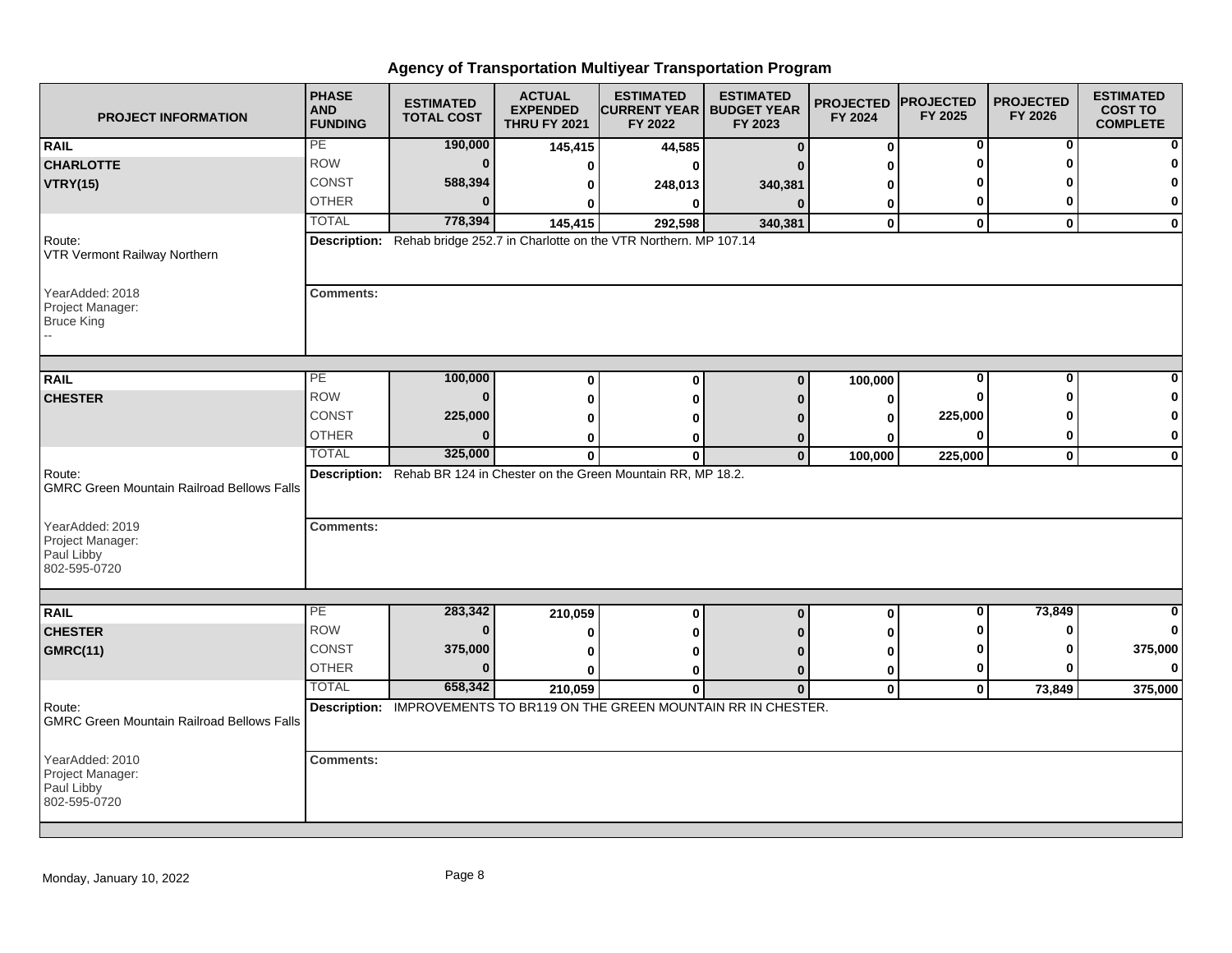# Agency of Transportation Multiyear Transportation Program

| PROJECT INFORMATION | PHASE AND FUNDING | ESTIMATED TOTAL COST | ACTUAL EXPENDED THRU FY 2021 | ESTIMATED CURRENT YEAR FY 2022 | ESTIMATED BUDGET YEAR FY 2023 | PROJECTED FY 2024 | PROJECTED FY 2025 | PROJECTED FY 2026 | ESTIMATED COST TO COMPLETE |
|---|---|---|---|---|---|---|---|---|---|
| **RAIL** | PE | **190,000** | **145,415** | **44,585** | **0** | **0** | **0** | **0** | **0** |
| **CHARLOTTE** | ROW | **0** | **0** | **0** | **0** | **0** | **0** | **0** | **0** |
| **VTRY(15)** | CONST | **588,394** | **0** | **248,013** | **340,381** | **0** | **0** | **0** | **0** |
| | OTHER | **0** | **0** | **0** | **0** | **0** | **0** | **0** | **0** |
| | TOTAL | **778,394** | **145,415** | **292,598** | **340,381** | **0** | **0** | **0** | **0** |
| Route: VTR Vermont Railway Northern | **Description:** Rehab bridge 252.7 in Charlotte on the VTR Northern. MP 107.14 | | | | | | | | |
| YearAdded: 2018 Project Manager: Bruce King -- | **Comments:** | | | | | | | | |
| **RAIL** | PE | **100,000** | **0** | **0** | **0** | **100,000** | **0** | **0** | **0** |
| **CHESTER** | ROW | **0** | **0** | **0** | **0** | **0** | **0** | **0** | **0** |
| | CONST | **225,000** | **0** | **0** | **0** | **0** | **225,000** | **0** | **0** |
| | OTHER | **0** | **0** | **0** | **0** | **0** | **0** | **0** | **0** |
| | TOTAL | **325,000** | **0** | **0** | **0** | **100,000** | **225,000** | **0** | **0** |
| Route: GMRC Green Mountain Railroad Bellows Falls | **Description:** Rehab BR 124 in Chester on the Green Mountain RR, MP 18.2. | | | | | | | | |
| YearAdded: 2019 Project Manager: Paul Libby 802-595-0720 | **Comments:** | | | | | | | | |
| **RAIL** | PE | **283,342** | **210,059** | **0** | **0** | **0** | **0** | **73,849** | **0** |
| **CHESTER** | ROW | **0** | **0** | **0** | **0** | **0** | **0** | **0** | **0** |
| **GMRC(11)** | CONST | **375,000** | **0** | **0** | **0** | **0** | **0** | **0** | **375,000** |
| | OTHER | **0** | **0** | **0** | **0** | **0** | **0** | **0** | **0** |
| | TOTAL | **658,342** | **210,059** | **0** | **0** | **0** | **0** | **73,849** | **375,000** |
| Route: GMRC Green Mountain Railroad Bellows Falls | **Description:** IMPROVEMENTS TO BR119 ON THE GREEN MOUNTAIN RR IN CHESTER. | | | | | | | | |
| YearAdded: 2010 Project Manager: Paul Libby 802-595-0720 | **Comments:** | | | | | | | | |

Monday, January 10, 2022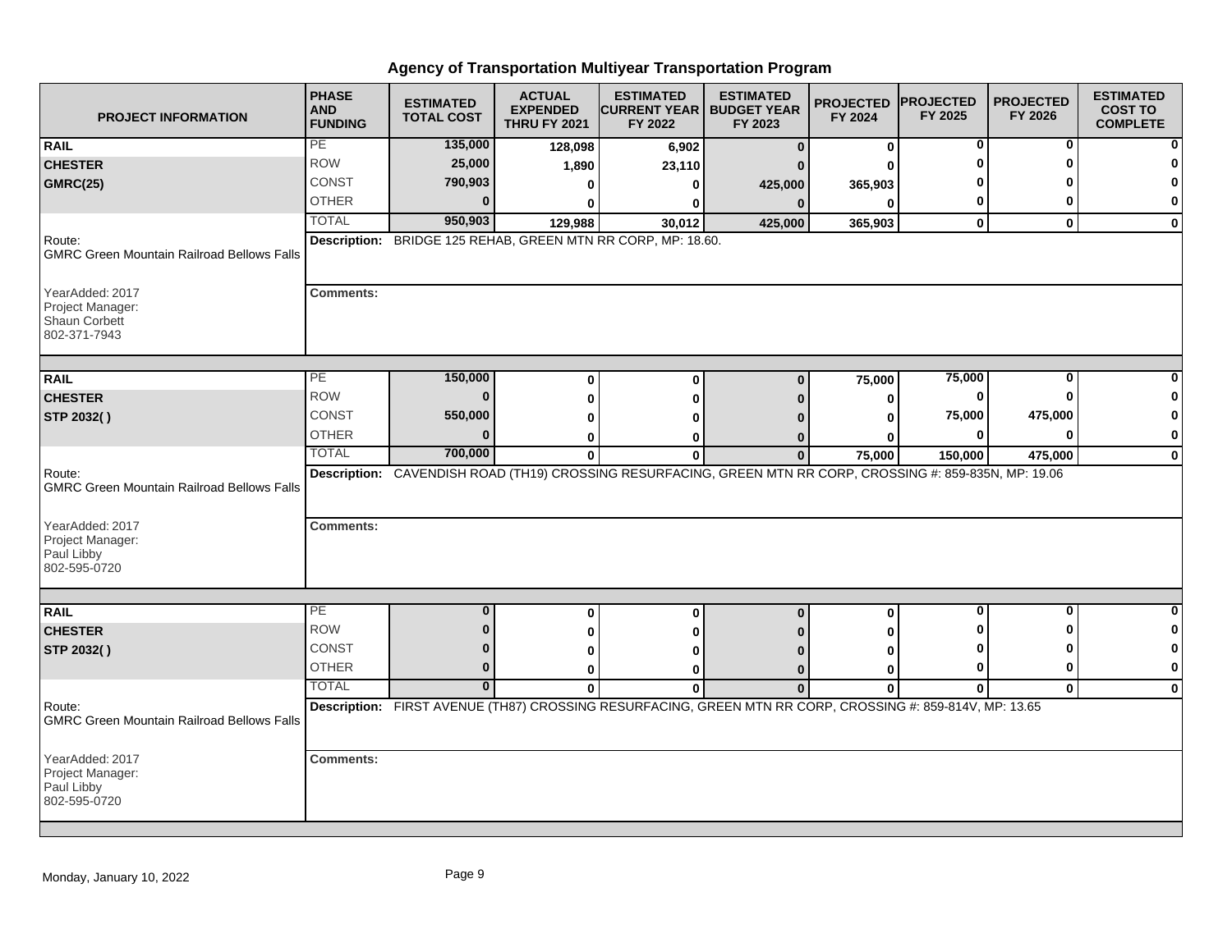# Agency of Transportation Multiyear Transportation Program

| PROJECT INFORMATION | PHASE AND FUNDING | ESTIMATED TOTAL COST | ACTUAL EXPENDED THRU FY 2021 | ESTIMATED CURRENT YEAR FY 2022 | ESTIMATED BUDGET YEAR FY 2023 | PROJECTED FY 2024 | PROJECTED FY 2025 | PROJECTED FY 2026 | ESTIMATED COST TO COMPLETE |
|---|---|---|---|---|---|---|---|---|---|
| **RAIL** | PE | 135,000 | 128,098 | 6,902 | 0 | 0 | 0 | 0 | 0 |
| **CHESTER** | ROW | 25,000 | 1,890 | 23,110 | 0 | 0 | 0 | 0 | 0 |
| **GMRC(25)** | CONST | 790,903 | 0 | 0 | 425,000 | 365,903 | 0 | 0 | 0 |
| | OTHER | 0 | 0 | 0 | 0 | 0 | 0 | 0 | 0 |
| | TOTAL | 950,903 | 129,988 | 30,012 | 425,000 | 365,903 | 0 | 0 | 0 |
| Route: GMRC Green Mountain Railroad Bellows Falls | **Description:** BRIDGE 125 REHAB, GREEN MTN RR CORP, MP: 18.60. | | | | | | | | |
| YearAdded: 2017 Project Manager: Shaun Corbett 802-371-7943 | **Comments:** | | | | | | | | |
| **RAIL** | PE | 150,000 | 0 | 0 | 0 | 75,000 | 75,000 | 0 | 0 |
| **CHESTER** | ROW | 0 | 0 | 0 | 0 | 0 | 0 | 0 | 0 |
| **STP 2032( )** | CONST | 550,000 | 0 | 0 | 0 | 0 | 75,000 | 475,000 | 0 |
| | OTHER | 0 | 0 | 0 | 0 | 0 | 0 | 0 | 0 |
| | TOTAL | 700,000 | 0 | 0 | 0 | 75,000 | 150,000 | 475,000 | 0 |
| Route: GMRC Green Mountain Railroad Bellows Falls | **Description:** CAVENDISH ROAD (TH19) CROSSING RESURFACING, GREEN MTN RR CORP, CROSSING #: 859-835N, MP: 19.06 | | | | | | | | |
| YearAdded: 2017 Project Manager: Paul Libby 802-595-0720 | **Comments:** | | | | | | | | |
| **RAIL** | PE | 0 | 0 | 0 | 0 | 0 | 0 | 0 | 0 |
| **CHESTER** | ROW | 0 | 0 | 0 | 0 | 0 | 0 | 0 | 0 |
| **STP 2032( )** | CONST | 0 | 0 | 0 | 0 | 0 | 0 | 0 | 0 |
| | OTHER | 0 | 0 | 0 | 0 | 0 | 0 | 0 | 0 |
| | TOTAL | 0 | 0 | 0 | 0 | 0 | 0 | 0 | 0 |
| Route: GMRC Green Mountain Railroad Bellows Falls | **Description:** FIRST AVENUE (TH87) CROSSING RESURFACING, GREEN MTN RR CORP, CROSSING #: 859-814V, MP: 13.65 | | | | | | | | |
| YearAdded: 2017 Project Manager: Paul Libby 802-595-0720 | **Comments:** | | | | | | | | |

Monday, January 10, 2022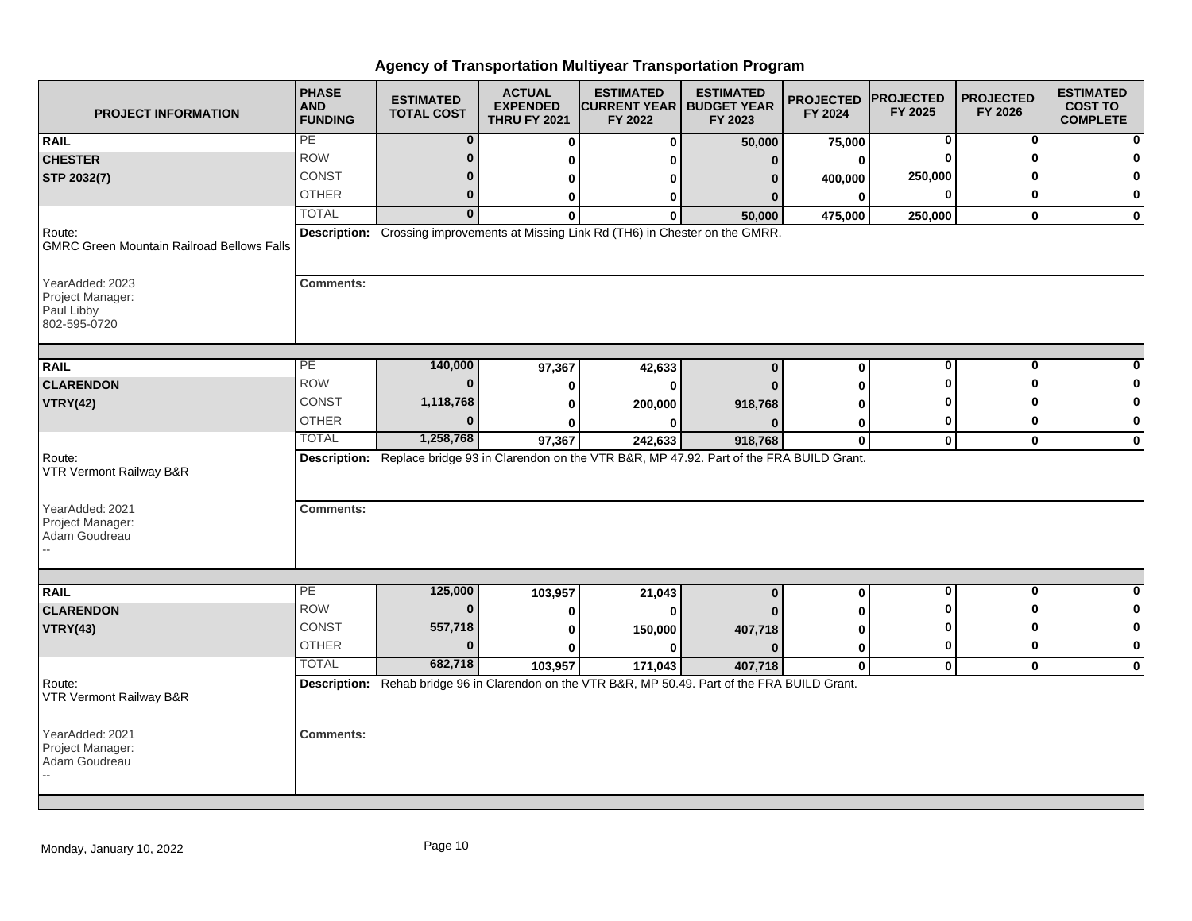# Agency of Transportation Multiyear Transportation Program

| PROJECT INFORMATION | PHASE AND FUNDING | ESTIMATED TOTAL COST | ACTUAL EXPENDED THRU FY 2021 | ESTIMATED CURRENT YEAR FY 2022 | ESTIMATED BUDGET YEAR FY 2023 | PROJECTED FY 2024 | PROJECTED FY 2025 | PROJECTED FY 2026 | ESTIMATED COST TO COMPLETE |
|---|---|---|---|---|---|---|---|---|---|
| **RAIL** | PE | 0 | 0 | 0 | 50,000 | 75,000 | 0 | 0 | 0 |
| **CHESTER** | ROW | 0 | 0 | 0 | 0 | 0 | 0 | 0 | 0 |
| **STP 2032(7)** | CONST | 0 | 0 | 0 | 0 | 400,000 | 250,000 | 0 | 0 |
| | OTHER | 0 | 0 | 0 | 0 | 0 | 0 | 0 | 0 |
| | TOTAL | 0 | 0 | 0 | 50,000 | 475,000 | 250,000 | 0 | 0 |

Route: GMRC Green Mountain Railroad Bellows Falls

**Description:** Crossing improvements at Missing Link Rd (TH6) in Chester on the GMRR.

YearAdded: 2023
Project Manager: Paul Libby
802-595-0720

**Comments:**

| PROJECT INFORMATION | PHASE AND FUNDING | ESTIMATED TOTAL COST | ACTUAL EXPENDED THRU FY 2021 | ESTIMATED CURRENT YEAR FY 2022 | ESTIMATED BUDGET YEAR FY 2023 | PROJECTED FY 2024 | PROJECTED FY 2025 | PROJECTED FY 2026 | ESTIMATED COST TO COMPLETE |
|---|---|---|---|---|---|---|---|---|---|
| **RAIL** | PE | 140,000 | 97,367 | 42,633 | 0 | 0 | 0 | 0 | 0 |
| **CLARENDON** | ROW | 0 | 0 | 0 | 0 | 0 | 0 | 0 | 0 |
| **VTRY(42)** | CONST | 1,118,768 | 0 | 200,000 | 918,768 | 0 | 0 | 0 | 0 |
| | OTHER | 0 | 0 | 0 | 0 | 0 | 0 | 0 | 0 |
| | TOTAL | 1,258,768 | 97,367 | 242,633 | 918,768 | 0 | 0 | 0 | 0 |

Route: VTR Vermont Railway B&R

**Description:** Replace bridge 93 in Clarendon on the VTR B&R, MP 47.92. Part of the FRA BUILD Grant.

YearAdded: 2021
Project Manager: Adam Goudreau
--

**Comments:**

| PROJECT INFORMATION | PHASE AND FUNDING | ESTIMATED TOTAL COST | ACTUAL EXPENDED THRU FY 2021 | ESTIMATED CURRENT YEAR FY 2022 | ESTIMATED BUDGET YEAR FY 2023 | PROJECTED FY 2024 | PROJECTED FY 2025 | PROJECTED FY 2026 | ESTIMATED COST TO COMPLETE |
|---|---|---|---|---|---|---|---|---|---|
| **RAIL** | PE | 125,000 | 103,957 | 21,043 | 0 | 0 | 0 | 0 | 0 |
| **CLARENDON** | ROW | 0 | 0 | 0 | 0 | 0 | 0 | 0 | 0 |
| **VTRY(43)** | CONST | 557,718 | 0 | 150,000 | 407,718 | 0 | 0 | 0 | 0 |
| | OTHER | 0 | 0 | 0 | 0 | 0 | 0 | 0 | 0 |
| | TOTAL | 682,718 | 103,957 | 171,043 | 407,718 | 0 | 0 | 0 | 0 |

Route: VTR Vermont Railway B&R

**Description:** Rehab bridge 96 in Clarendon on the VTR B&R, MP 50.49. Part of the FRA BUILD Grant.

YearAdded: 2021
Project Manager: Adam Goudreau
--

**Comments:**

Monday, January 10, 2022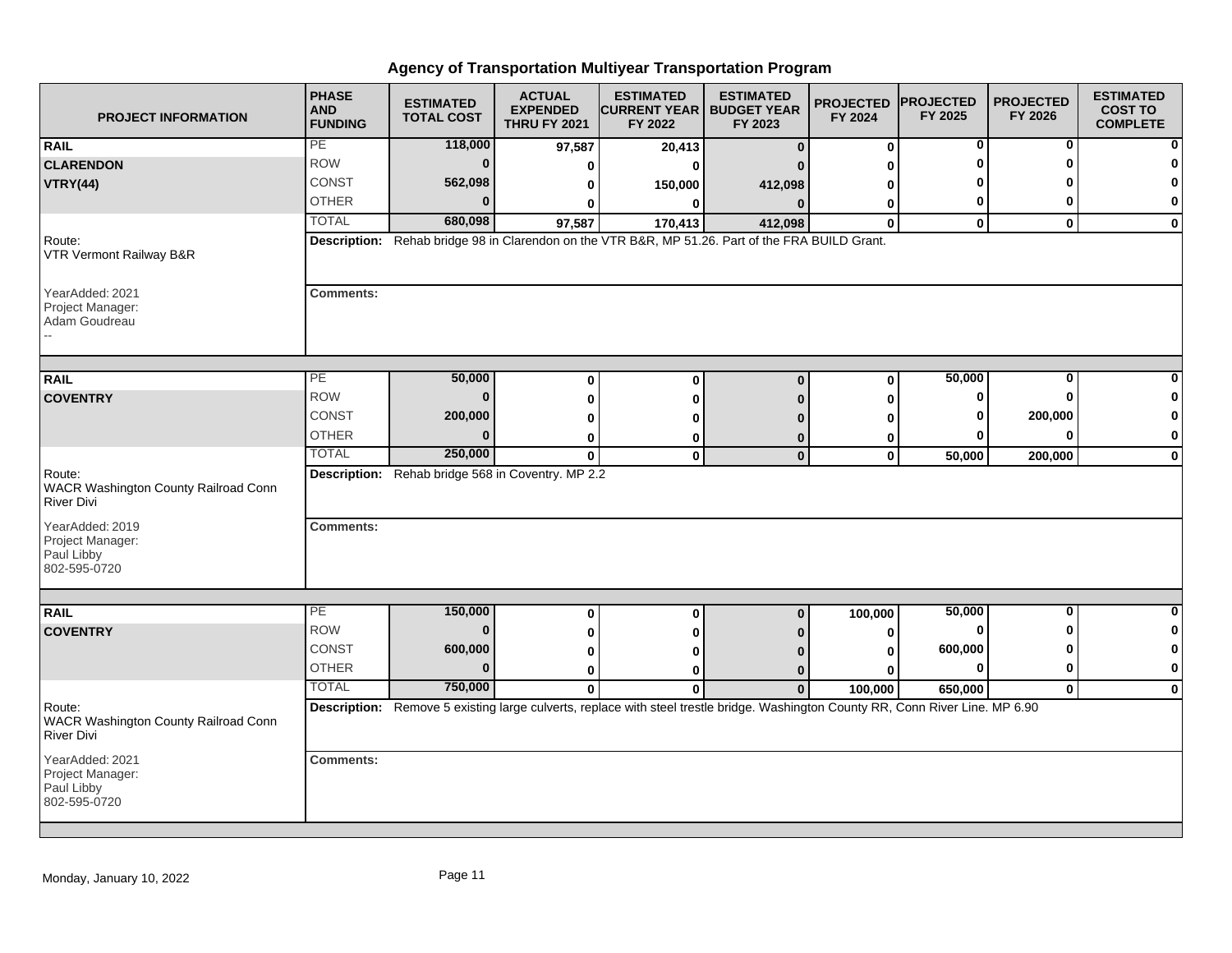# Agency of Transportation Multiyear Transportation Program

| PROJECT INFORMATION | PHASE AND FUNDING | ESTIMATED TOTAL COST | ACTUAL EXPENDED THRU FY 2021 | ESTIMATED CURRENT YEAR FY 2022 | ESTIMATED BUDGET YEAR FY 2023 | PROJECTED FY 2024 | PROJECTED FY 2025 | PROJECTED FY 2026 | ESTIMATED COST TO COMPLETE |
|---|---|---|---|---|---|---|---|---|---|
| **RAIL** | PE | 118,000 | 97,587 | 20,413 | 0 | 0 | 0 | 0 | 0 |
| **CLARENDON** | ROW | 0 | 0 | 0 | 0 | 0 | 0 | 0 | 0 |
| **VTRY(44)** | CONST | 562,098 | 0 | 150,000 | 412,098 | 0 | 0 | 0 | 0 |
| | OTHER | 0 | 0 | 0 | 0 | 0 | 0 | 0 | 0 |
| | TOTAL | 680,098 | 97,587 | 170,413 | 412,098 | 0 | 0 | 0 | 0 |
| Route: VTR Vermont Railway B&R | **Description:** Rehab bridge 98 in Clarendon on the VTR B&R, MP 51.26. Part of the FRA BUILD Grant. | | | | | | | | |
| YearAdded: 2021<br>Project Manager:<br>Adam Goudreau<br>-- | **Comments:** | | | | | | | | |
| **RAIL** | PE | 50,000 | 0 | 0 | 0 | 0 | 50,000 | 0 | 0 |
| **COVENTRY** | ROW | 0 | 0 | 0 | 0 | 0 | 0 | 0 | 0 |
| | CONST | 200,000 | 0 | 0 | 0 | 0 | 0 | 200,000 | 0 |
| | OTHER | 0 | 0 | 0 | 0 | 0 | 0 | 0 | 0 |
| | TOTAL | 250,000 | 0 | 0 | 0 | 0 | 50,000 | 200,000 | 0 |
| Route: WACR Washington County Railroad Conn River Divi | **Description:** Rehab bridge 568 in Coventry. MP 2.2 | | | | | | | | |
| YearAdded: 2019<br>Project Manager:<br>Paul Libby<br>802-595-0720 | **Comments:** | | | | | | | | |
| **RAIL** | PE | 150,000 | 0 | 0 | 0 | 100,000 | 50,000 | 0 | 0 |
| **COVENTRY** | ROW | 0 | 0 | 0 | 0 | 0 | 0 | 0 | 0 |
| | CONST | 600,000 | 0 | 0 | 0 | 0 | 600,000 | 0 | 0 |
| | OTHER | 0 | 0 | 0 | 0 | 0 | 0 | 0 | 0 |
| | TOTAL | 750,000 | 0 | 0 | 0 | 100,000 | 650,000 | 0 | 0 |
| Route: WACR Washington County Railroad Conn River Divi | **Description:** Remove 5 existing large culverts, replace with steel trestle bridge. Washington County RR, Conn River Line. MP 6.90 | | | | | | | | |
| YearAdded: 2021<br>Project Manager:<br>Paul Libby<br>802-595-0720 | **Comments:** | | | | | | | | |

Monday, January 10, 2022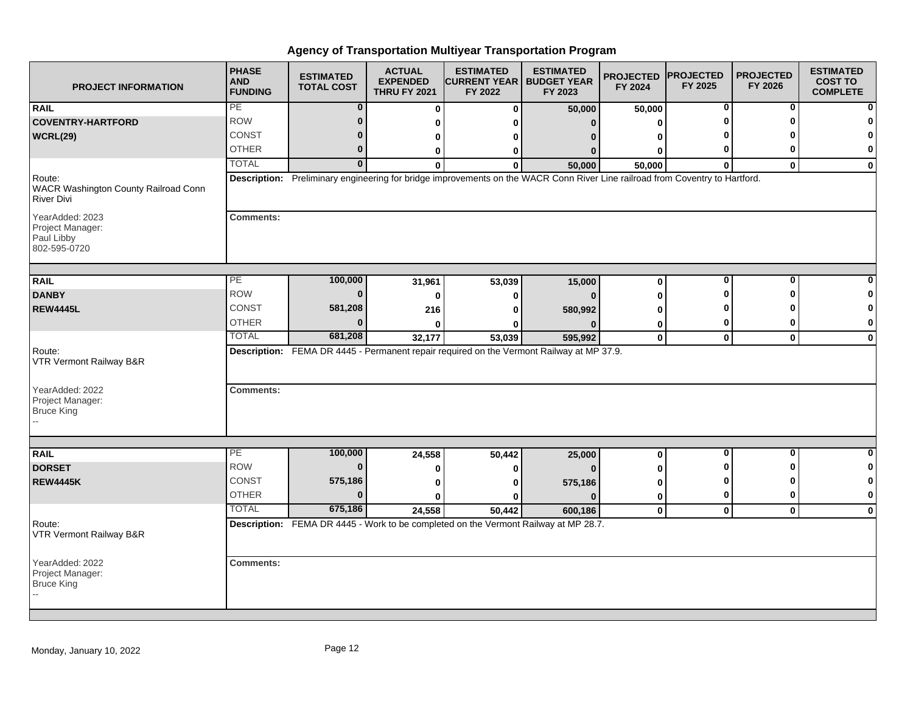## Agency of Transportation Multiyear Transportation Program

| PROJECT INFORMATION | PHASE AND FUNDING | ESTIMATED TOTAL COST | ACTUAL EXPENDED THRU FY 2021 | ESTIMATED CURRENT YEAR FY 2022 | ESTIMATED BUDGET YEAR FY 2023 | PROJECTED FY 2024 | PROJECTED FY 2025 | PROJECTED FY 2026 | ESTIMATED COST TO COMPLETE |
|---|---|---|---|---|---|---|---|---|---|
| **RAIL** | PE | 0 | 0 | 0 | 50,000 | 50,000 | 0 | 0 | 0 |
| **COVENTRY-HARTFORD** | ROW | 0 | 0 | 0 | 0 | 0 | 0 | 0 | 0 |
| **WCRL(29)** | CONST | 0 | 0 | 0 | 0 | 0 | 0 | 0 | 0 |
| | OTHER | 0 | 0 | 0 | 0 | 0 | 0 | 0 | 0 |
| | TOTAL | 0 | 0 | 0 | 50,000 | 50,000 | 0 | 0 | 0 |
| Route: WACR Washington County Railroad Conn River Divi | **Description:** Preliminary engineering for bridge improvements on the WACR Conn River Line railroad from Coventry to Hartford. | | | | | | | | |
| YearAdded: 2023<br>Project Manager:<br>Paul Libby<br>802-595-0720 | **Comments:** | | | | | | | | |
| **RAIL** | PE | 100,000 | 31,961 | 53,039 | 15,000 | 0 | 0 | 0 | 0 |
| **DANBY** | ROW | 0 | 0 | 0 | 0 | 0 | 0 | 0 | 0 |
| **REW4445L** | CONST | 581,208 | 216 | 0 | 580,992 | 0 | 0 | 0 | 0 |
| | OTHER | 0 | 0 | 0 | 0 | 0 | 0 | 0 | 0 |
| | TOTAL | 681,208 | 32,177 | 53,039 | 595,992 | 0 | 0 | 0 | 0 |
| Route: VTR Vermont Railway B&R | **Description:** FEMA DR 4445 - Permanent repair required on the Vermont Railway at MP 37.9. | | | | | | | | |
| YearAdded: 2022<br>Project Manager:<br>Bruce King<br>-- | **Comments:** | | | | | | | | |
| **RAIL** | PE | 100,000 | 24,558 | 50,442 | 25,000 | 0 | 0 | 0 | 0 |
| **DORSET** | ROW | 0 | 0 | 0 | 0 | 0 | 0 | 0 | 0 |
| **REW4445K** | CONST | 575,186 | 0 | 0 | 575,186 | 0 | 0 | 0 | 0 |
| | OTHER | 0 | 0 | 0 | 0 | 0 | 0 | 0 | 0 |
| | TOTAL | 675,186 | 24,558 | 50,442 | 600,186 | 0 | 0 | 0 | 0 |
| Route: VTR Vermont Railway B&R | **Description:** FEMA DR 4445 - Work to be completed on the Vermont Railway at MP 28.7. | | | | | | | | |
| YearAdded: 2022<br>Project Manager:<br>Bruce King<br>-- | **Comments:** | | | | | | | | |

Monday, January 10, 2022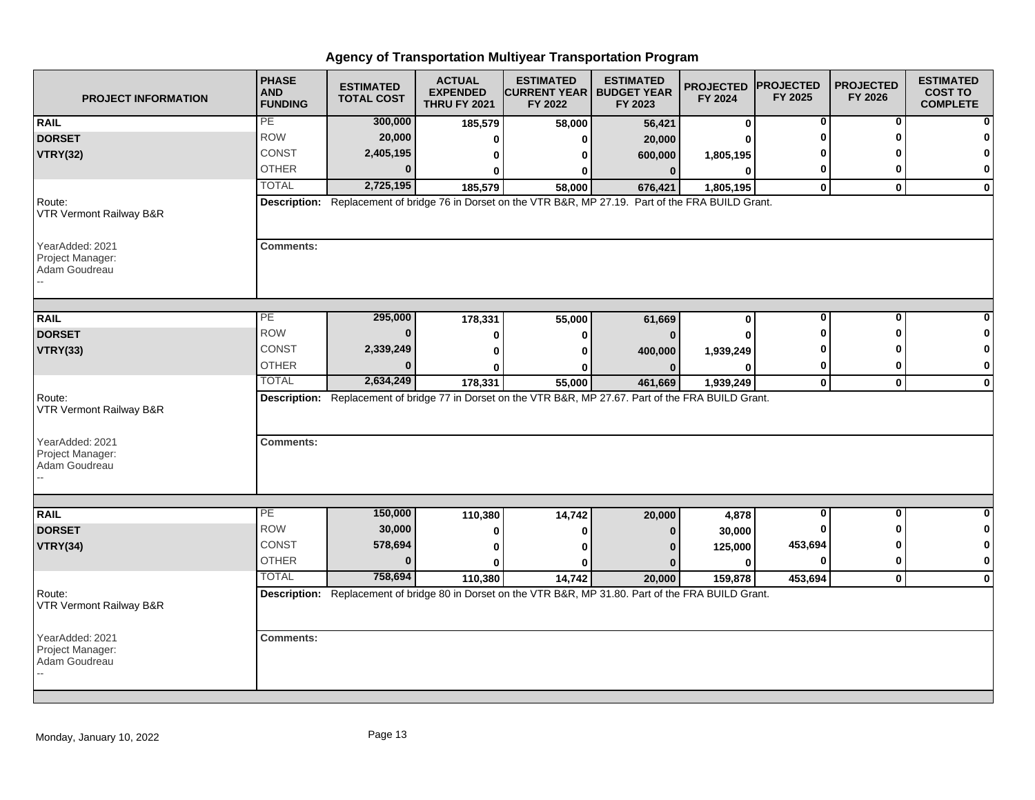# Agency of Transportation Multiyear Transportation Program

| PROJECT INFORMATION | PHASE AND FUNDING | ESTIMATED TOTAL COST | ACTUAL EXPENDED THRU FY 2021 | ESTIMATED CURRENT YEAR FY 2022 | ESTIMATED BUDGET YEAR FY 2023 | PROJECTED FY 2024 | PROJECTED FY 2025 | PROJECTED FY 2026 | ESTIMATED COST TO COMPLETE |
|---|---|---|---|---|---|---|---|---|---|
| **RAIL** | PE | **300,000** | **185,579** | **58,000** | **56,421** | **0** | **0** | **0** | **0** |
| **DORSET** | ROW | **20,000** | **0** | **0** | **20,000** | **0** | **0** | **0** | **0** |
| **VTRY(32)** | CONST | **2,405,195** | **0** | **0** | **600,000** | **1,805,195** | **0** | **0** | **0** |
| | OTHER | **0** | **0** | **0** | **0** | **0** | **0** | **0** | **0** |
| | TOTAL | **2,725,195** | **185,579** | **58,000** | **676,421** | **1,805,195** | **0** | **0** | **0** |
| Route: VTR Vermont Railway B&R | **Description:** Replacement of bridge 76 in Dorset on the VTR B&R, MP 27.19. Part of the FRA BUILD Grant. | | | | | | | | |
| YearAdded: 2021<br>Project Manager:<br>Adam Goudreau<br>-- | **Comments:** | | | | | | | | |
| **RAIL** | PE | **295,000** | **178,331** | **55,000** | **61,669** | **0** | **0** | **0** | **0** |
| **DORSET** | ROW | **0** | **0** | **0** | **0** | **0** | **0** | **0** | **0** |
| **VTRY(33)** | CONST | **2,339,249** | **0** | **0** | **400,000** | **1,939,249** | **0** | **0** | **0** |
| | OTHER | **0** | **0** | **0** | **0** | **0** | **0** | **0** | **0** |
| | TOTAL | **2,634,249** | **178,331** | **55,000** | **461,669** | **1,939,249** | **0** | **0** | **0** |
| Route: VTR Vermont Railway B&R | **Description:** Replacement of bridge 77 in Dorset on the VTR B&R, MP 27.67. Part of the FRA BUILD Grant. | | | | | | | | |
| YearAdded: 2021<br>Project Manager:<br>Adam Goudreau<br>-- | **Comments:** | | | | | | | | |
| **RAIL** | PE | **150,000** | **110,380** | **14,742** | **20,000** | **4,878** | **0** | **0** | **0** |
| **DORSET** | ROW | **30,000** | **0** | **0** | **0** | **30,000** | **0** | **0** | **0** |
| **VTRY(34)** | CONST | **578,694** | **0** | **0** | **0** | **125,000** | **453,694** | **0** | **0** |
| | OTHER | **0** | **0** | **0** | **0** | **0** | **0** | **0** | **0** |
| | TOTAL | **758,694** | **110,380** | **14,742** | **20,000** | **159,878** | **453,694** | **0** | **0** |
| Route: VTR Vermont Railway B&R | **Description:** Replacement of bridge 80 in Dorset on the VTR B&R, MP 31.80. Part of the FRA BUILD Grant. | | | | | | | | |
| YearAdded: 2021<br>Project Manager:<br>Adam Goudreau<br>-- | **Comments:** | | | | | | | | |

Monday, January 10, 2022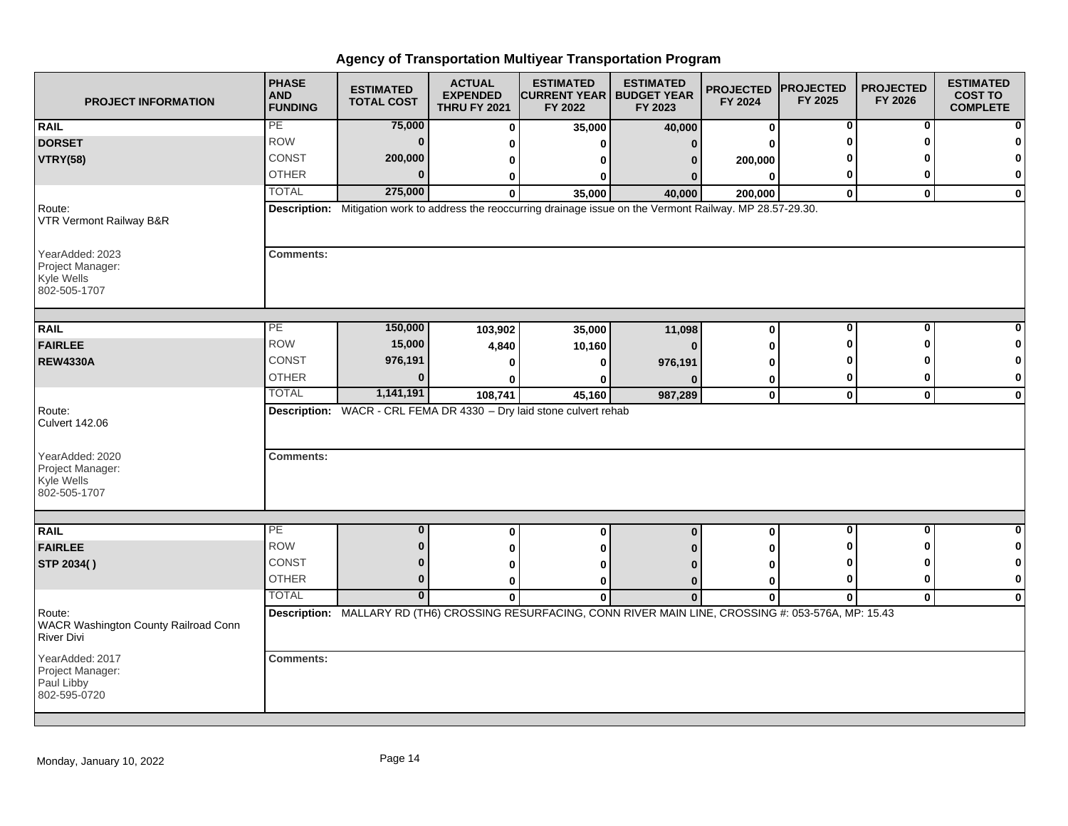# Agency of Transportation Multiyear Transportation Program

| PROJECT INFORMATION | PHASE AND FUNDING | ESTIMATED TOTAL COST | ACTUAL EXPENDED THRU FY 2021 | ESTIMATED CURRENT YEAR FY 2022 | ESTIMATED BUDGET YEAR FY 2023 | PROJECTED FY 2024 | PROJECTED FY 2025 | PROJECTED FY 2026 | ESTIMATED COST TO COMPLETE |
|---|---|---|---|---|---|---|---|---|---|
| **RAIL** | PE | 75,000 | 0 | 35,000 | 40,000 | 0 | 0 | 0 | 0 |
| **DORSET** | ROW | 0 | 0 | 0 | 0 | 0 | 0 | 0 | 0 |
| **VTRY(58)** | CONST | 200,000 | 0 | 0 | 0 | 200,000 | 0 | 0 | 0 |
| | OTHER | 0 | 0 | 0 | 0 | 0 | 0 | 0 | 0 |
| | TOTAL | 275,000 | 0 | 35,000 | 40,000 | 200,000 | 0 | 0 | 0 |

Route: VTR Vermont Railway B&R

**Description:** Mitigation work to address the reoccurring drainage issue on the Vermont Railway. MP 28.57-29.30.

YearAdded: 2023
Project Manager:
Kyle Wells
802-505-1707

**Comments:**

| PROJECT INFORMATION | PHASE AND FUNDING | ESTIMATED TOTAL COST | ACTUAL EXPENDED THRU FY 2021 | ESTIMATED CURRENT YEAR FY 2022 | ESTIMATED BUDGET YEAR FY 2023 | PROJECTED FY 2024 | PROJECTED FY 2025 | PROJECTED FY 2026 | ESTIMATED COST TO COMPLETE |
|---|---|---|---|---|---|---|---|---|---|
| **RAIL** | PE | 150,000 | 103,902 | 35,000 | 11,098 | 0 | 0 | 0 | 0 |
| **FAIRLEE** | ROW | 15,000 | 4,840 | 10,160 | 0 | 0 | 0 | 0 | 0 |
| **REW4330A** | CONST | 976,191 | 0 | 0 | 976,191 | 0 | 0 | 0 | 0 |
| | OTHER | 0 | 0 | 0 | 0 | 0 | 0 | 0 | 0 |
| | TOTAL | 1,141,191 | 108,741 | 45,160 | 987,289 | 0 | 0 | 0 | 0 |

Route: Culvert 142.06

**Description:** WACR - CRL FEMA DR 4330 – Dry laid stone culvert rehab

YearAdded: 2020
Project Manager:
Kyle Wells
802-505-1707

**Comments:**

| PROJECT INFORMATION | PHASE AND FUNDING | ESTIMATED TOTAL COST | ACTUAL EXPENDED THRU FY 2021 | ESTIMATED CURRENT YEAR FY 2022 | ESTIMATED BUDGET YEAR FY 2023 | PROJECTED FY 2024 | PROJECTED FY 2025 | PROJECTED FY 2026 | ESTIMATED COST TO COMPLETE |
|---|---|---|---|---|---|---|---|---|---|
| **RAIL** | PE | 0 | 0 | 0 | 0 | 0 | 0 | 0 | 0 |
| **FAIRLEE** | ROW | 0 | 0 | 0 | 0 | 0 | 0 | 0 | 0 |
| **STP 2034( )** | CONST | 0 | 0 | 0 | 0 | 0 | 0 | 0 | 0 |
| | OTHER | 0 | 0 | 0 | 0 | 0 | 0 | 0 | 0 |
| | TOTAL | 0 | 0 | 0 | 0 | 0 | 0 | 0 | 0 |

Route: WACR Washington County Railroad Conn River Divi

**Description:** MALLARY RD (TH6) CROSSING RESURFACING, CONN RIVER MAIN LINE, CROSSING #: 053-576A, MP: 15.43

YearAdded: 2017
Project Manager:
Paul Libby
802-595-0720

**Comments:**

Monday, January 10, 2022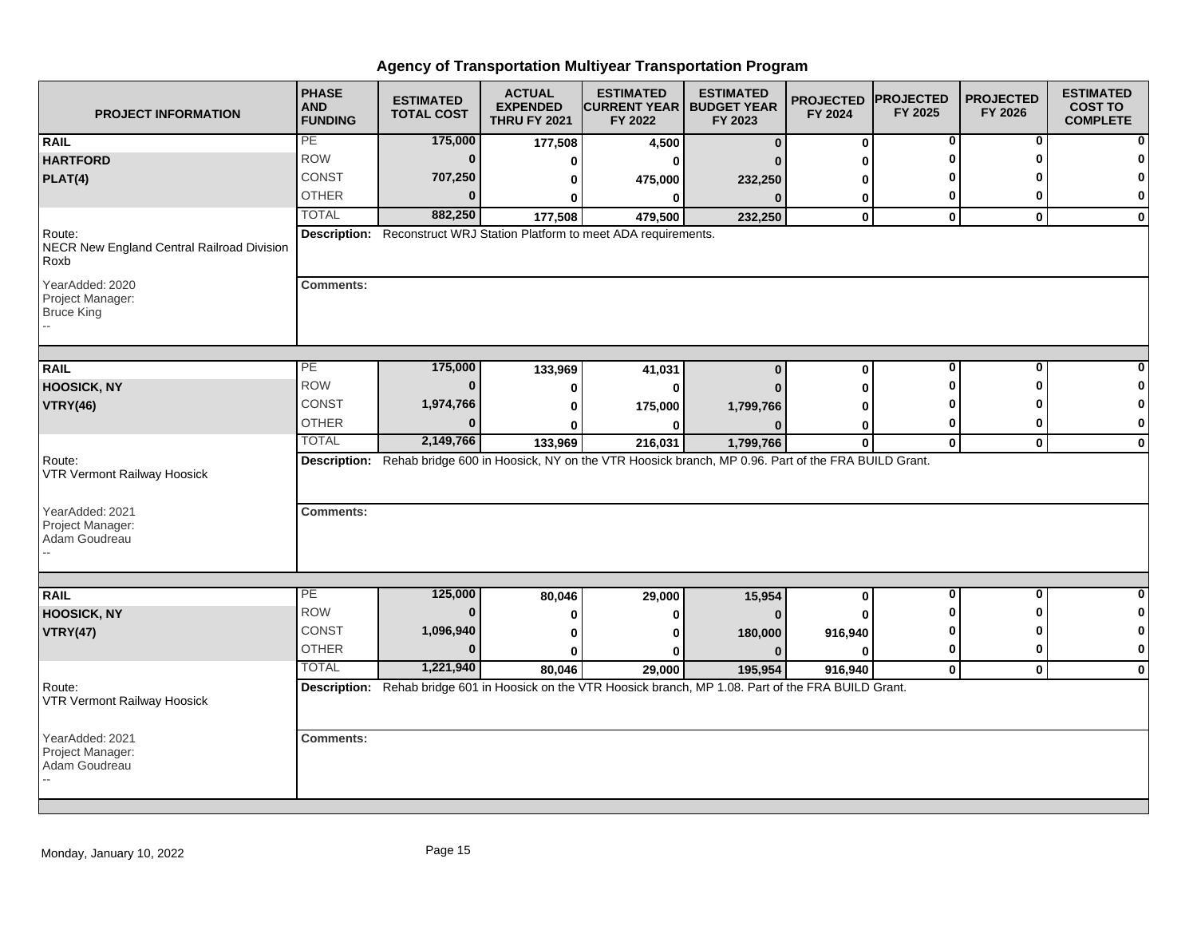# Agency of Transportation Multiyear Transportation Program

| PROJECT INFORMATION | PHASE AND FUNDING | ESTIMATED TOTAL COST | ACTUAL EXPENDED THRU FY 2021 | ESTIMATED CURRENT YEAR FY 2022 | ESTIMATED BUDGET YEAR FY 2023 | PROJECTED FY 2024 | PROJECTED FY 2025 | PROJECTED FY 2026 | ESTIMATED COST TO COMPLETE |
|---|---|---|---|---|---|---|---|---|---|
| **RAIL** | PE | **175,000** | **177,508** | **4,500** | **0** | **0** | **0** | **0** | **0** |
| **HARTFORD** | ROW | **0** | **0** | **0** | **0** | **0** | **0** | **0** | **0** |
| **PLAT(4)** | CONST | **707,250** | **0** | **475,000** | **232,250** | **0** | **0** | **0** | **0** |
| | OTHER | **0** | **0** | **0** | **0** | **0** | **0** | **0** | **0** |
| | TOTAL | **882,250** | **177,508** | **479,500** | **232,250** | **0** | **0** | **0** | **0** |
| Route: NECR New England Central Railroad Division Roxb | **Description:** Reconstruct WRJ Station Platform to meet ADA requirements. | | | | | | | | |
| YearAdded: 2020<br>Project Manager:<br>Bruce King<br>-- | **Comments:** | | | | | | | | |
| **RAIL** | PE | **175,000** | **133,969** | **41,031** | **0** | **0** | **0** | **0** | **0** |
| **HOOSICK, NY** | ROW | **0** | **0** | **0** | **0** | **0** | **0** | **0** | **0** |
| **VTRY(46)** | CONST | **1,974,766** | **0** | **175,000** | **1,799,766** | **0** | **0** | **0** | **0** |
| | OTHER | **0** | **0** | **0** | **0** | **0** | **0** | **0** | **0** |
| | TOTAL | **2,149,766** | **133,969** | **216,031** | **1,799,766** | **0** | **0** | **0** | **0** |
| Route: VTR Vermont Railway Hoosick | **Description:** Rehab bridge 600 in Hoosick, NY on the VTR Hoosick branch, MP 0.96. Part of the FRA BUILD Grant. | | | | | | | | |
| YearAdded: 2021<br>Project Manager:<br>Adam Goudreau<br>-- | **Comments:** | | | | | | | | |
| **RAIL** | PE | **125,000** | **80,046** | **29,000** | **15,954** | **0** | **0** | **0** | **0** |
| **HOOSICK, NY** | ROW | **0** | **0** | **0** | **0** | **0** | **0** | **0** | **0** |
| **VTRY(47)** | CONST | **1,096,940** | **0** | **0** | **180,000** | **916,940** | **0** | **0** | **0** |
| | OTHER | **0** | **0** | **0** | **0** | **0** | **0** | **0** | **0** |
| | TOTAL | **1,221,940** | **80,046** | **29,000** | **195,954** | **916,940** | **0** | **0** | **0** |
| Route: VTR Vermont Railway Hoosick | **Description:** Rehab bridge 601 in Hoosick on the VTR Hoosick branch, MP 1.08. Part of the FRA BUILD Grant. | | | | | | | | |
| YearAdded: 2021<br>Project Manager:<br>Adam Goudreau<br>-- | **Comments:** | | | | | | | | |

Monday, January 10, 2022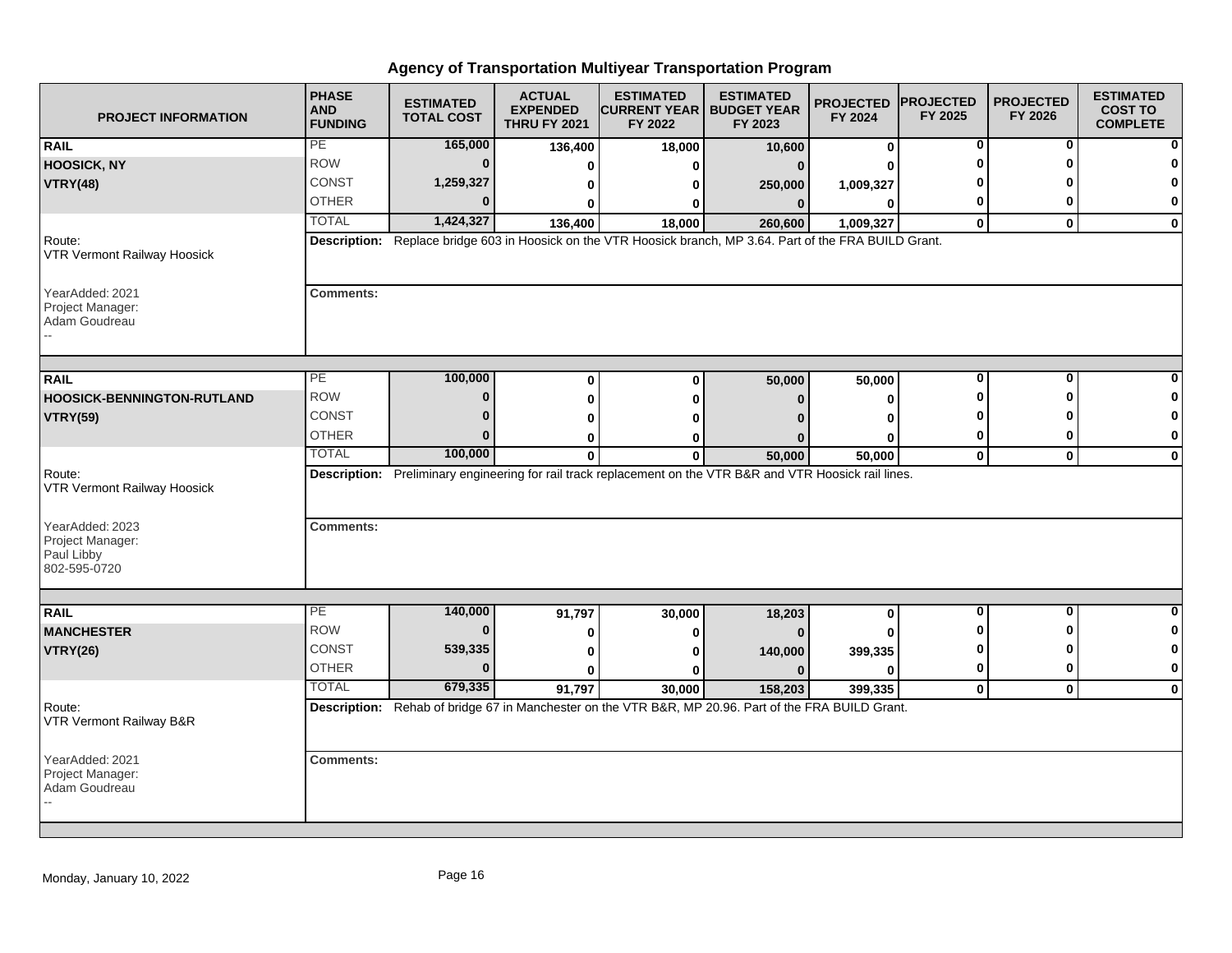# Agency of Transportation Multiyear Transportation Program

| PROJECT INFORMATION | PHASE AND FUNDING | ESTIMATED TOTAL COST | ACTUAL EXPENDED THRU FY 2021 | ESTIMATED CURRENT YEAR FY 2022 | ESTIMATED BUDGET YEAR FY 2023 | PROJECTED FY 2024 | PROJECTED FY 2025 | PROJECTED FY 2026 | ESTIMATED COST TO COMPLETE |
|---|---|---|---|---|---|---|---|---|---|
| **RAIL** | PE | 165,000 | 136,400 | 18,000 | 10,600 | 0 | 0 | 0 | 0 |
| **HOOSICK, NY** | ROW | 0 | 0 | 0 | 0 | 0 | 0 | 0 | 0 |
| **VTRY(48)** | CONST | 1,259,327 | 0 | 0 | 250,000 | 1,009,327 | 0 | 0 | 0 |
| | OTHER | 0 | 0 | 0 | 0 | 0 | 0 | 0 | 0 |
| | TOTAL | 1,424,327 | 136,400 | 18,000 | 260,600 | 1,009,327 | 0 | 0 | 0 |
| Route: VTR Vermont Railway Hoosick | **Description:** Replace bridge 603 in Hoosick on the VTR Hoosick branch, MP 3.64. Part of the FRA BUILD Grant. | | | | | | | | |
| YearAdded: 2021 Project Manager: Adam Goudreau -- | **Comments:** | | | | | | | | |
| **RAIL** | PE | 100,000 | 0 | 0 | 50,000 | 50,000 | 0 | 0 | 0 |
| **HOOSICK-BENNINGTON-RUTLAND** | ROW | 0 | 0 | 0 | 0 | 0 | 0 | 0 | 0 |
| **VTRY(59)** | CONST | 0 | 0 | 0 | 0 | 0 | 0 | 0 | 0 |
| | OTHER | 0 | 0 | 0 | 0 | 0 | 0 | 0 | 0 |
| | TOTAL | 100,000 | 0 | 0 | 50,000 | 50,000 | 0 | 0 | 0 |
| Route: VTR Vermont Railway Hoosick | **Description:** Preliminary engineering for rail track replacement on the VTR B&R and VTR Hoosick rail lines. | | | | | | | | |
| YearAdded: 2023 Project Manager: Paul Libby 802-595-0720 | **Comments:** | | | | | | | | |
| **RAIL** | PE | 140,000 | 91,797 | 30,000 | 18,203 | 0 | 0 | 0 | 0 |
| **MANCHESTER** | ROW | 0 | 0 | 0 | 0 | 0 | 0 | 0 | 0 |
| **VTRY(26)** | CONST | 539,335 | 0 | 0 | 140,000 | 399,335 | 0 | 0 | 0 |
| | OTHER | 0 | 0 | 0 | 0 | 0 | 0 | 0 | 0 |
| | TOTAL | 679,335 | 91,797 | 30,000 | 158,203 | 399,335 | 0 | 0 | 0 |
| Route: VTR Vermont Railway B&R | **Description:** Rehab of bridge 67 in Manchester on the VTR B&R, MP 20.96. Part of the FRA BUILD Grant. | | | | | | | | |
| YearAdded: 2021 Project Manager: Adam Goudreau -- | **Comments:** | | | | | | | | |

Monday, January 10, 2022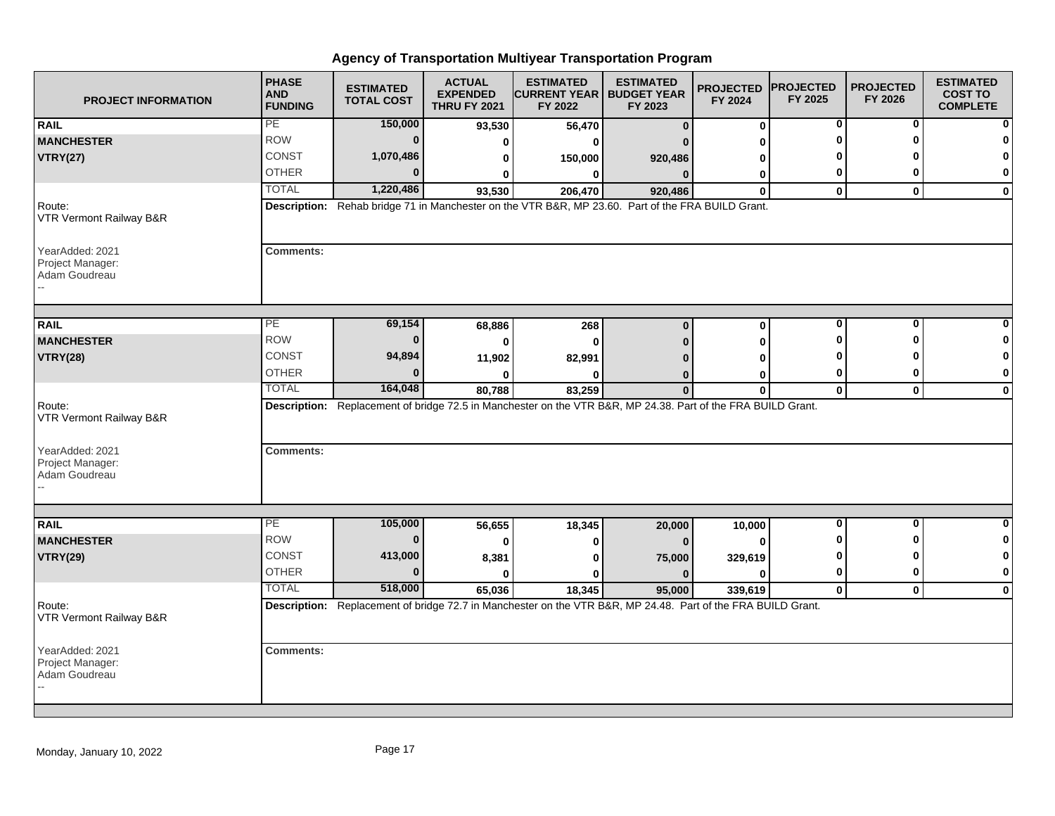# Agency of Transportation Multiyear Transportation Program

| PROJECT INFORMATION | PHASE AND FUNDING | ESTIMATED TOTAL COST | ACTUAL EXPENDED THRU FY 2021 | ESTIMATED CURRENT YEAR FY 2022 | ESTIMATED BUDGET YEAR FY 2023 | PROJECTED FY 2024 | PROJECTED FY 2025 | PROJECTED FY 2026 | ESTIMATED COST TO COMPLETE |
|---|---|---|---|---|---|---|---|---|---|
| **RAIL** | PE | 150,000 | 93,530 | 56,470 | 0 | 0 | 0 | 0 | 0 |
| **MANCHESTER** | ROW | 0 | 0 | 0 | 0 | 0 | 0 | 0 | 0 |
| **VTRY(27)** | CONST | 1,070,486 | 0 | 150,000 | 920,486 | 0 | 0 | 0 | 0 |
| | OTHER | 0 | 0 | 0 | 0 | 0 | 0 | 0 | 0 |
| | TOTAL | 1,220,486 | 93,530 | 206,470 | 920,486 | 0 | 0 | 0 | 0 |

Route: VTR Vermont Railway B&R

**Description:** Rehab bridge 71 in Manchester on the VTR B&R, MP 23.60. Part of the FRA BUILD Grant.

YearAdded: 2021
Project Manager: Adam Goudreau
--

**Comments:**

| PROJECT INFORMATION | PHASE AND FUNDING | ESTIMATED TOTAL COST | ACTUAL EXPENDED THRU FY 2021 | ESTIMATED CURRENT YEAR FY 2022 | ESTIMATED BUDGET YEAR FY 2023 | PROJECTED FY 2024 | PROJECTED FY 2025 | PROJECTED FY 2026 | ESTIMATED COST TO COMPLETE |
|---|---|---|---|---|---|---|---|---|---|
| **RAIL** | PE | 69,154 | 68,886 | 268 | 0 | 0 | 0 | 0 | 0 |
| **MANCHESTER** | ROW | 0 | 0 | 0 | 0 | 0 | 0 | 0 | 0 |
| **VTRY(28)** | CONST | 94,894 | 11,902 | 82,991 | 0 | 0 | 0 | 0 | 0 |
| | OTHER | 0 | 0 | 0 | 0 | 0 | 0 | 0 | 0 |
| | TOTAL | 164,048 | 80,788 | 83,259 | 0 | 0 | 0 | 0 | 0 |

Route: VTR Vermont Railway B&R

**Description:** Replacement of bridge 72.5 in Manchester on the VTR B&R, MP 24.38. Part of the FRA BUILD Grant.

YearAdded: 2021
Project Manager: Adam Goudreau
--

**Comments:**

| PROJECT INFORMATION | PHASE AND FUNDING | ESTIMATED TOTAL COST | ACTUAL EXPENDED THRU FY 2021 | ESTIMATED CURRENT YEAR FY 2022 | ESTIMATED BUDGET YEAR FY 2023 | PROJECTED FY 2024 | PROJECTED FY 2025 | PROJECTED FY 2026 | ESTIMATED COST TO COMPLETE |
|---|---|---|---|---|---|---|---|---|---|
| **RAIL** | PE | 105,000 | 56,655 | 18,345 | 20,000 | 10,000 | 0 | 0 | 0 |
| **MANCHESTER** | ROW | 0 | 0 | 0 | 0 | 0 | 0 | 0 | 0 |
| **VTRY(29)** | CONST | 413,000 | 8,381 | 0 | 75,000 | 329,619 | 0 | 0 | 0 |
| | OTHER | 0 | 0 | 0 | 0 | 0 | 0 | 0 | 0 |
| | TOTAL | 518,000 | 65,036 | 18,345 | 95,000 | 339,619 | 0 | 0 | 0 |

Route: VTR Vermont Railway B&R

**Description:** Replacement of bridge 72.7 in Manchester on the VTR B&R, MP 24.48. Part of the FRA BUILD Grant.

YearAdded: 2021
Project Manager: Adam Goudreau
--

**Comments:**

Monday, January 10, 2022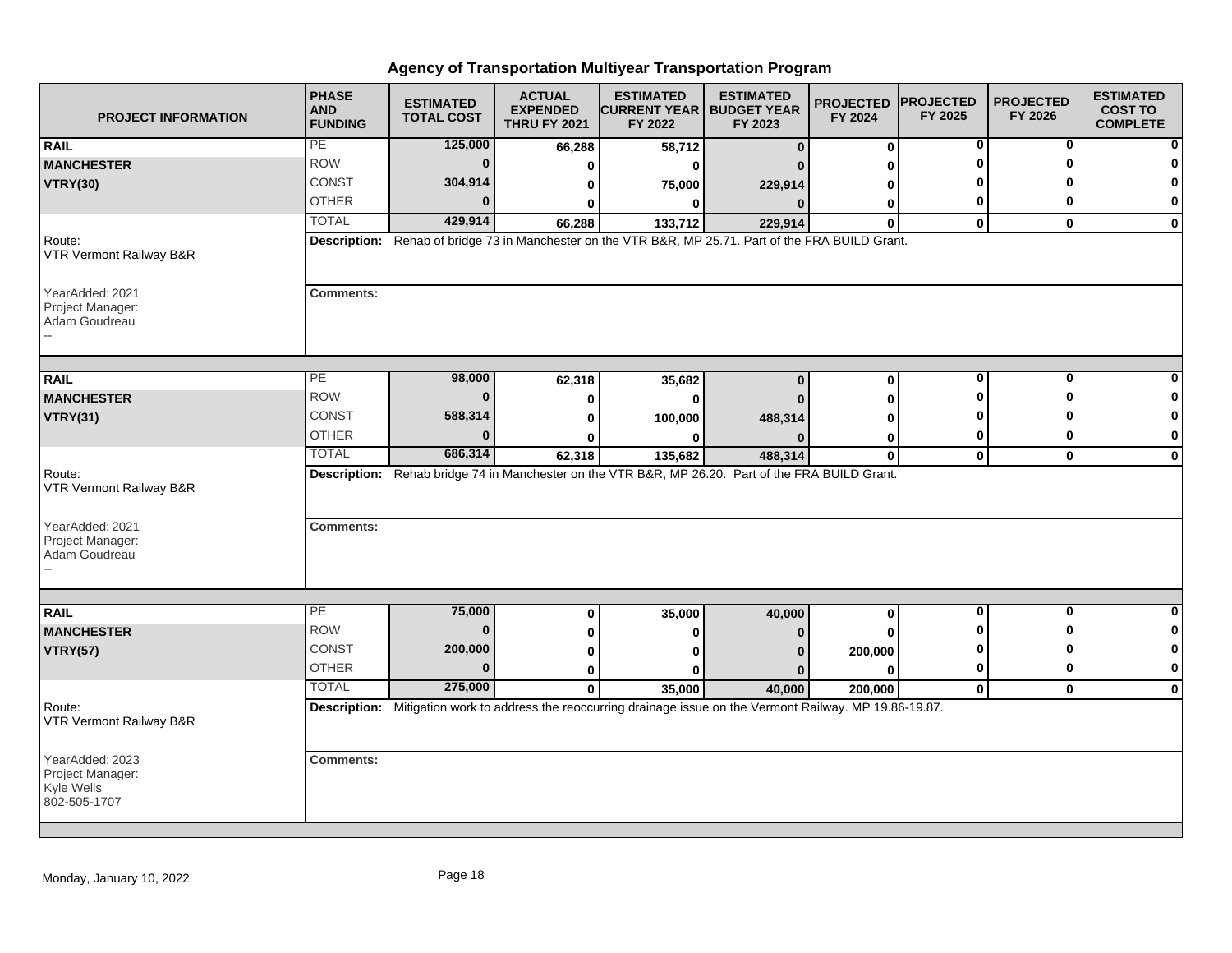# Agency of Transportation Multiyear Transportation Program

| PROJECT INFORMATION | PHASE AND FUNDING | ESTIMATED TOTAL COST | ACTUAL EXPENDED THRU FY 2021 | ESTIMATED CURRENT YEAR FY 2022 | ESTIMATED BUDGET YEAR FY 2023 | PROJECTED FY 2024 | PROJECTED FY 2025 | PROJECTED FY 2026 | ESTIMATED COST TO COMPLETE |
|---|---|---|---|---|---|---|---|---|---|
| **RAIL** | PE | 125,000 | 66,288 | 58,712 | 0 | 0 | 0 | 0 | 0 |
| **MANCHESTER** | ROW | 0 | 0 | 0 | 0 | 0 | 0 | 0 | 0 |
| **VTRY(30)** | CONST | 304,914 | 0 | 75,000 | 229,914 | 0 | 0 | 0 | 0 |
| | OTHER | 0 | 0 | 0 | 0 | 0 | 0 | 0 | 0 |
| | TOTAL | 429,914 | 66,288 | 133,712 | 229,914 | 0 | 0 | 0 | 0 |

Route: VTR Vermont Railway B&R

**Description:** Rehab of bridge 73 in Manchester on the VTR B&R, MP 25.71. Part of the FRA BUILD Grant.

YearAdded: 2021
Project Manager: Adam Goudreau
--

**Comments:**

| PROJECT INFORMATION | PHASE AND FUNDING | ESTIMATED TOTAL COST | ACTUAL EXPENDED THRU FY 2021 | ESTIMATED CURRENT YEAR FY 2022 | ESTIMATED BUDGET YEAR FY 2023 | PROJECTED FY 2024 | PROJECTED FY 2025 | PROJECTED FY 2026 | ESTIMATED COST TO COMPLETE |
|---|---|---|---|---|---|---|---|---|---|
| **RAIL** | PE | 98,000 | 62,318 | 35,682 | 0 | 0 | 0 | 0 | 0 |
| **MANCHESTER** | ROW | 0 | 0 | 0 | 0 | 0 | 0 | 0 | 0 |
| **VTRY(31)** | CONST | 588,314 | 0 | 100,000 | 488,314 | 0 | 0 | 0 | 0 |
| | OTHER | 0 | 0 | 0 | 0 | 0 | 0 | 0 | 0 |
| | TOTAL | 686,314 | 62,318 | 135,682 | 488,314 | 0 | 0 | 0 | 0 |

Route: VTR Vermont Railway B&R

**Description:** Rehab bridge 74 in Manchester on the VTR B&R, MP 26.20. Part of the FRA BUILD Grant.

YearAdded: 2021
Project Manager: Adam Goudreau
--

**Comments:**

| PROJECT INFORMATION | PHASE AND FUNDING | ESTIMATED TOTAL COST | ACTUAL EXPENDED THRU FY 2021 | ESTIMATED CURRENT YEAR FY 2022 | ESTIMATED BUDGET YEAR FY 2023 | PROJECTED FY 2024 | PROJECTED FY 2025 | PROJECTED FY 2026 | ESTIMATED COST TO COMPLETE |
|---|---|---|---|---|---|---|---|---|---|
| **RAIL** | PE | 75,000 | 0 | 35,000 | 40,000 | 0 | 0 | 0 | 0 |
| **MANCHESTER** | ROW | 0 | 0 | 0 | 0 | 0 | 0 | 0 | 0 |
| **VTRY(57)** | CONST | 200,000 | 0 | 0 | 0 | 200,000 | 0 | 0 | 0 |
| | OTHER | 0 | 0 | 0 | 0 | 0 | 0 | 0 | 0 |
| | TOTAL | 275,000 | 0 | 35,000 | 40,000 | 200,000 | 0 | 0 | 0 |

Route: VTR Vermont Railway B&R

**Description:** Mitigation work to address the reoccurring drainage issue on the Vermont Railway. MP 19.86-19.87.

YearAdded: 2023
Project Manager: Kyle Wells
802-505-1707

**Comments:**

Monday, January 10, 2022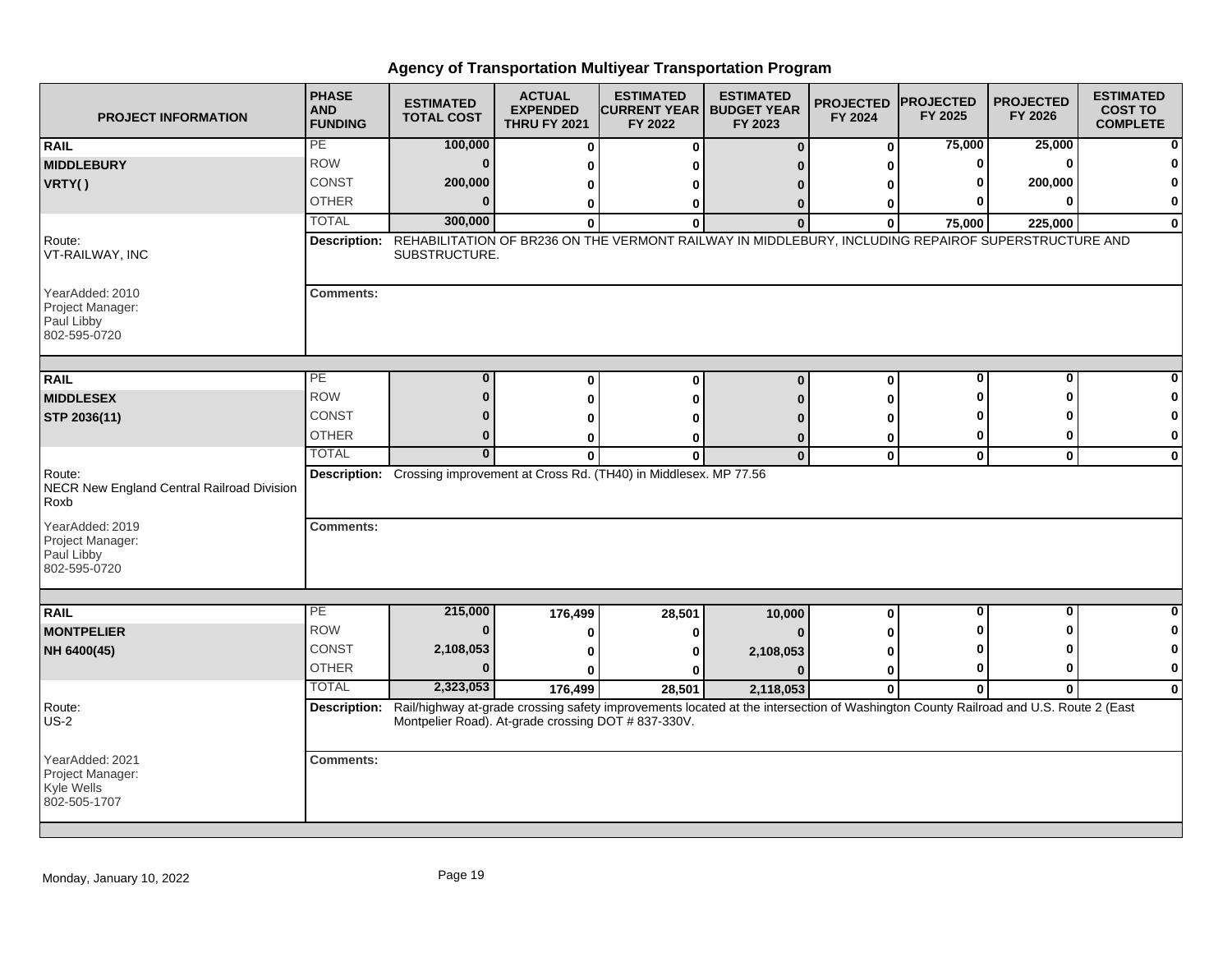# Agency of Transportation Multiyear Transportation Program

| PROJECT INFORMATION | PHASE AND FUNDING | ESTIMATED TOTAL COST | ACTUAL EXPENDED THRU FY 2021 | ESTIMATED CURRENT YEAR FY 2022 | ESTIMATED BUDGET YEAR FY 2023 | PROJECTED FY 2024 | PROJECTED FY 2025 | PROJECTED FY 2026 | ESTIMATED COST TO COMPLETE |
|---|---|---|---|---|---|---|---|---|---|
| **RAIL** | PE | 100,000 | 0 | 0 | 0 | 0 | 75,000 | 25,000 | 0 |
| **MIDDLEBURY** | ROW | 0 | 0 | 0 | 0 | 0 | 0 | 0 | 0 |
| **VRTY( )** | CONST | 200,000 | 0 | 0 | 0 | 0 | 0 | 200,000 | 0 |
| | OTHER | 0 | 0 | 0 | 0 | 0 | 0 | 0 | 0 |
| | TOTAL | 300,000 | 0 | 0 | 0 | 0 | 75,000 | 225,000 | 0 |

Route: VT-RAILWAY, INC

**Description:** REHABILITATION OF BR236 ON THE VERMONT RAILWAY IN MIDDLEBURY, INCLUDING REPAIROF SUPERSTRUCTURE AND SUBSTRUCTURE.

YearAdded: 2010
Project Manager: Paul Libby 802-595-0720

**Comments:**

| PROJECT INFORMATION | PHASE AND FUNDING | ESTIMATED TOTAL COST | ACTUAL EXPENDED THRU FY 2021 | ESTIMATED CURRENT YEAR FY 2022 | ESTIMATED BUDGET YEAR FY 2023 | PROJECTED FY 2024 | PROJECTED FY 2025 | PROJECTED FY 2026 | ESTIMATED COST TO COMPLETE |
|---|---|---|---|---|---|---|---|---|---|
| **RAIL** | PE | 0 | 0 | 0 | 0 | 0 | 0 | 0 | 0 |
| **MIDDLESEX** | ROW | 0 | 0 | 0 | 0 | 0 | 0 | 0 | 0 |
| **STP 2036(11)** | CONST | 0 | 0 | 0 | 0 | 0 | 0 | 0 | 0 |
| | OTHER | 0 | 0 | 0 | 0 | 0 | 0 | 0 | 0 |
| | TOTAL | 0 | 0 | 0 | 0 | 0 | 0 | 0 | 0 |

Route: NECR New England Central Railroad Division Roxb

**Description:** Crossing improvement at Cross Rd. (TH40) in Middlesex. MP 77.56

YearAdded: 2019
Project Manager: Paul Libby 802-595-0720

**Comments:**

| PROJECT INFORMATION | PHASE AND FUNDING | ESTIMATED TOTAL COST | ACTUAL EXPENDED THRU FY 2021 | ESTIMATED CURRENT YEAR FY 2022 | ESTIMATED BUDGET YEAR FY 2023 | PROJECTED FY 2024 | PROJECTED FY 2025 | PROJECTED FY 2026 | ESTIMATED COST TO COMPLETE |
|---|---|---|---|---|---|---|---|---|---|
| **RAIL** | PE | 215,000 | 176,499 | 28,501 | 10,000 | 0 | 0 | 0 | 0 |
| **MONTPELIER** | ROW | 0 | 0 | 0 | 0 | 0 | 0 | 0 | 0 |
| **NH 6400(45)** | CONST | 2,108,053 | 0 | 0 | 2,108,053 | 0 | 0 | 0 | 0 |
| | OTHER | 0 | 0 | 0 | 0 | 0 | 0 | 0 | 0 |
| | TOTAL | 2,323,053 | 176,499 | 28,501 | 2,118,053 | 0 | 0 | 0 | 0 |

Route: US-2

**Description:** Rail/highway at-grade crossing safety improvements located at the intersection of Washington County Railroad and U.S. Route 2 (East Montpelier Road). At-grade crossing DOT # 837-330V.

YearAdded: 2021
Project Manager: Kyle Wells 802-505-1707

**Comments:**

Monday, January 10, 2022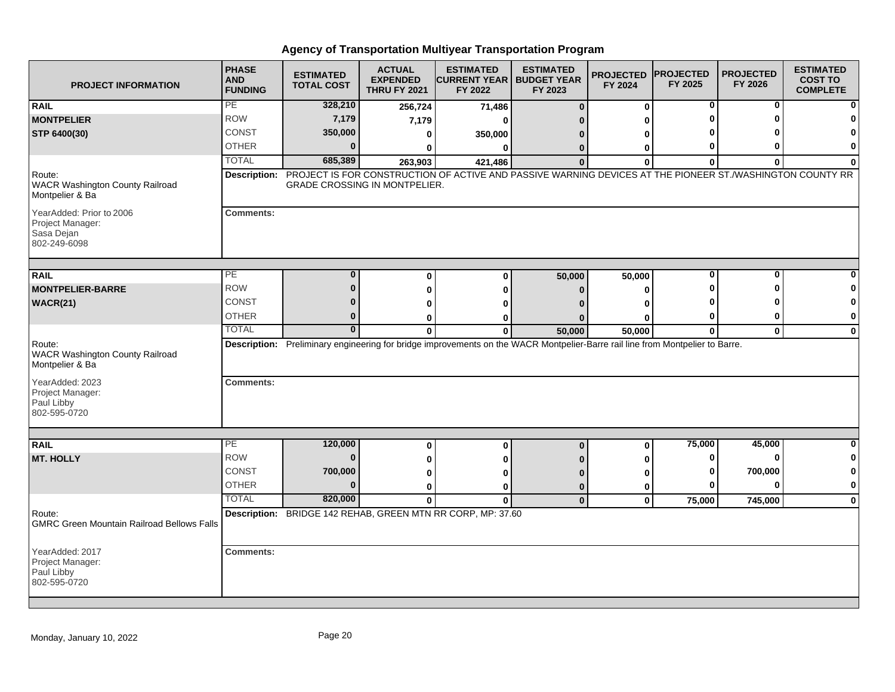# Agency of Transportation Multiyear Transportation Program

| PROJECT INFORMATION | PHASE AND FUNDING | ESTIMATED TOTAL COST | ACTUAL EXPENDED THRU FY 2021 | ESTIMATED CURRENT YEAR FY 2022 | ESTIMATED BUDGET YEAR FY 2023 | PROJECTED FY 2024 | PROJECTED FY 2025 | PROJECTED FY 2026 | ESTIMATED COST TO COMPLETE |
|---|---|---|---|---|---|---|---|---|---|
| **RAIL** | PE | 328,210 | 256,724 | 71,486 | 0 | 0 | 0 | 0 | 0 |
| **MONTPELIER** | ROW | 7,179 | 7,179 | 0 | 0 | 0 | 0 | 0 | 0 |
| **STP 6400(30)** | CONST | 350,000 | 0 | 350,000 | 0 | 0 | 0 | 0 | 0 |
| | OTHER | 0 | 0 | 0 | 0 | 0 | 0 | 0 | 0 |
| | TOTAL | 685,389 | 263,903 | 421,486 | 0 | 0 | 0 | 0 | 0 |

Route: WACR Washington County Railroad Montpelier & Ba

**Description:** PROJECT IS FOR CONSTRUCTION OF ACTIVE AND PASSIVE WARNING DEVICES AT THE PIONEER ST./WASHINGTON COUNTY RR GRADE CROSSING IN MONTPELIER.

YearAdded: Prior to 2006
Project Manager:
Sasa Dejan
802-249-6098

**Comments:**

| PROJECT INFORMATION | PHASE AND FUNDING | ESTIMATED TOTAL COST | ACTUAL EXPENDED THRU FY 2021 | ESTIMATED CURRENT YEAR FY 2022 | ESTIMATED BUDGET YEAR FY 2023 | PROJECTED FY 2024 | PROJECTED FY 2025 | PROJECTED FY 2026 | ESTIMATED COST TO COMPLETE |
|---|---|---|---|---|---|---|---|---|---|
| **RAIL** | PE | 0 | 0 | 0 | 50,000 | 50,000 | 0 | 0 | 0 |
| **MONTPELIER-BARRE** | ROW | 0 | 0 | 0 | 0 | 0 | 0 | 0 | 0 |
| **WACR(21)** | CONST | 0 | 0 | 0 | 0 | 0 | 0 | 0 | 0 |
| | OTHER | 0 | 0 | 0 | 0 | 0 | 0 | 0 | 0 |
| | TOTAL | 0 | 0 | 0 | 50,000 | 50,000 | 0 | 0 | 0 |

Route: WACR Washington County Railroad Montpelier & Ba

**Description:** Preliminary engineering for bridge improvements on the WACR Montpelier-Barre rail line from Montpelier to Barre.

YearAdded: 2023
Project Manager:
Paul Libby
802-595-0720

**Comments:**

| PROJECT INFORMATION | PHASE AND FUNDING | ESTIMATED TOTAL COST | ACTUAL EXPENDED THRU FY 2021 | ESTIMATED CURRENT YEAR FY 2022 | ESTIMATED BUDGET YEAR FY 2023 | PROJECTED FY 2024 | PROJECTED FY 2025 | PROJECTED FY 2026 | ESTIMATED COST TO COMPLETE |
|---|---|---|---|---|---|---|---|---|---|
| **RAIL** | PE | 120,000 | 0 | 0 | 0 | 0 | 75,000 | 45,000 | 0 |
| **MT. HOLLY** | ROW | 0 | 0 | 0 | 0 | 0 | 0 | 0 | 0 |
| | CONST | 700,000 | 0 | 0 | 0 | 0 | 0 | 700,000 | 0 |
| | OTHER | 0 | 0 | 0 | 0 | 0 | 0 | 0 | 0 |
| | TOTAL | 820,000 | 0 | 0 | 0 | 0 | 75,000 | 745,000 | 0 |

Route: GMRC Green Mountain Railroad Bellows Falls

**Description:** BRIDGE 142 REHAB, GREEN MTN RR CORP, MP: 37.60

YearAdded: 2017
Project Manager:
Paul Libby
802-595-0720

**Comments:**

Monday, January 10, 2022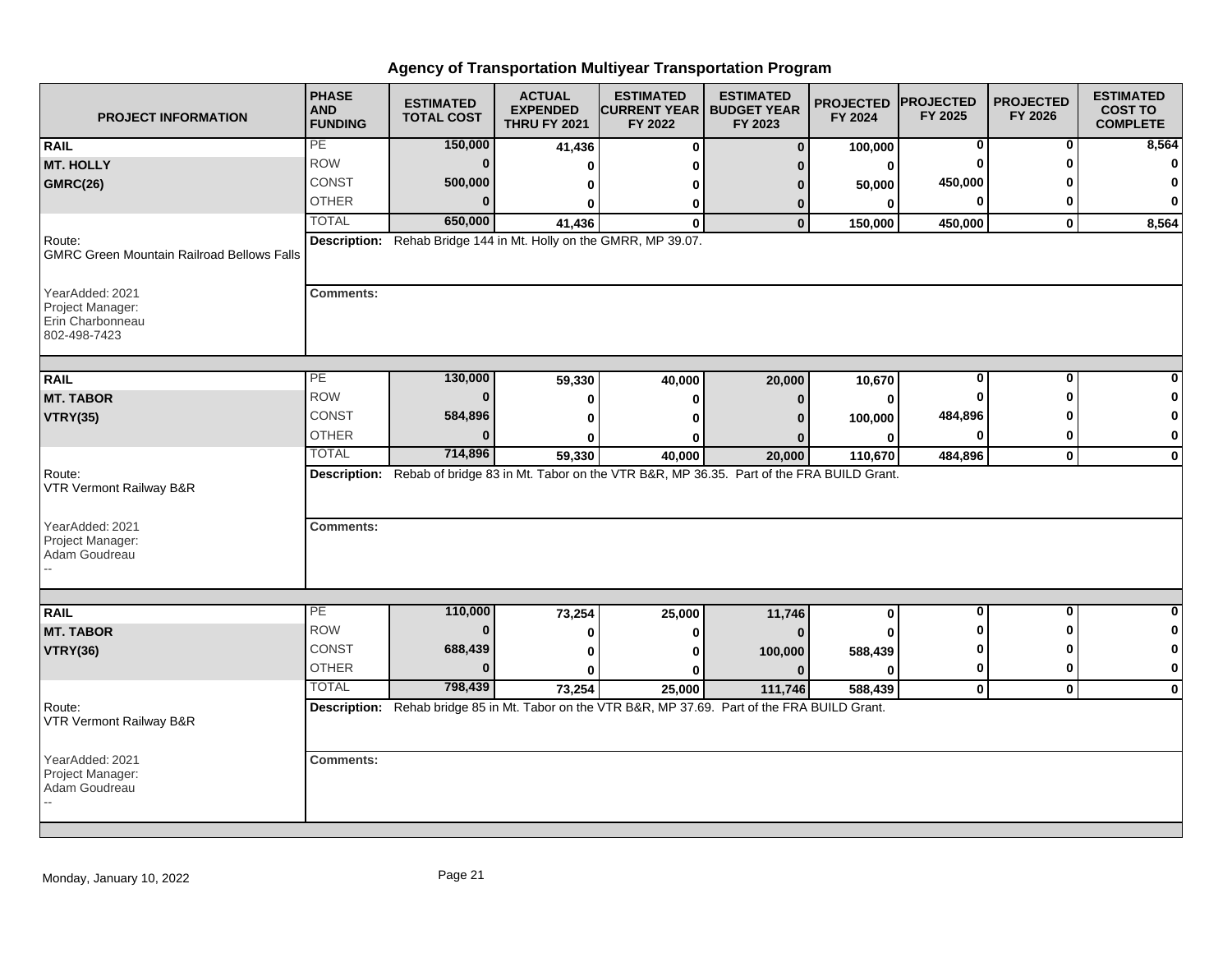# Agency of Transportation Multiyear Transportation Program

| PROJECT INFORMATION | PHASE AND FUNDING | ESTIMATED TOTAL COST | ACTUAL EXPENDED THRU FY 2021 | ESTIMATED CURRENT YEAR FY 2022 | ESTIMATED BUDGET YEAR FY 2023 | PROJECTED FY 2024 | PROJECTED FY 2025 | PROJECTED FY 2026 | ESTIMATED COST TO COMPLETE |
|---|---|---|---|---|---|---|---|---|---|
| **RAIL** | PE | 150,000 | 41,436 | 0 | 0 | 100,000 | 0 | 0 | 8,564 |
| **MT. HOLLY** | ROW | 0 | 0 | 0 | 0 | 0 | 0 | 0 | 0 |
| **GMRC(26)** | CONST | 500,000 | 0 | 0 | 0 | 50,000 | 450,000 | 0 | 0 |
| | OTHER | 0 | 0 | 0 | 0 | 0 | 0 | 0 | 0 |
| | TOTAL | 650,000 | 41,436 | 0 | 0 | 150,000 | 450,000 | 0 | 8,564 |
| Route: GMRC Green Mountain Railroad Bellows Falls | **Description:** Rehab Bridge 144 in Mt. Holly on the GMRR, MP 39.07. | | | | | | | | |
| YearAdded: 2021<br>Project Manager:<br>Erin Charbonneau<br>802-498-7423 | **Comments:** | | | | | | | | |
| **RAIL** | PE | 130,000 | 59,330 | 40,000 | 20,000 | 10,670 | 0 | 0 | 0 |
| **MT. TABOR** | ROW | 0 | 0 | 0 | 0 | 0 | 0 | 0 | 0 |
| **VTRY(35)** | CONST | 584,896 | 0 | 0 | 0 | 100,000 | 484,896 | 0 | 0 |
| | OTHER | 0 | 0 | 0 | 0 | 0 | 0 | 0 | 0 |
| | TOTAL | 714,896 | 59,330 | 40,000 | 20,000 | 110,670 | 484,896 | 0 | 0 |
| Route: VTR Vermont Railway B&R | **Description:** Rebab of bridge 83 in Mt. Tabor on the VTR B&R, MP 36.35. Part of the FRA BUILD Grant. | | | | | | | | |
| YearAdded: 2021<br>Project Manager:<br>Adam Goudreau<br>-- | **Comments:** | | | | | | | | |
| **RAIL** | PE | 110,000 | 73,254 | 25,000 | 11,746 | 0 | 0 | 0 | 0 |
| **MT. TABOR** | ROW | 0 | 0 | 0 | 0 | 0 | 0 | 0 | 0 |
| **VTRY(36)** | CONST | 688,439 | 0 | 0 | 100,000 | 588,439 | 0 | 0 | 0 |
| | OTHER | 0 | 0 | 0 | 0 | 0 | 0 | 0 | 0 |
| | TOTAL | 798,439 | 73,254 | 25,000 | 111,746 | 588,439 | 0 | 0 | 0 |
| Route: VTR Vermont Railway B&R | **Description:** Rehab bridge 85 in Mt. Tabor on the VTR B&R, MP 37.69. Part of the FRA BUILD Grant. | | | | | | | | |
| YearAdded: 2021<br>Project Manager:<br>Adam Goudreau<br>-- | **Comments:** | | | | | | | | |

Monday, January 10, 2022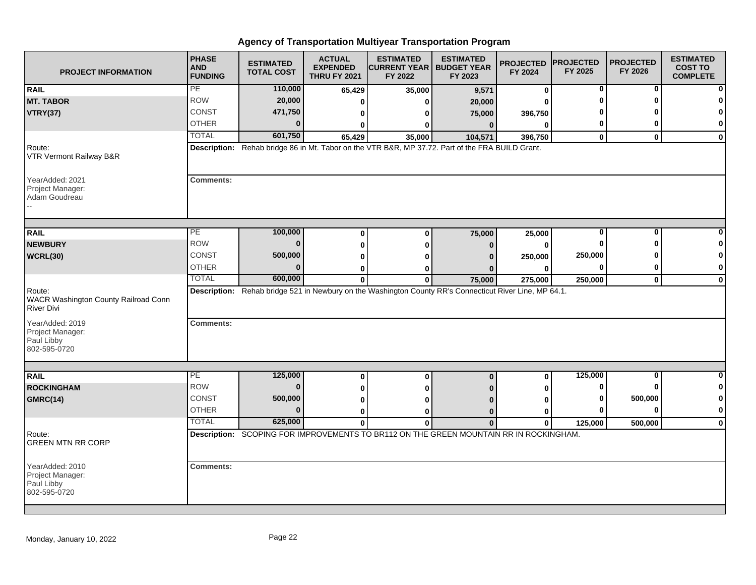# Agency of Transportation Multiyear Transportation Program

| PROJECT INFORMATION | PHASE AND FUNDING | ESTIMATED TOTAL COST | ACTUAL EXPENDED THRU FY 2021 | ESTIMATED CURRENT YEAR FY 2022 | ESTIMATED BUDGET YEAR FY 2023 | PROJECTED FY 2024 | PROJECTED FY 2025 | PROJECTED FY 2026 | ESTIMATED COST TO COMPLETE |
|---|---|---|---|---|---|---|---|---|---|
| **RAIL** | PE | **110,000** | **65,429** | **35,000** | **9,571** | **0** | **0** | **0** | **0** |
| **MT. TABOR** | ROW | **20,000** | **0** | **0** | **20,000** | **0** | **0** | **0** | **0** |
| **VTRY(37)** | CONST | **471,750** | **0** | **0** | **75,000** | **396,750** | **0** | **0** | **0** |
| | OTHER | **0** | **0** | **0** | **0** | **0** | **0** | **0** | **0** |
| | TOTAL | **601,750** | **65,429** | **35,000** | **104,571** | **396,750** | **0** | **0** | **0** |

Route: VTR Vermont Railway B&R

**Description:** Rehab bridge 86 in Mt. Tabor on the VTR B&R, MP 37.72. Part of the FRA BUILD Grant.

YearAdded: 2021
Project Manager: Adam Goudreau
--

**Comments:**

| PROJECT INFORMATION | PHASE AND FUNDING | ESTIMATED TOTAL COST | ACTUAL EXPENDED THRU FY 2021 | ESTIMATED CURRENT YEAR FY 2022 | ESTIMATED BUDGET YEAR FY 2023 | PROJECTED FY 2024 | PROJECTED FY 2025 | PROJECTED FY 2026 | ESTIMATED COST TO COMPLETE |
|---|---|---|---|---|---|---|---|---|---|
| **RAIL** | PE | **100,000** | **0** | **0** | **75,000** | **25,000** | **0** | **0** | **0** |
| **NEWBURY** | ROW | **0** | **0** | **0** | **0** | **0** | **0** | **0** | **0** |
| **WCRL(30)** | CONST | **500,000** | **0** | **0** | **0** | **250,000** | **250,000** | **0** | **0** |
| | OTHER | **0** | **0** | **0** | **0** | **0** | **0** | **0** | **0** |
| | TOTAL | **600,000** | **0** | **0** | **75,000** | **275,000** | **250,000** | **0** | **0** |

Route: WACR Washington County Railroad Conn River Divi

**Description:** Rehab bridge 521 in Newbury on the Washington County RR's Connecticut River Line, MP 64.1.

YearAdded: 2019
Project Manager: Paul Libby
802-595-0720

**Comments:**

| PROJECT INFORMATION | PHASE AND FUNDING | ESTIMATED TOTAL COST | ACTUAL EXPENDED THRU FY 2021 | ESTIMATED CURRENT YEAR FY 2022 | ESTIMATED BUDGET YEAR FY 2023 | PROJECTED FY 2024 | PROJECTED FY 2025 | PROJECTED FY 2026 | ESTIMATED COST TO COMPLETE |
|---|---|---|---|---|---|---|---|---|---|
| **RAIL** | PE | **125,000** | **0** | **0** | **0** | **0** | **125,000** | **0** | **0** |
| **ROCKINGHAM** | ROW | **0** | **0** | **0** | **0** | **0** | **0** | **0** | **0** |
| **GMRC(14)** | CONST | **500,000** | **0** | **0** | **0** | **0** | **0** | **500,000** | **0** |
| | OTHER | **0** | **0** | **0** | **0** | **0** | **0** | **0** | **0** |
| | TOTAL | **625,000** | **0** | **0** | **0** | **0** | **125,000** | **500,000** | **0** |

Route: GREEN MTN RR CORP

**Description:** SCOPING FOR IMPROVEMENTS TO BR112 ON THE GREEN MOUNTAIN RR IN ROCKINGHAM.

YearAdded: 2010
Project Manager: Paul Libby
802-595-0720

**Comments:**

Monday, January 10, 2022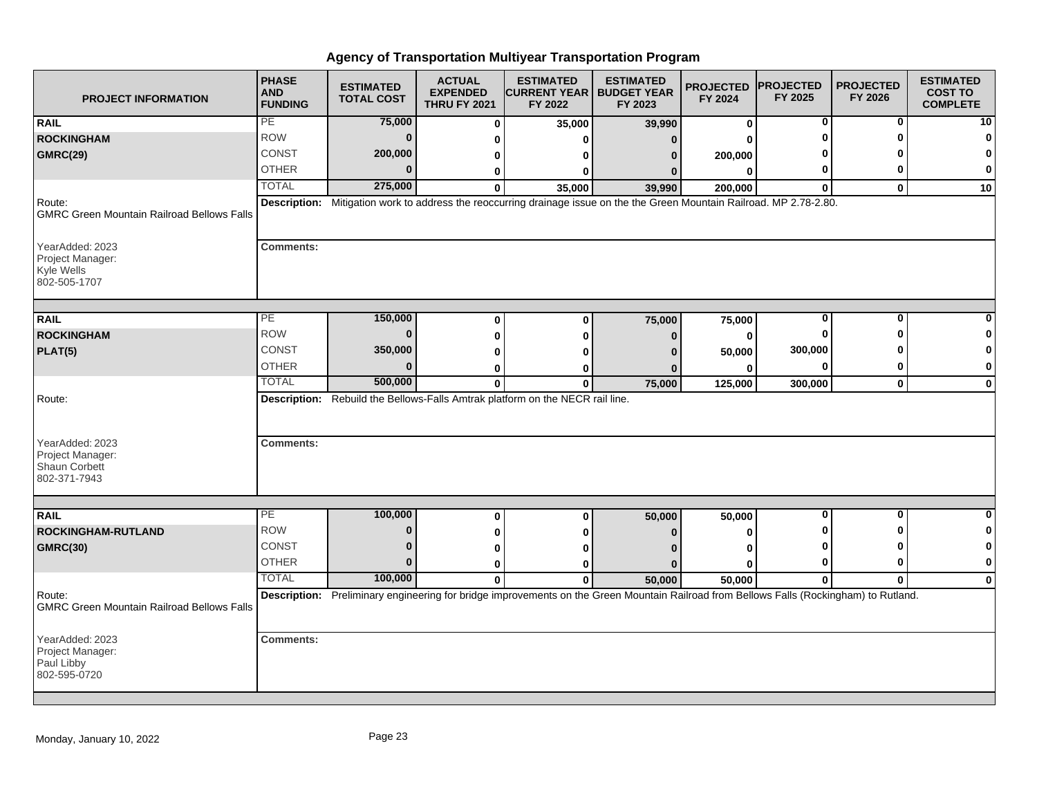# Agency of Transportation Multiyear Transportation Program

| PROJECT INFORMATION | PHASE AND FUNDING | ESTIMATED TOTAL COST | ACTUAL EXPENDED THRU FY 2021 | ESTIMATED CURRENT YEAR FY 2022 | ESTIMATED BUDGET YEAR FY 2023 | PROJECTED FY 2024 | PROJECTED FY 2025 | PROJECTED FY 2026 | ESTIMATED COST TO COMPLETE |
|---|---|---|---|---|---|---|---|---|---|
| **RAIL** | PE | 75,000 | 0 | 35,000 | 39,990 | 0 | 0 | 0 | 10 |
| **ROCKINGHAM** | ROW | 0 | 0 | 0 | 0 | 0 | 0 | 0 | 0 |
| **GMRC(29)** | CONST | 200,000 | 0 | 0 | 0 | 200,000 | 0 | 0 | 0 |
| | OTHER | 0 | 0 | 0 | 0 | 0 | 0 | 0 | 0 |
| | TOTAL | 275,000 | 0 | 35,000 | 39,990 | 200,000 | 0 | 0 | 10 |
| Route: GMRC Green Mountain Railroad Bellows Falls | **Description:** Mitigation work to address the reoccurring drainage issue on the the Green Mountain Railroad. MP 2.78-2.80. | | | | | | | | |
| YearAdded: 2023 Project Manager: Kyle Wells 802-505-1707 | **Comments:** | | | | | | | | |
| **RAIL** | PE | 150,000 | 0 | 0 | 75,000 | 75,000 | 0 | 0 | 0 |
| **ROCKINGHAM** | ROW | 0 | 0 | 0 | 0 | 0 | 0 | 0 | 0 |
| **PLAT(5)** | CONST | 350,000 | 0 | 0 | 0 | 50,000 | 300,000 | 0 | 0 |
| | OTHER | 0 | 0 | 0 | 0 | 0 | 0 | 0 | 0 |
| | TOTAL | 500,000 | 0 | 0 | 75,000 | 125,000 | 300,000 | 0 | 0 |
| Route: | **Description:** Rebuild the Bellows-Falls Amtrak platform on the NECR rail line. | | | | | | | | |
| YearAdded: 2023 Project Manager: Shaun Corbett 802-371-7943 | **Comments:** | | | | | | | | |
| **RAIL** | PE | 100,000 | 0 | 0 | 50,000 | 50,000 | 0 | 0 | 0 |
| **ROCKINGHAM-RUTLAND** | ROW | 0 | 0 | 0 | 0 | 0 | 0 | 0 | 0 |
| **GMRC(30)** | CONST | 0 | 0 | 0 | 0 | 0 | 0 | 0 | 0 |
| | OTHER | 0 | 0 | 0 | 0 | 0 | 0 | 0 | 0 |
| | TOTAL | 100,000 | 0 | 0 | 50,000 | 50,000 | 0 | 0 | 0 |
| Route: GMRC Green Mountain Railroad Bellows Falls | **Description:** Preliminary engineering for bridge improvements on the Green Mountain Railroad from Bellows Falls (Rockingham) to Rutland. | | | | | | | | |
| YearAdded: 2023 Project Manager: Paul Libby 802-595-0720 | **Comments:** | | | | | | | | |

Monday, January 10, 2022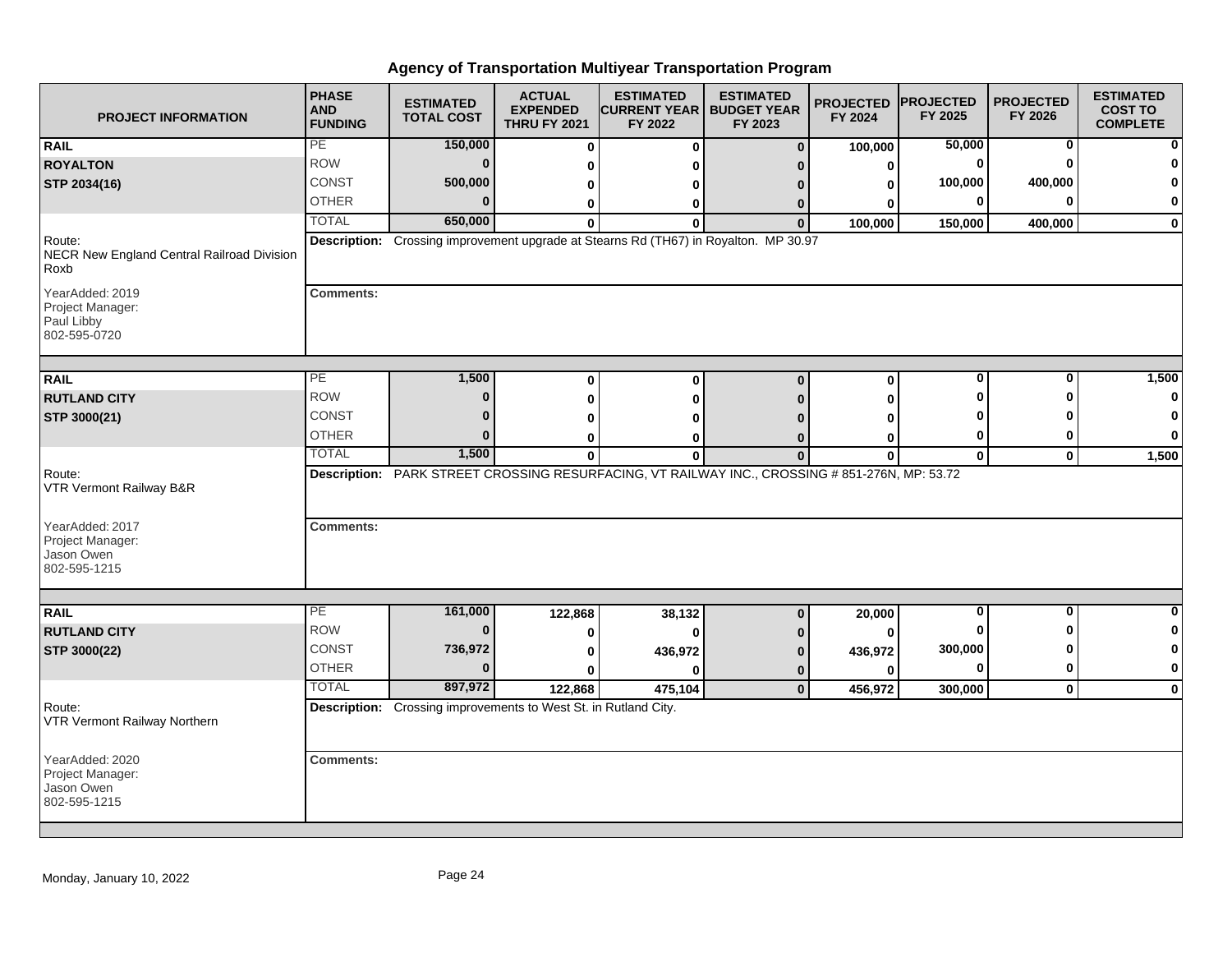# Agency of Transportation Multiyear Transportation Program

| PROJECT INFORMATION | PHASE AND FUNDING | ESTIMATED TOTAL COST | ACTUAL EXPENDED THRU FY 2021 | ESTIMATED CURRENT YEAR FY 2022 | ESTIMATED BUDGET YEAR FY 2023 | PROJECTED FY 2024 | PROJECTED FY 2025 | PROJECTED FY 2026 | ESTIMATED COST TO COMPLETE |
|---|---|---|---|---|---|---|---|---|---|
| **RAIL** | PE | **150,000** | **0** | **0** | **0** | **100,000** | **50,000** | **0** | **0** |
| **ROYALTON** | ROW | **0** | **0** | **0** | **0** | **0** | **0** | **0** | **0** |
| **STP 2034(16)** | CONST | **500,000** | **0** | **0** | **0** | **0** | **100,000** | **400,000** | **0** |
| | OTHER | **0** | **0** | **0** | **0** | **0** | **0** | **0** | **0** |
| | TOTAL | **650,000** | **0** | **0** | **0** | **100,000** | **150,000** | **400,000** | **0** |

Route: NECR New England Central Railroad Division Roxb

**Description:** Crossing improvement upgrade at Stearns Rd (TH67) in Royalton. MP 30.97

YearAdded: 2019
Project Manager: Paul Libby
802-595-0720

**Comments:**

| PROJECT INFORMATION | PHASE AND FUNDING | ESTIMATED TOTAL COST | ACTUAL EXPENDED THRU FY 2021 | ESTIMATED CURRENT YEAR FY 2022 | ESTIMATED BUDGET YEAR FY 2023 | PROJECTED FY 2024 | PROJECTED FY 2025 | PROJECTED FY 2026 | ESTIMATED COST TO COMPLETE |
|---|---|---|---|---|---|---|---|---|---|
| **RAIL** | PE | **1,500** | **0** | **0** | **0** | **0** | **0** | **0** | **1,500** |
| **RUTLAND CITY** | ROW | **0** | **0** | **0** | **0** | **0** | **0** | **0** | **0** |
| **STP 3000(21)** | CONST | **0** | **0** | **0** | **0** | **0** | **0** | **0** | **0** |
| | OTHER | **0** | **0** | **0** | **0** | **0** | **0** | **0** | **0** |
| | TOTAL | **1,500** | **0** | **0** | **0** | **0** | **0** | **0** | **1,500** |

Route: VTR Vermont Railway B&R

**Description:** PARK STREET CROSSING RESURFACING, VT RAILWAY INC., CROSSING # 851-276N, MP: 53.72

YearAdded: 2017
Project Manager: Jason Owen
802-595-1215

**Comments:**

| PROJECT INFORMATION | PHASE AND FUNDING | ESTIMATED TOTAL COST | ACTUAL EXPENDED THRU FY 2021 | ESTIMATED CURRENT YEAR FY 2022 | ESTIMATED BUDGET YEAR FY 2023 | PROJECTED FY 2024 | PROJECTED FY 2025 | PROJECTED FY 2026 | ESTIMATED COST TO COMPLETE |
|---|---|---|---|---|---|---|---|---|---|
| **RAIL** | PE | **161,000** | **122,868** | **38,132** | **0** | **20,000** | **0** | **0** | **0** |
| **RUTLAND CITY** | ROW | **0** | **0** | **0** | **0** | **0** | **0** | **0** | **0** |
| **STP 3000(22)** | CONST | **736,972** | **0** | **436,972** | **0** | **436,972** | **300,000** | **0** | **0** |
| | OTHER | **0** | **0** | **0** | **0** | **0** | **0** | **0** | **0** |
| | TOTAL | **897,972** | **122,868** | **475,104** | **0** | **456,972** | **300,000** | **0** | **0** |

Route: VTR Vermont Railway Northern

**Description:** Crossing improvements to West St. in Rutland City.

YearAdded: 2020
Project Manager: Jason Owen
802-595-1215

**Comments:**

Monday, January 10, 2022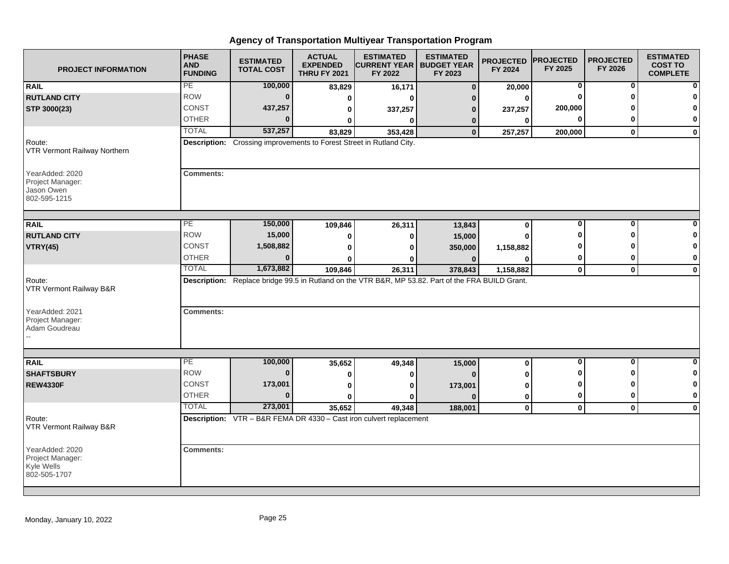# Agency of Transportation Multiyear Transportation Program

| PROJECT INFORMATION | PHASE AND FUNDING | ESTIMATED TOTAL COST | ACTUAL EXPENDED THRU FY 2021 | ESTIMATED CURRENT YEAR FY 2022 | ESTIMATED BUDGET YEAR FY 2023 | PROJECTED FY 2024 | PROJECTED FY 2025 | PROJECTED FY 2026 | ESTIMATED COST TO COMPLETE |
|---|---|---|---|---|---|---|---|---|---|
| **RAIL** | PE | **100,000** | **83,829** | **16,171** | **0** | **20,000** | **0** | **0** | **0** |
| **RUTLAND CITY** | ROW | **0** | **0** | **0** | **0** | **0** | **0** | **0** | **0** |
| **STP 3000(23)** | CONST | **437,257** | **0** | **337,257** | **0** | **237,257** | **200,000** | **0** | **0** |
| | OTHER | **0** | **0** | **0** | **0** | **0** | **0** | **0** | **0** |
| | TOTAL | **537,257** | **83,829** | **353,428** | **0** | **257,257** | **200,000** | **0** | **0** |
| Route: VTR Vermont Railway Northern | **Description:** Crossing improvements to Forest Street in Rutland City. | | | | | | | | |
| YearAdded: 2020<br>Project Manager:<br>Jason Owen<br>802-595-1215 | **Comments:** | | | | | | | | |
| **RAIL** | PE | **150,000** | **109,846** | **26,311** | **13,843** | **0** | **0** | **0** | **0** |
| **RUTLAND CITY** | ROW | **15,000** | **0** | **0** | **15,000** | **0** | **0** | **0** | **0** |
| **VTRY(45)** | CONST | **1,508,882** | **0** | **0** | **350,000** | **1,158,882** | **0** | **0** | **0** |
| | OTHER | **0** | **0** | **0** | **0** | **0** | **0** | **0** | **0** |
| | TOTAL | **1,673,882** | **109,846** | **26,311** | **378,843** | **1,158,882** | **0** | **0** | **0** |
| Route: VTR Vermont Railway B&R | **Description:** Replace bridge 99.5 in Rutland on the VTR B&R, MP 53.82. Part of the FRA BUILD Grant. | | | | | | | | |
| YearAdded: 2021<br>Project Manager:<br>Adam Goudreau<br>-- | **Comments:** | | | | | | | | |
| **RAIL** | PE | **100,000** | **35,652** | **49,348** | **15,000** | **0** | **0** | **0** | **0** |
| **SHAFTSBURY** | ROW | **0** | **0** | **0** | **0** | **0** | **0** | **0** | **0** |
| **REW4330F** | CONST | **173,001** | **0** | **0** | **173,001** | **0** | **0** | **0** | **0** |
| | OTHER | **0** | **0** | **0** | **0** | **0** | **0** | **0** | **0** |
| | TOTAL | **273,001** | **35,652** | **49,348** | **188,001** | **0** | **0** | **0** | **0** |
| Route: VTR Vermont Railway B&R | **Description:** VTR – B&R FEMA DR 4330 – Cast iron culvert replacement | | | | | | | | |
| YearAdded: 2020<br>Project Manager:<br>Kyle Wells<br>802-505-1707 | **Comments:** | | | | | | | | |

Monday, January 10, 2022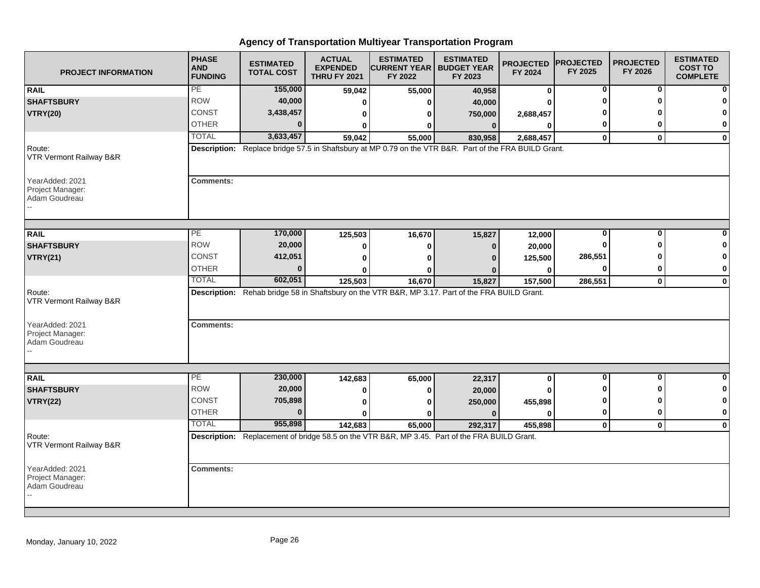# Agency of Transportation Multiyear Transportation Program

| PROJECT INFORMATION | PHASE AND FUNDING | ESTIMATED TOTAL COST | ACTUAL EXPENDED THRU FY 2021 | ESTIMATED CURRENT YEAR FY 2022 | ESTIMATED BUDGET YEAR FY 2023 | PROJECTED FY 2024 | PROJECTED FY 2025 | PROJECTED FY 2026 | ESTIMATED COST TO COMPLETE |
|---|---|---|---|---|---|---|---|---|---|
| **RAIL** | PE | 155,000 | 59,042 | 55,000 | 40,958 | 0 | 0 | 0 | 0 |
| **SHAFTSBURY** | ROW | 40,000 | 0 | 0 | 40,000 | 0 | 0 | 0 | 0 |
| **VTRY(20)** | CONST | 3,438,457 | 0 | 0 | 750,000 | 2,688,457 | 0 | 0 | 0 |
| | OTHER | 0 | 0 | 0 | 0 | 0 | 0 | 0 | 0 |
| | TOTAL | 3,633,457 | 59,042 | 55,000 | 830,958 | 2,688,457 | 0 | 0 | 0 |

Route: VTR Vermont Railway B&R

**Description:** Replace bridge 57.5 in Shaftsbury at MP 0.79 on the VTR B&R. Part of the FRA BUILD Grant.

YearAdded: 2021
Project Manager: Adam Goudreau
--

**Comments:**

| PROJECT INFORMATION | PHASE AND FUNDING | ESTIMATED TOTAL COST | ACTUAL EXPENDED THRU FY 2021 | ESTIMATED CURRENT YEAR FY 2022 | ESTIMATED BUDGET YEAR FY 2023 | PROJECTED FY 2024 | PROJECTED FY 2025 | PROJECTED FY 2026 | ESTIMATED COST TO COMPLETE |
|---|---|---|---|---|---|---|---|---|---|
| **RAIL** | PE | 170,000 | 125,503 | 16,670 | 15,827 | 12,000 | 0 | 0 | 0 |
| **SHAFTSBURY** | ROW | 20,000 | 0 | 0 | 0 | 20,000 | 0 | 0 | 0 |
| **VTRY(21)** | CONST | 412,051 | 0 | 0 | 0 | 125,500 | 286,551 | 0 | 0 |
| | OTHER | 0 | 0 | 0 | 0 | 0 | 0 | 0 | 0 |
| | TOTAL | 602,051 | 125,503 | 16,670 | 15,827 | 157,500 | 286,551 | 0 | 0 |

Route: VTR Vermont Railway B&R

**Description:** Rehab bridge 58 in Shaftsbury on the VTR B&R, MP 3.17. Part of the FRA BUILD Grant.

YearAdded: 2021
Project Manager: Adam Goudreau
--

**Comments:**

| PROJECT INFORMATION | PHASE AND FUNDING | ESTIMATED TOTAL COST | ACTUAL EXPENDED THRU FY 2021 | ESTIMATED CURRENT YEAR FY 2022 | ESTIMATED BUDGET YEAR FY 2023 | PROJECTED FY 2024 | PROJECTED FY 2025 | PROJECTED FY 2026 | ESTIMATED COST TO COMPLETE |
|---|---|---|---|---|---|---|---|---|---|
| **RAIL** | PE | 230,000 | 142,683 | 65,000 | 22,317 | 0 | 0 | 0 | 0 |
| **SHAFTSBURY** | ROW | 20,000 | 0 | 0 | 20,000 | 0 | 0 | 0 | 0 |
| **VTRY(22)** | CONST | 705,898 | 0 | 0 | 250,000 | 455,898 | 0 | 0 | 0 |
| | OTHER | 0 | 0 | 0 | 0 | 0 | 0 | 0 | 0 |
| | TOTAL | 955,898 | 142,683 | 65,000 | 292,317 | 455,898 | 0 | 0 | 0 |

Route: VTR Vermont Railway B&R

**Description:** Replacement of bridge 58.5 on the VTR B&R, MP 3.45. Part of the FRA BUILD Grant.

YearAdded: 2021
Project Manager: Adam Goudreau
--

**Comments:**

Monday, January 10, 2022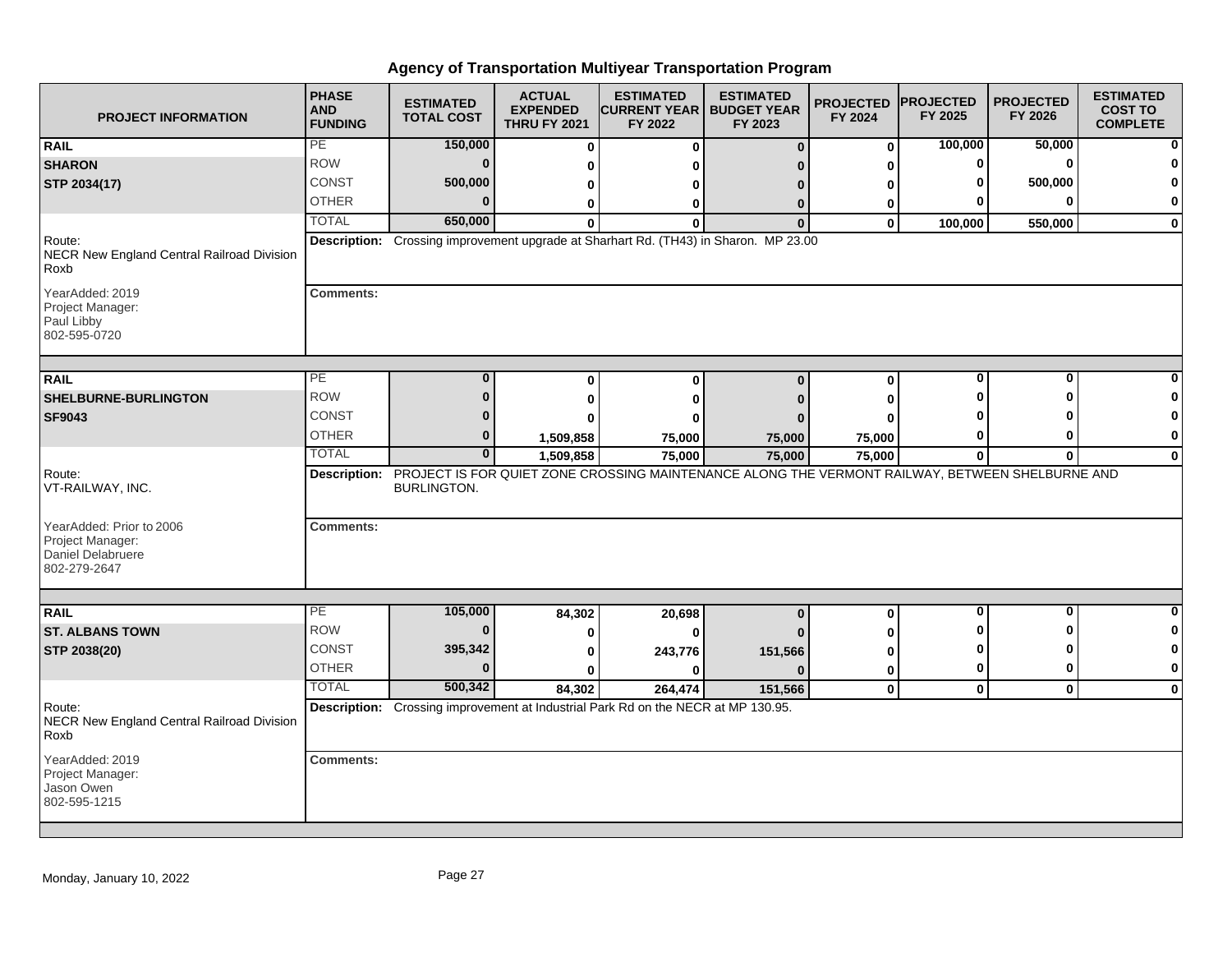# Agency of Transportation Multiyear Transportation Program

| PROJECT INFORMATION | PHASE AND FUNDING | ESTIMATED TOTAL COST | ACTUAL EXPENDED THRU FY 2021 | ESTIMATED CURRENT YEAR FY 2022 | ESTIMATED BUDGET YEAR FY 2023 | PROJECTED FY 2024 | PROJECTED FY 2025 | PROJECTED FY 2026 | ESTIMATED COST TO COMPLETE |
|---|---|---|---|---|---|---|---|---|---|
| **RAIL** | PE | 150,000 | 0 | 0 | 0 | 0 | 100,000 | 50,000 | 0 |
| **SHARON** | ROW | 0 | 0 | 0 | 0 | 0 | 0 | 0 | 0 |
| **STP 2034(17)** | CONST | 500,000 | 0 | 0 | 0 | 0 | 0 | 500,000 | 0 |
| | OTHER | 0 | 0 | 0 | 0 | 0 | 0 | 0 | 0 |
| | TOTAL | 650,000 | 0 | 0 | 0 | 0 | 100,000 | 550,000 | 0 |
| Route: NECR New England Central Railroad Division Roxb | **Description:** Crossing improvement upgrade at Sharhart Rd. (TH43) in Sharon. MP 23.00 | | | | | | | | |
| YearAdded: 2019 Project Manager: Paul Libby 802-595-0720 | **Comments:** | | | | | | | | |
| **RAIL** | PE | 0 | 0 | 0 | 0 | 0 | 0 | 0 | 0 |
| **SHELBURNE-BURLINGTON** | ROW | 0 | 0 | 0 | 0 | 0 | 0 | 0 | 0 |
| **SF9043** | CONST | 0 | 0 | 0 | 0 | 0 | 0 | 0 | 0 |
| | OTHER | 0 | 1,509,858 | 75,000 | 75,000 | 75,000 | 0 | 0 | 0 |
| | TOTAL | 0 | 1,509,858 | 75,000 | 75,000 | 75,000 | 0 | 0 | 0 |
| Route: VT-RAILWAY, INC. | **Description:** PROJECT IS FOR QUIET ZONE CROSSING MAINTENANCE ALONG THE VERMONT RAILWAY, BETWEEN SHELBURNE AND BURLINGTON. | | | | | | | | |
| YearAdded: Prior to 2006 Project Manager: Daniel Delabruere 802-279-2647 | **Comments:** | | | | | | | | |
| **RAIL** | PE | 105,000 | 84,302 | 20,698 | 0 | 0 | 0 | 0 | 0 |
| **ST. ALBANS TOWN** | ROW | 0 | 0 | 0 | 0 | 0 | 0 | 0 | 0 |
| **STP 2038(20)** | CONST | 395,342 | 0 | 243,776 | 151,566 | 0 | 0 | 0 | 0 |
| | OTHER | 0 | 0 | 0 | 0 | 0 | 0 | 0 | 0 |
| | TOTAL | 500,342 | 84,302 | 264,474 | 151,566 | 0 | 0 | 0 | 0 |
| Route: NECR New England Central Railroad Division Roxb | **Description:** Crossing improvement at Industrial Park Rd on the NECR at MP 130.95. | | | | | | | | |
| YearAdded: 2019 Project Manager: Jason Owen 802-595-1215 | **Comments:** | | | | | | | | |

Monday, January 10, 2022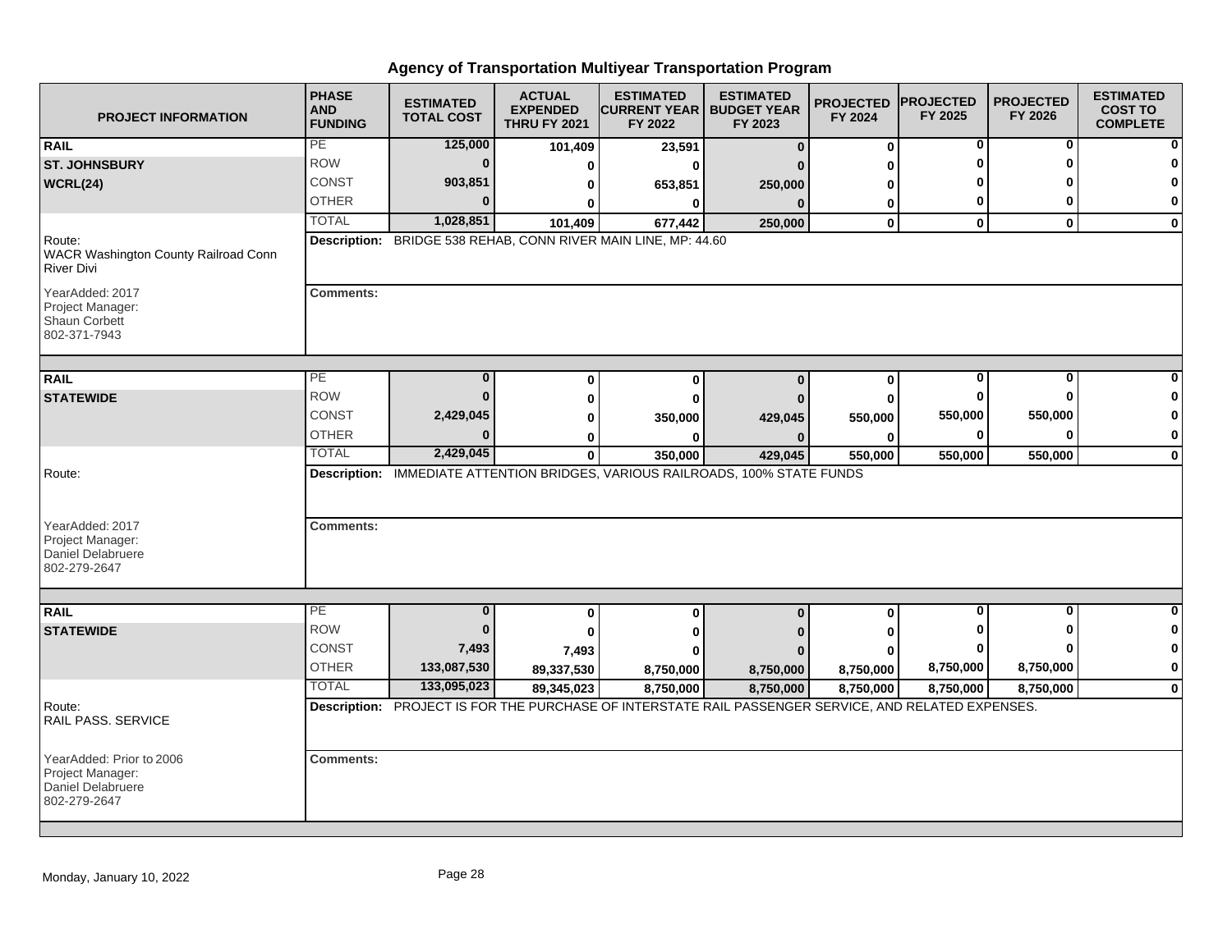# Agency of Transportation Multiyear Transportation Program

| PROJECT INFORMATION | PHASE AND FUNDING | ESTIMATED TOTAL COST | ACTUAL EXPENDED THRU FY 2021 | ESTIMATED CURRENT YEAR FY 2022 | ESTIMATED BUDGET YEAR FY 2023 | PROJECTED FY 2024 | PROJECTED FY 2025 | PROJECTED FY 2026 | ESTIMATED COST TO COMPLETE |
|---|---|---|---|---|---|---|---|---|---|
| **RAIL** | PE | **125,000** | **101,409** | **23,591** | **0** | **0** | **0** | **0** | **0** |
| **ST. JOHNSBURY** | ROW | **0** | **0** | **0** | **0** | **0** | **0** | **0** | **0** |
| **WCRL(24)** | CONST | **903,851** | **0** | **653,851** | **250,000** | **0** | **0** | **0** | **0** |
| | OTHER | **0** | **0** | **0** | **0** | **0** | **0** | **0** | **0** |
| | TOTAL | **1,028,851** | **101,409** | **677,442** | **250,000** | **0** | **0** | **0** | **0** |
| Route: WACR Washington County Railroad Conn River Divi | **Description:** BRIDGE 538 REHAB, CONN RIVER MAIN LINE, MP: 44.60 | | | | | | | | |
| YearAdded: 2017<br>Project Manager:<br>Shaun Corbett<br>802-371-7943 | **Comments:** | | | | | | | | |
| **RAIL** | PE | **0** | **0** | **0** | **0** | **0** | **0** | **0** | **0** |
| **STATEWIDE** | ROW | **0** | **0** | **0** | **0** | **0** | **0** | **0** | **0** |
| | CONST | **2,429,045** | **0** | **350,000** | **429,045** | **550,000** | **550,000** | **550,000** | **0** |
| | OTHER | **0** | **0** | **0** | **0** | **0** | **0** | **0** | **0** |
| | TOTAL | **2,429,045** | **0** | **350,000** | **429,045** | **550,000** | **550,000** | **550,000** | **0** |
| Route: | **Description:** IMMEDIATE ATTENTION BRIDGES, VARIOUS RAILROADS, 100% STATE FUNDS | | | | | | | | |
| YearAdded: 2017<br>Project Manager:<br>Daniel Delabruere<br>802-279-2647 | **Comments:** | | | | | | | | |
| **RAIL** | PE | **0** | **0** | **0** | **0** | **0** | **0** | **0** | **0** |
| **STATEWIDE** | ROW | **0** | **0** | **0** | **0** | **0** | **0** | **0** | **0** |
| | CONST | **7,493** | **7,493** | **0** | **0** | **0** | **0** | **0** | **0** |
| | OTHER | **133,087,530** | **89,337,530** | **8,750,000** | **8,750,000** | **8,750,000** | **8,750,000** | **8,750,000** | **0** |
| | TOTAL | **133,095,023** | **89,345,023** | **8,750,000** | **8,750,000** | **8,750,000** | **8,750,000** | **8,750,000** | **0** |
| Route: RAIL PASS. SERVICE | **Description:** PROJECT IS FOR THE PURCHASE OF INTERSTATE RAIL PASSENGER SERVICE, AND RELATED EXPENSES. | | | | | | | | |
| YearAdded: Prior to 2006<br>Project Manager:<br>Daniel Delabruere<br>802-279-2647 | **Comments:** | | | | | | | | |

Monday, January 10, 2022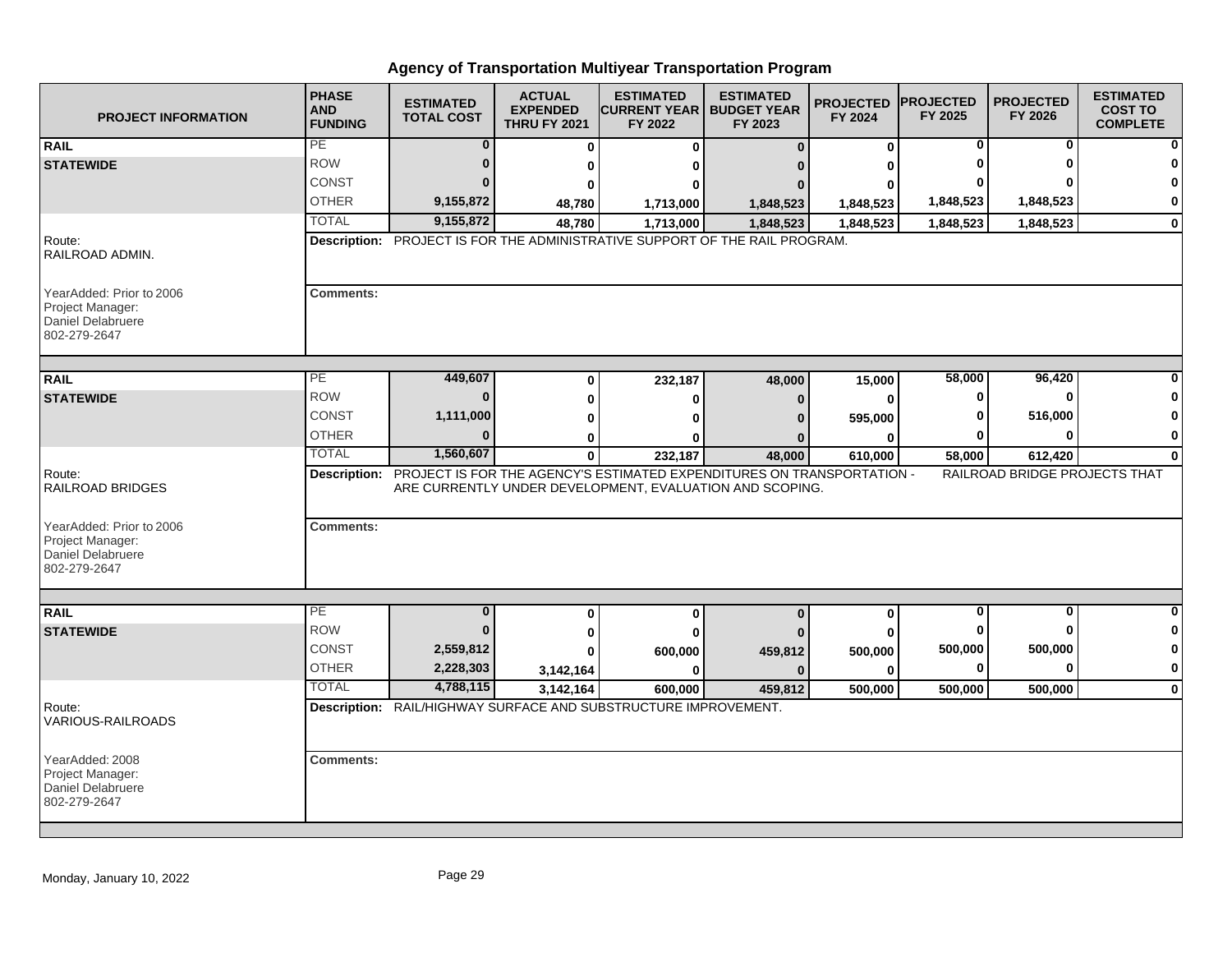# Agency of Transportation Multiyear Transportation Program

| PROJECT INFORMATION | PHASE AND FUNDING | ESTIMATED TOTAL COST | ACTUAL EXPENDED THRU FY 2021 | ESTIMATED CURRENT YEAR FY 2022 | ESTIMATED BUDGET YEAR FY 2023 | PROJECTED FY 2024 | PROJECTED FY 2025 | PROJECTED FY 2026 | ESTIMATED COST TO COMPLETE |
|---|---|---|---|---|---|---|---|---|---|
| **RAIL** | PE | **0** | **0** | **0** | **0** | **0** | **0** | **0** | **0** |
| **STATEWIDE** | ROW | **0** | **0** | **0** | **0** | **0** | **0** | **0** | **0** |
| | CONST | **0** | **0** | **0** | **0** | **0** | **0** | **0** | **0** |
| | OTHER | **9,155,872** | **48,780** | **1,713,000** | **1,848,523** | **1,848,523** | **1,848,523** | **1,848,523** | **0** |
| | TOTAL | **9,155,872** | **48,780** | **1,713,000** | **1,848,523** | **1,848,523** | **1,848,523** | **1,848,523** | **0** |
| Route: RAILROAD ADMIN. | **Description:** PROJECT IS FOR THE ADMINISTRATIVE SUPPORT OF THE RAIL PROGRAM. | | | | | | | | |
| YearAdded: Prior to 2006<br>Project Manager:<br>Daniel Delabruere<br>802-279-2647 | **Comments:** | | | | | | | | |

| PROJECT INFORMATION | PHASE AND FUNDING | ESTIMATED TOTAL COST | ACTUAL EXPENDED THRU FY 2021 | ESTIMATED CURRENT YEAR FY 2022 | ESTIMATED BUDGET YEAR FY 2023 | PROJECTED FY 2024 | PROJECTED FY 2025 | PROJECTED FY 2026 | ESTIMATED COST TO COMPLETE |
|---|---|---|---|---|---|---|---|---|---|
| **RAIL** | PE | **449,607** | **0** | **232,187** | **48,000** | **15,000** | **58,000** | **96,420** | **0** |
| **STATEWIDE** | ROW | **0** | **0** | **0** | **0** | **0** | **0** | **0** | **0** |
| | CONST | **1,111,000** | **0** | **0** | **0** | **595,000** | **0** | **516,000** | **0** |
| | OTHER | **0** | **0** | **0** | **0** | **0** | **0** | **0** | **0** |
| | TOTAL | **1,560,607** | **0** | **232,187** | **48,000** | **610,000** | **58,000** | **612,420** | **0** |
| Route: RAILROAD BRIDGES | **Description:** PROJECT IS FOR THE AGENCY'S ESTIMATED EXPENDITURES ON TRANSPORTATION - RAILROAD BRIDGE PROJECTS THAT ARE CURRENTLY UNDER DEVELOPMENT, EVALUATION AND SCOPING. | | | | | | | | |
| YearAdded: Prior to 2006<br>Project Manager:<br>Daniel Delabruere<br>802-279-2647 | **Comments:** | | | | | | | | |

| PROJECT INFORMATION | PHASE AND FUNDING | ESTIMATED TOTAL COST | ACTUAL EXPENDED THRU FY 2021 | ESTIMATED CURRENT YEAR FY 2022 | ESTIMATED BUDGET YEAR FY 2023 | PROJECTED FY 2024 | PROJECTED FY 2025 | PROJECTED FY 2026 | ESTIMATED COST TO COMPLETE |
|---|---|---|---|---|---|---|---|---|---|
| **RAIL** | PE | **0** | **0** | **0** | **0** | **0** | **0** | **0** | **0** |
| **STATEWIDE** | ROW | **0** | **0** | **0** | **0** | **0** | **0** | **0** | **0** |
| | CONST | **2,559,812** | **0** | **600,000** | **459,812** | **500,000** | **500,000** | **500,000** | **0** |
| | OTHER | **2,228,303** | **3,142,164** | **0** | **0** | **0** | **0** | **0** | **0** |
| | TOTAL | **4,788,115** | **3,142,164** | **600,000** | **459,812** | **500,000** | **500,000** | **500,000** | **0** |
| Route: VARIOUS-RAILROADS | **Description:** RAIL/HIGHWAY SURFACE AND SUBSTRUCTURE IMPROVEMENT. | | | | | | | | |
| YearAdded: 2008<br>Project Manager:<br>Daniel Delabruere<br>802-279-2647 | **Comments:** | | | | | | | | |

Monday, January 10, 2022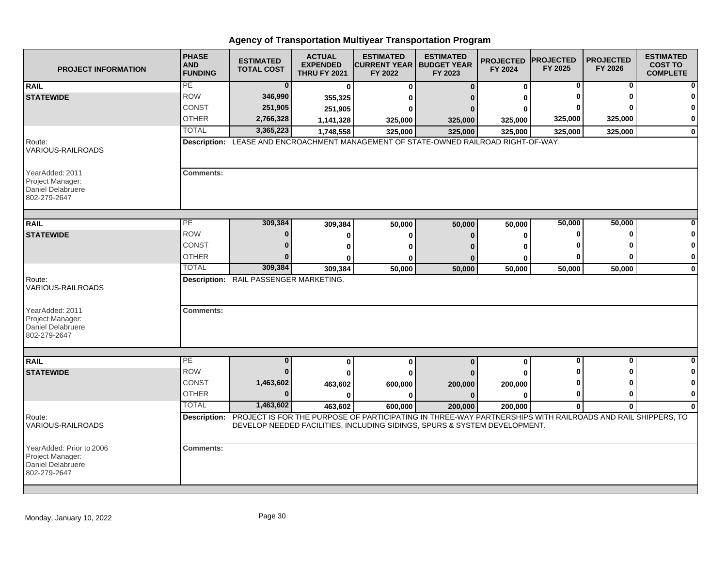# Agency of Transportation Multiyear Transportation Program

| PROJECT INFORMATION | PHASE AND FUNDING | ESTIMATED TOTAL COST | ACTUAL EXPENDED THRU FY 2021 | ESTIMATED CURRENT YEAR FY 2022 | ESTIMATED BUDGET YEAR FY 2023 | PROJECTED FY 2024 | PROJECTED FY 2025 | PROJECTED FY 2026 | ESTIMATED COST TO COMPLETE |
|---|---|---|---|---|---|---|---|---|---|
| **RAIL** | PE | 0 | 0 | 0 | 0 | 0 | 0 | 0 | 0 |
| **STATEWIDE** | ROW | 346,990 | 355,325 | 0 | 0 | 0 | 0 | 0 | 0 |
| | CONST | 251,905 | 251,905 | 0 | 0 | 0 | 0 | 0 | 0 |
| | OTHER | 2,766,328 | 1,141,328 | 325,000 | 325,000 | 325,000 | 325,000 | 325,000 | 0 |
| | TOTAL | 3,365,223 | 1,748,558 | 325,000 | 325,000 | 325,000 | 325,000 | 325,000 | 0 |
| Route: VARIOUS-RAILROADS | **Description:** LEASE AND ENCROACHMENT MANAGEMENT OF STATE-OWNED RAILROAD RIGHT-OF-WAY. | | | | | | | | |
| YearAdded: 2011<br>Project Manager:<br>Daniel Delabruere<br>802-279-2647 | **Comments:** | | | | | | | | |
| **RAIL** | PE | 309,384 | 309,384 | 50,000 | 50,000 | 50,000 | 50,000 | 50,000 | 0 |
| **STATEWIDE** | ROW | 0 | 0 | 0 | 0 | 0 | 0 | 0 | 0 |
| | CONST | 0 | 0 | 0 | 0 | 0 | 0 | 0 | 0 |
| | OTHER | 0 | 0 | 0 | 0 | 0 | 0 | 0 | 0 |
| | TOTAL | 309,384 | 309,384 | 50,000 | 50,000 | 50,000 | 50,000 | 50,000 | 0 |
| Route: VARIOUS-RAILROADS | **Description:** RAIL PASSENGER MARKETING. | | | | | | | | |
| YearAdded: 2011<br>Project Manager:<br>Daniel Delabruere<br>802-279-2647 | **Comments:** | | | | | | | | |
| **RAIL** | PE | 0 | 0 | 0 | 0 | 0 | 0 | 0 | 0 |
| **STATEWIDE** | ROW | 0 | 0 | 0 | 0 | 0 | 0 | 0 | 0 |
| | CONST | 1,463,602 | 463,602 | 600,000 | 200,000 | 200,000 | 0 | 0 | 0 |
| | OTHER | 0 | 0 | 0 | 0 | 0 | 0 | 0 | 0 |
| | TOTAL | 1,463,602 | 463,602 | 600,000 | 200,000 | 200,000 | 0 | 0 | 0 |
| Route: VARIOUS-RAILROADS | **Description:** PROJECT IS FOR THE PURPOSE OF PARTICIPATING IN THREE-WAY PARTNERSHIPS WITH RAILROADS AND RAIL SHIPPERS, TO DEVELOP NEEDED FACILITIES, INCLUDING SIDINGS, SPURS & SYSTEM DEVELOPMENT. | | | | | | | | |
| YearAdded: Prior to 2006<br>Project Manager:<br>Daniel Delabruere<br>802-279-2647 | **Comments:** | | | | | | | | |

Monday, January 10, 2022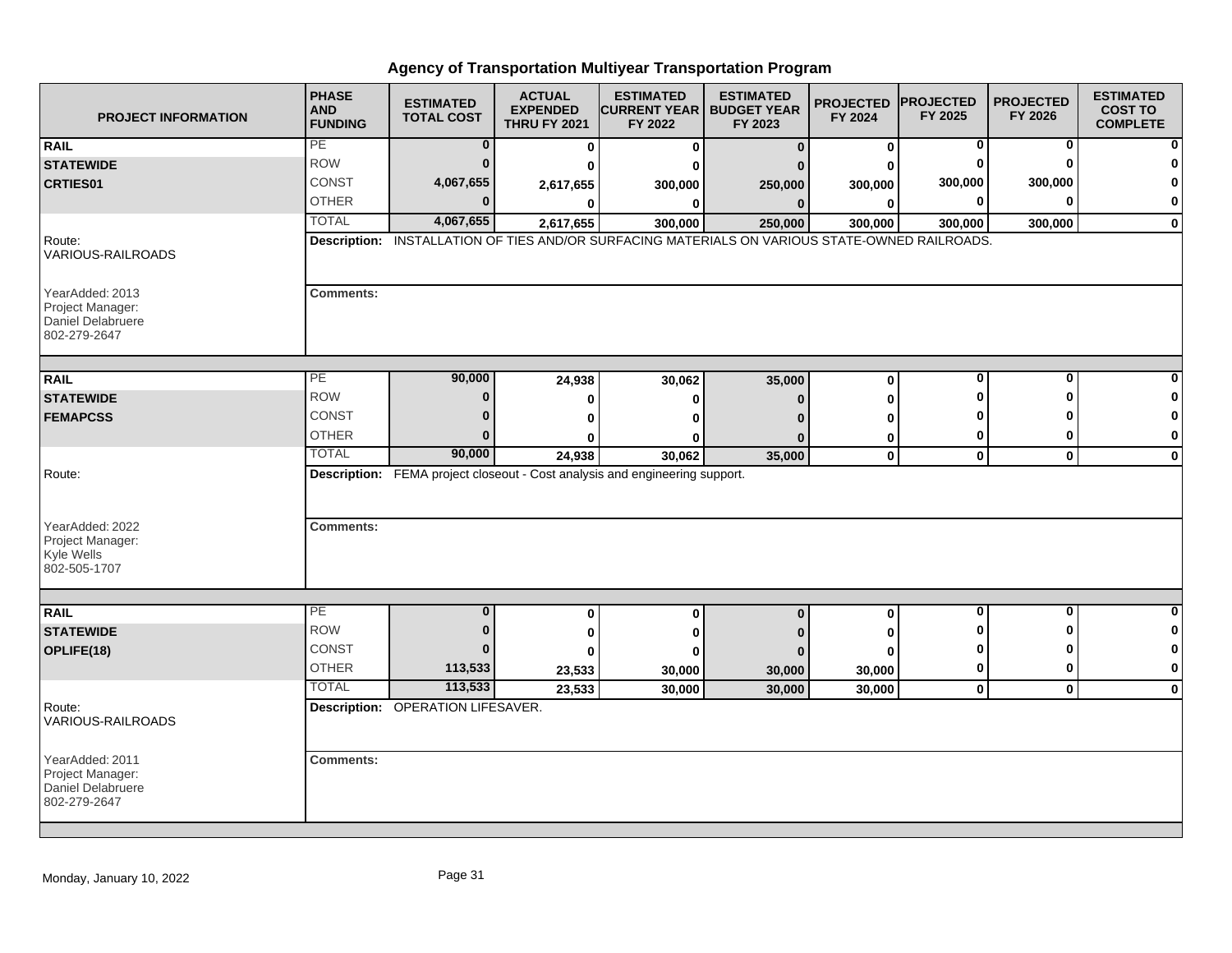# Agency of Transportation Multiyear Transportation Program

| PROJECT INFORMATION | PHASE AND FUNDING | ESTIMATED TOTAL COST | ACTUAL EXPENDED THRU FY 2021 | ESTIMATED CURRENT YEAR FY 2022 | ESTIMATED BUDGET YEAR FY 2023 | PROJECTED FY 2024 | PROJECTED FY 2025 | PROJECTED FY 2026 | ESTIMATED COST TO COMPLETE |
|---|---|---|---|---|---|---|---|---|---|
| **RAIL** | PE | 0 | 0 | 0 | 0 | 0 | 0 | 0 | 0 |
| **STATEWIDE** | ROW | 0 | 0 | 0 | 0 | 0 | 0 | 0 | 0 |
| **CRTIES01** | CONST | 4,067,655 | 2,617,655 | 300,000 | 250,000 | 300,000 | 300,000 | 300,000 | 0 |
| | OTHER | 0 | 0 | 0 | 0 | 0 | 0 | 0 | 0 |
| | TOTAL | 4,067,655 | 2,617,655 | 300,000 | 250,000 | 300,000 | 300,000 | 300,000 | 0 |
| Route: VARIOUS-RAILROADS | **Description:** INSTALLATION OF TIES AND/OR SURFACING MATERIALS ON VARIOUS STATE-OWNED RAILROADS. | | | | | | | | |
| YearAdded: 2013 Project Manager: Daniel Delabruere 802-279-2647 | **Comments:** | | | | | | | | |
| **RAIL** | PE | 90,000 | 24,938 | 30,062 | 35,000 | 0 | 0 | 0 | 0 |
| **STATEWIDE** | ROW | 0 | 0 | 0 | 0 | 0 | 0 | 0 | 0 |
| **FEMAPCSS** | CONST | 0 | 0 | 0 | 0 | 0 | 0 | 0 | 0 |
| | OTHER | 0 | 0 | 0 | 0 | 0 | 0 | 0 | 0 |
| | TOTAL | 90,000 | 24,938 | 30,062 | 35,000 | 0 | 0 | 0 | 0 |
| Route: | **Description:** FEMA project closeout - Cost analysis and engineering support. | | | | | | | | |
| YearAdded: 2022 Project Manager: Kyle Wells 802-505-1707 | **Comments:** | | | | | | | | |
| **RAIL** | PE | 0 | 0 | 0 | 0 | 0 | 0 | 0 | 0 |
| **STATEWIDE** | ROW | 0 | 0 | 0 | 0 | 0 | 0 | 0 | 0 |
| **OPLIFE(18)** | CONST | 0 | 0 | 0 | 0 | 0 | 0 | 0 | 0 |
| | OTHER | 113,533 | 23,533 | 30,000 | 30,000 | 30,000 | 0 | 0 | 0 |
| | TOTAL | 113,533 | 23,533 | 30,000 | 30,000 | 30,000 | 0 | 0 | 0 |
| Route: VARIOUS-RAILROADS | **Description:** OPERATION LIFESAVER. | | | | | | | | |
| YearAdded: 2011 Project Manager: Daniel Delabruere 802-279-2647 | **Comments:** | | | | | | | | |

Monday, January 10, 2022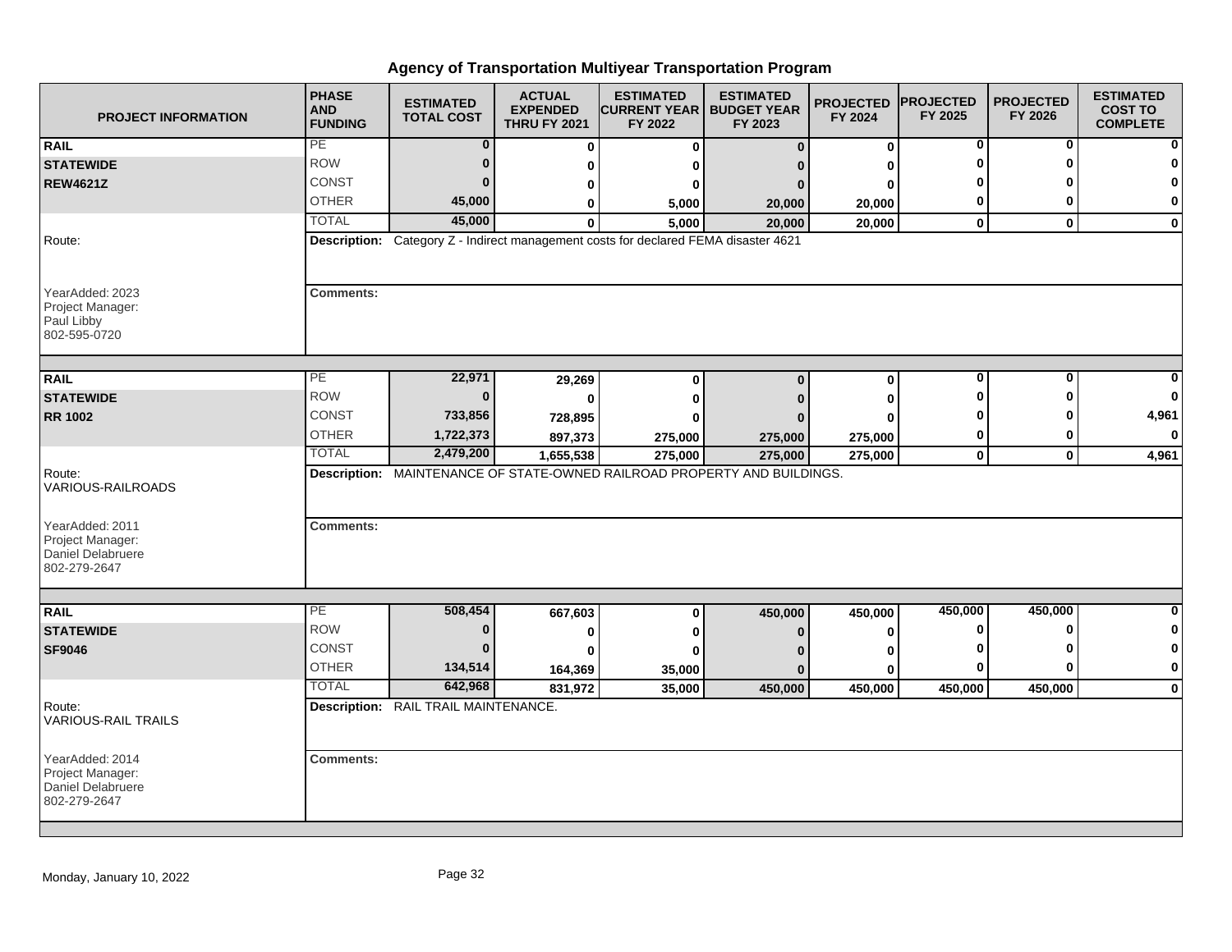# Agency of Transportation Multiyear Transportation Program

| PROJECT INFORMATION | PHASE AND FUNDING | ESTIMATED TOTAL COST | ACTUAL EXPENDED THRU FY 2021 | ESTIMATED CURRENT YEAR FY 2022 | ESTIMATED BUDGET YEAR FY 2023 | PROJECTED FY 2024 | PROJECTED FY 2025 | PROJECTED FY 2026 | ESTIMATED COST TO COMPLETE |
|---|---|---|---|---|---|---|---|---|---|
| **RAIL** | PE | 0 | 0 | 0 | 0 | 0 | 0 | 0 | 0 |
| **STATEWIDE** | ROW | 0 | 0 | 0 | 0 | 0 | 0 | 0 | 0 |
| **REW4621Z** | CONST | 0 | 0 | 0 | 0 | 0 | 0 | 0 | 0 |
| | OTHER | 45,000 | 0 | 5,000 | 20,000 | 20,000 | 0 | 0 | 0 |
| | TOTAL | 45,000 | 0 | 5,000 | 20,000 | 20,000 | 0 | 0 | 0 |
| Route: | **Description:** Category Z - Indirect management costs for declared FEMA disaster 4621 | | | | | | | | |
| YearAdded: 2023<br>Project Manager:<br>Paul Libby<br>802-595-0720 | **Comments:** | | | | | | | | |
| **RAIL** | PE | 22,971 | 29,269 | 0 | 0 | 0 | 0 | 0 | 0 |
| **STATEWIDE** | ROW | 0 | 0 | 0 | 0 | 0 | 0 | 0 | 0 |
| **RR 1002** | CONST | 733,856 | 728,895 | 0 | 0 | 0 | 0 | 0 | 4,961 |
| | OTHER | 1,722,373 | 897,373 | 275,000 | 275,000 | 275,000 | 0 | 0 | 0 |
| | TOTAL | 2,479,200 | 1,655,538 | 275,000 | 275,000 | 275,000 | 0 | 0 | 4,961 |
| Route:<br>VARIOUS-RAILROADS | **Description:** MAINTENANCE OF STATE-OWNED RAILROAD PROPERTY AND BUILDINGS. | | | | | | | | |
| YearAdded: 2011<br>Project Manager:<br>Daniel Delabruere<br>802-279-2647 | **Comments:** | | | | | | | | |
| **RAIL** | PE | 508,454 | 667,603 | 0 | 450,000 | 450,000 | 450,000 | 450,000 | 0 |
| **STATEWIDE** | ROW | 0 | 0 | 0 | 0 | 0 | 0 | 0 | 0 |
| **SF9046** | CONST | 0 | 0 | 0 | 0 | 0 | 0 | 0 | 0 |
| | OTHER | 134,514 | 164,369 | 35,000 | 0 | 0 | 0 | 0 | 0 |
| | TOTAL | 642,968 | 831,972 | 35,000 | 450,000 | 450,000 | 450,000 | 450,000 | 0 |
| Route:<br>VARIOUS-RAIL TRAILS | **Description:** RAIL TRAIL MAINTENANCE. | | | | | | | | |
| YearAdded: 2014<br>Project Manager:<br>Daniel Delabruere<br>802-279-2647 | **Comments:** | | | | | | | | |

Monday, January 10, 2022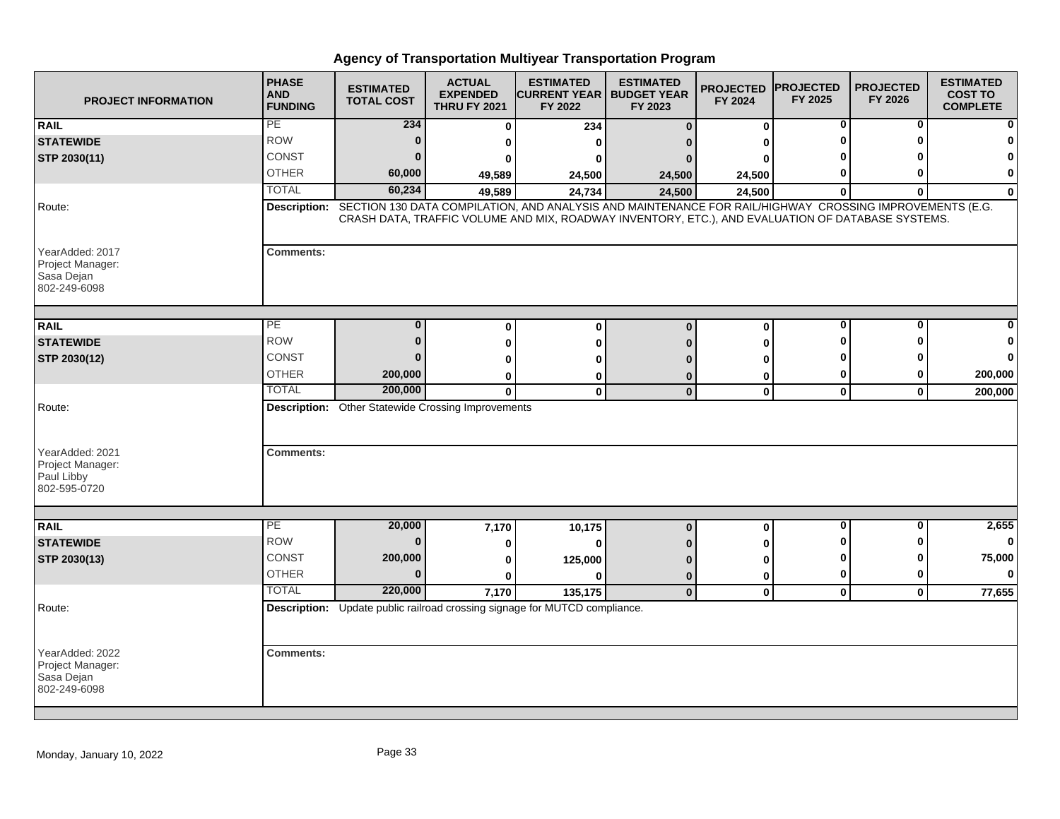# Agency of Transportation Multiyear Transportation Program

| PROJECT INFORMATION | PHASE AND FUNDING | ESTIMATED TOTAL COST | ACTUAL EXPENDED THRU FY 2021 | ESTIMATED CURRENT YEAR FY 2022 | ESTIMATED BUDGET YEAR FY 2023 | PROJECTED FY 2024 | PROJECTED FY 2025 | PROJECTED FY 2026 | ESTIMATED COST TO COMPLETE |
|---|---|---|---|---|---|---|---|---|---|
| **RAIL** | PE | 234 | 0 | 234 | 0 | 0 | 0 | 0 | 0 |
| **STATEWIDE** | ROW | 0 | 0 | 0 | 0 | 0 | 0 | 0 | 0 |
| **STP 2030(11)** | CONST | 0 | 0 | 0 | 0 | 0 | 0 | 0 | 0 |
| | OTHER | 60,000 | 49,589 | 24,500 | 24,500 | 24,500 | 0 | 0 | 0 |
| | TOTAL | 60,234 | 49,589 | 24,734 | 24,500 | 24,500 | 0 | 0 | 0 |
| Route: | **Description:** SECTION 130 DATA COMPILATION, AND ANALYSIS AND MAINTENANCE FOR RAIL/HIGHWAY CROSSING IMPROVEMENTS (E.G. CRASH DATA, TRAFFIC VOLUME AND MIX, ROADWAY INVENTORY, ETC.), AND EVALUATION OF DATABASE SYSTEMS. | | | | | | | | |
| YearAdded: 2017<br>Project Manager:<br>Sasa Dejan<br>802-249-6098 | **Comments:** | | | | | | | | |
| **RAIL** | PE | 0 | 0 | 0 | 0 | 0 | 0 | 0 | 0 |
| **STATEWIDE** | ROW | 0 | 0 | 0 | 0 | 0 | 0 | 0 | 0 |
| **STP 2030(12)** | CONST | 0 | 0 | 0 | 0 | 0 | 0 | 0 | 0 |
| | OTHER | 200,000 | 0 | 0 | 0 | 0 | 0 | 0 | 200,000 |
| | TOTAL | 200,000 | 0 | 0 | 0 | 0 | 0 | 0 | 200,000 |
| Route: | **Description:** Other Statewide Crossing Improvements | | | | | | | | |
| YearAdded: 2021<br>Project Manager:<br>Paul Libby<br>802-595-0720 | **Comments:** | | | | | | | | |
| **RAIL** | PE | 20,000 | 7,170 | 10,175 | 0 | 0 | 0 | 0 | 2,655 |
| **STATEWIDE** | ROW | 0 | 0 | 0 | 0 | 0 | 0 | 0 | 0 |
| **STP 2030(13)** | CONST | 200,000 | 0 | 125,000 | 0 | 0 | 0 | 0 | 75,000 |
| | OTHER | 0 | 0 | 0 | 0 | 0 | 0 | 0 | 0 |
| | TOTAL | 220,000 | 7,170 | 135,175 | 0 | 0 | 0 | 0 | 77,655 |
| Route: | **Description:** Update public railroad crossing signage for MUTCD compliance. | | | | | | | | |
| YearAdded: 2022<br>Project Manager:<br>Sasa Dejan<br>802-249-6098 | **Comments:** | | | | | | | | |

Monday, January 10, 2022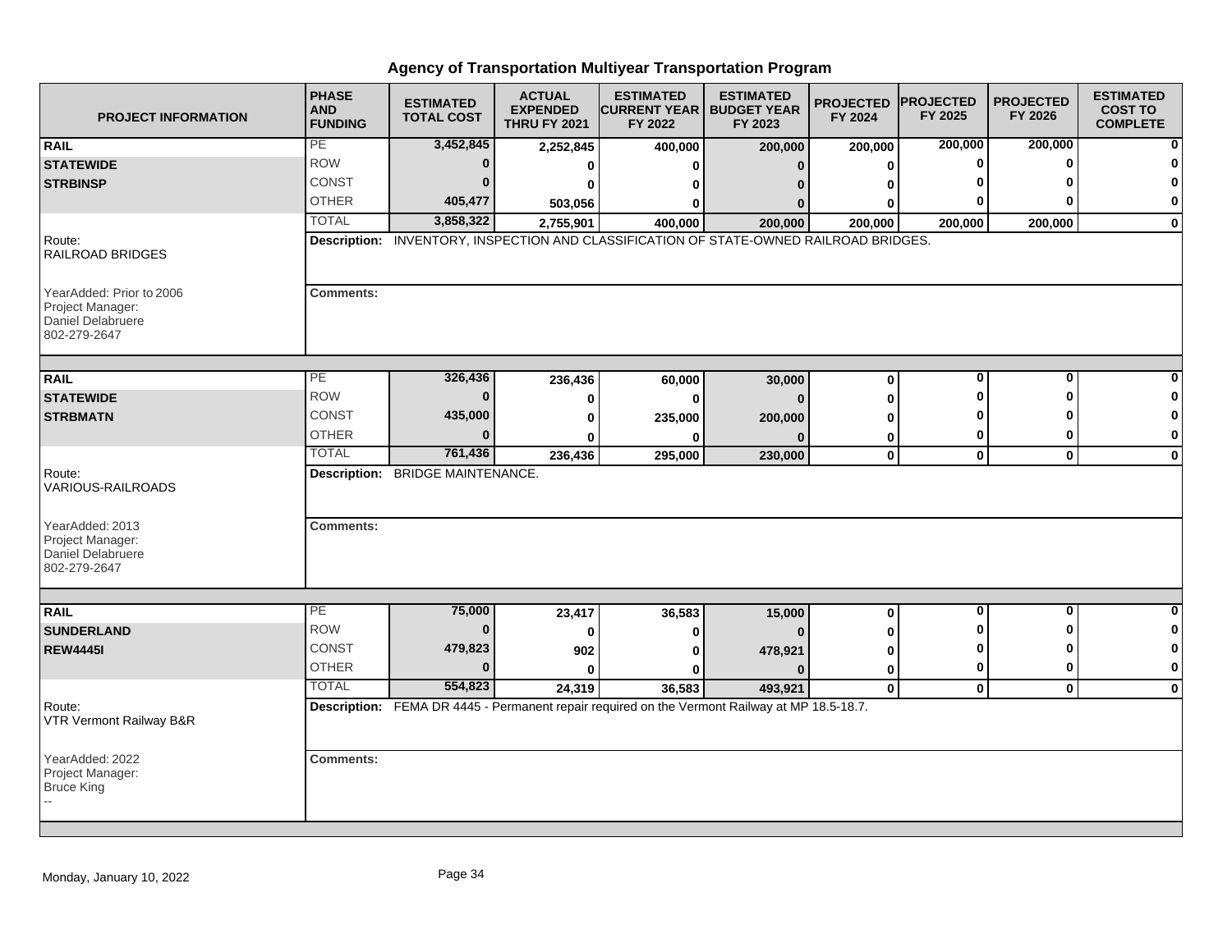# Agency of Transportation Multiyear Transportation Program

| PROJECT INFORMATION | PHASE AND FUNDING | ESTIMATED TOTAL COST | ACTUAL EXPENDED THRU FY 2021 | ESTIMATED CURRENT YEAR FY 2022 | ESTIMATED BUDGET YEAR FY 2023 | PROJECTED FY 2024 | PROJECTED FY 2025 | PROJECTED FY 2026 | ESTIMATED COST TO COMPLETE |
|---|---|---|---|---|---|---|---|---|---|
| **RAIL** | PE | 3,452,845 | 2,252,845 | 400,000 | 200,000 | 200,000 | 200,000 | 200,000 | 0 |
| **STATEWIDE** | ROW | 0 | 0 | 0 | 0 | 0 | 0 | 0 | 0 |
| **STRBINSP** | CONST | 0 | 0 | 0 | 0 | 0 | 0 | 0 | 0 |
| | OTHER | 405,477 | 503,056 | 0 | 0 | 0 | 0 | 0 | 0 |
| | TOTAL | 3,858,322 | 2,755,901 | 400,000 | 200,000 | 200,000 | 200,000 | 200,000 | 0 |
| Route: RAILROAD BRIDGES | **Description:** INVENTORY, INSPECTION AND CLASSIFICATION OF STATE-OWNED RAILROAD BRIDGES. | | | | | | | | |
| YearAdded: Prior to 2006<br>Project Manager:<br>Daniel Delabruere<br>802-279-2647 | **Comments:** | | | | | | | | |
| **RAIL** | PE | 326,436 | 236,436 | 60,000 | 30,000 | 0 | 0 | 0 | 0 |
| **STATEWIDE** | ROW | 0 | 0 | 0 | 0 | 0 | 0 | 0 | 0 |
| **STRBMATN** | CONST | 435,000 | 0 | 235,000 | 200,000 | 0 | 0 | 0 | 0 |
| | OTHER | 0 | 0 | 0 | 0 | 0 | 0 | 0 | 0 |
| | TOTAL | 761,436 | 236,436 | 295,000 | 230,000 | 0 | 0 | 0 | 0 |
| Route: VARIOUS-RAILROADS | **Description:** BRIDGE MAINTENANCE. | | | | | | | | |
| YearAdded: 2013<br>Project Manager:<br>Daniel Delabruere<br>802-279-2647 | **Comments:** | | | | | | | | |
| **RAIL** | PE | 75,000 | 23,417 | 36,583 | 15,000 | 0 | 0 | 0 | 0 |
| **SUNDERLAND** | ROW | 0 | 0 | 0 | 0 | 0 | 0 | 0 | 0 |
| **REW4445I** | CONST | 479,823 | 902 | 0 | 478,921 | 0 | 0 | 0 | 0 |
| | OTHER | 0 | 0 | 0 | 0 | 0 | 0 | 0 | 0 |
| | TOTAL | 554,823 | 24,319 | 36,583 | 493,921 | 0 | 0 | 0 | 0 |
| Route: VTR Vermont Railway B&R | **Description:** FEMA DR 4445 - Permanent repair required on the Vermont Railway at MP 18.5-18.7. | | | | | | | | |
| YearAdded: 2022<br>Project Manager:<br>Bruce King<br>-- | **Comments:** | | | | | | | | |

Monday, January 10, 2022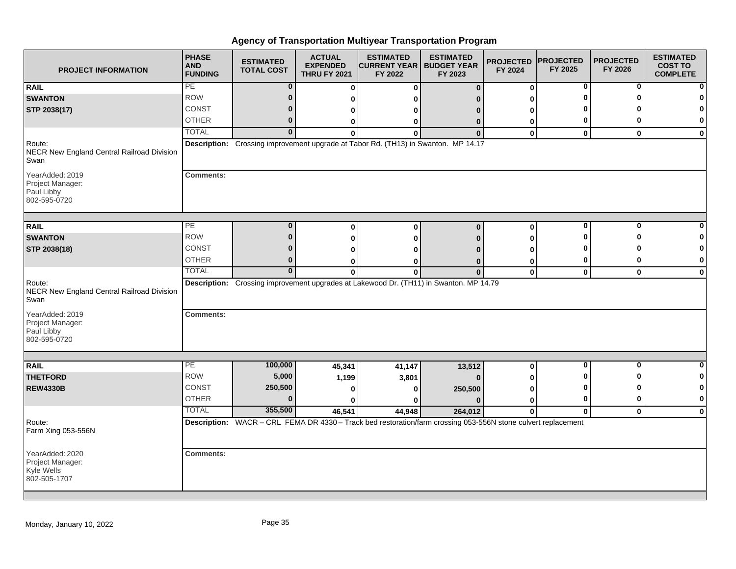# Agency of Transportation Multiyear Transportation Program

| PROJECT INFORMATION | PHASE AND FUNDING | ESTIMATED TOTAL COST | ACTUAL EXPENDED THRU FY 2021 | ESTIMATED CURRENT YEAR FY 2022 | ESTIMATED BUDGET YEAR FY 2023 | PROJECTED FY 2024 | PROJECTED FY 2025 | PROJECTED FY 2026 | ESTIMATED COST TO COMPLETE |
|---|---|---|---|---|---|---|---|---|---|
| **RAIL** | PE | 0 | 0 | 0 | 0 | 0 | 0 | 0 | 0 |
| **SWANTON** | ROW | 0 | 0 | 0 | 0 | 0 | 0 | 0 | 0 |
| **STP 2038(17)** | CONST | 0 | 0 | 0 | 0 | 0 | 0 | 0 | 0 |
| | OTHER | 0 | 0 | 0 | 0 | 0 | 0 | 0 | 0 |
| | TOTAL | 0 | 0 | 0 | 0 | 0 | 0 | 0 | 0 |
| Route: NECR New England Central Railroad Division Swan | **Description:** Crossing improvement upgrade at Tabor Rd. (TH13) in Swanton. MP 14.17 | | | | | | | | |
| YearAdded: 2019<br>Project Manager:<br>Paul Libby<br>802-595-0720 | **Comments:** | | | | | | | | |
| **RAIL** | PE | 0 | 0 | 0 | 0 | 0 | 0 | 0 | 0 |
| **SWANTON** | ROW | 0 | 0 | 0 | 0 | 0 | 0 | 0 | 0 |
| **STP 2038(18)** | CONST | 0 | 0 | 0 | 0 | 0 | 0 | 0 | 0 |
| | OTHER | 0 | 0 | 0 | 0 | 0 | 0 | 0 | 0 |
| | TOTAL | 0 | 0 | 0 | 0 | 0 | 0 | 0 | 0 |
| Route: NECR New England Central Railroad Division Swan | **Description:** Crossing improvement upgrades at Lakewood Dr. (TH11) in Swanton. MP 14.79 | | | | | | | | |
| YearAdded: 2019<br>Project Manager:<br>Paul Libby<br>802-595-0720 | **Comments:** | | | | | | | | |
| **RAIL** | PE | 100,000 | 45,341 | 41,147 | 13,512 | 0 | 0 | 0 | 0 |
| **THETFORD** | ROW | 5,000 | 1,199 | 3,801 | 0 | 0 | 0 | 0 | 0 |
| **REW4330B** | CONST | 250,500 | 0 | 0 | 250,500 | 0 | 0 | 0 | 0 |
| | OTHER | 0 | 0 | 0 | 0 | 0 | 0 | 0 | 0 |
| | TOTAL | 355,500 | 46,541 | 44,948 | 264,012 | 0 | 0 | 0 | 0 |
| Route: Farm Xing 053-556N | **Description:** WACR – CRL FEMA DR 4330 – Track bed restoration/farm crossing 053-556N stone culvert replacement | | | | | | | | |
| YearAdded: 2020<br>Project Manager:<br>Kyle Wells<br>802-505-1707 | **Comments:** | | | | | | | | |

Monday, January 10, 2022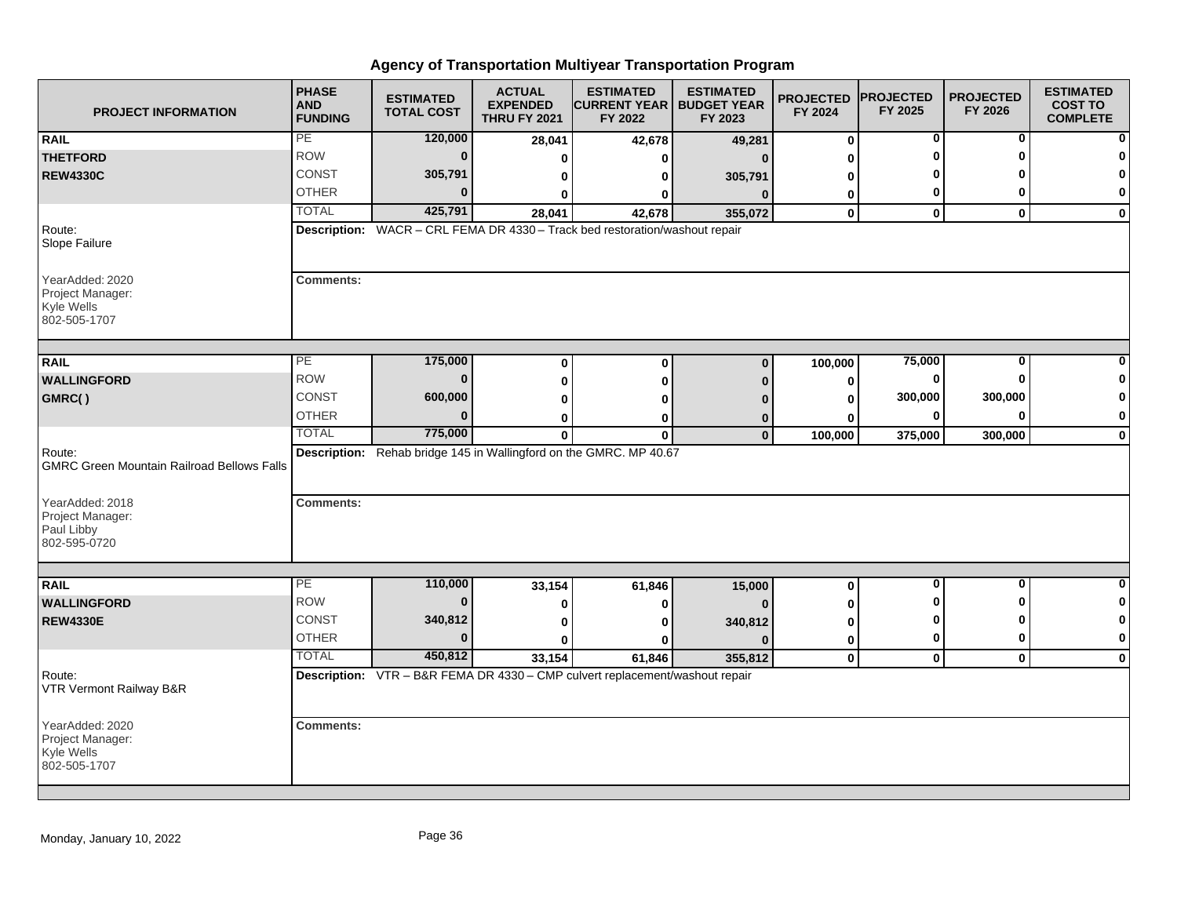# Agency of Transportation Multiyear Transportation Program

| PROJECT INFORMATION | PHASE AND FUNDING | ESTIMATED TOTAL COST | ACTUAL EXPENDED THRU FY 2021 | ESTIMATED CURRENT YEAR FY 2022 | ESTIMATED BUDGET YEAR FY 2023 | PROJECTED FY 2024 | PROJECTED FY 2025 | PROJECTED FY 2026 | ESTIMATED COST TO COMPLETE |
|---|---|---|---|---|---|---|---|---|---|
| **RAIL** | PE | 120,000 | 28,041 | 42,678 | 49,281 | 0 | 0 | 0 | 0 |
| **THETFORD** | ROW | 0 | 0 | 0 | 0 | 0 | 0 | 0 | 0 |
| **REW4330C** | CONST | 305,791 | 0 | 0 | 305,791 | 0 | 0 | 0 | 0 |
| | OTHER | 0 | 0 | 0 | 0 | 0 | 0 | 0 | 0 |
| | TOTAL | 425,791 | 28,041 | 42,678 | 355,072 | 0 | 0 | 0 | 0 |
| Route: Slope Failure | **Description:** WACR – CRL FEMA DR 4330 – Track bed restoration/washout repair | | | | | | | | |
| YearAdded: 2020 Project Manager: Kyle Wells 802-505-1707 | **Comments:** | | | | | | | | |
| **RAIL** | PE | 175,000 | 0 | 0 | 0 | 100,000 | 75,000 | 0 | 0 |
| **WALLINGFORD** | ROW | 0 | 0 | 0 | 0 | 0 | 0 | 0 | 0 |
| **GMRC( )** | CONST | 600,000 | 0 | 0 | 0 | 0 | 300,000 | 300,000 | 0 |
| | OTHER | 0 | 0 | 0 | 0 | 0 | 0 | 0 | 0 |
| | TOTAL | 775,000 | 0 | 0 | 0 | 100,000 | 375,000 | 300,000 | 0 |
| Route: GMRC Green Mountain Railroad Bellows Falls | **Description:** Rehab bridge 145 in Wallingford on the GMRC. MP 40.67 | | | | | | | | |
| YearAdded: 2018 Project Manager: Paul Libby 802-595-0720 | **Comments:** | | | | | | | | |
| **RAIL** | PE | 110,000 | 33,154 | 61,846 | 15,000 | 0 | 0 | 0 | 0 |
| **WALLINGFORD** | ROW | 0 | 0 | 0 | 0 | 0 | 0 | 0 | 0 |
| **REW4330E** | CONST | 340,812 | 0 | 0 | 340,812 | 0 | 0 | 0 | 0 |
| | OTHER | 0 | 0 | 0 | 0 | 0 | 0 | 0 | 0 |
| | TOTAL | 450,812 | 33,154 | 61,846 | 355,812 | 0 | 0 | 0 | 0 |
| Route: VTR Vermont Railway B&R | **Description:** VTR – B&R FEMA DR 4330 – CMP culvert replacement/washout repair | | | | | | | | |
| YearAdded: 2020 Project Manager: Kyle Wells 802-505-1707 | **Comments:** | | | | | | | | |

Monday, January 10, 2022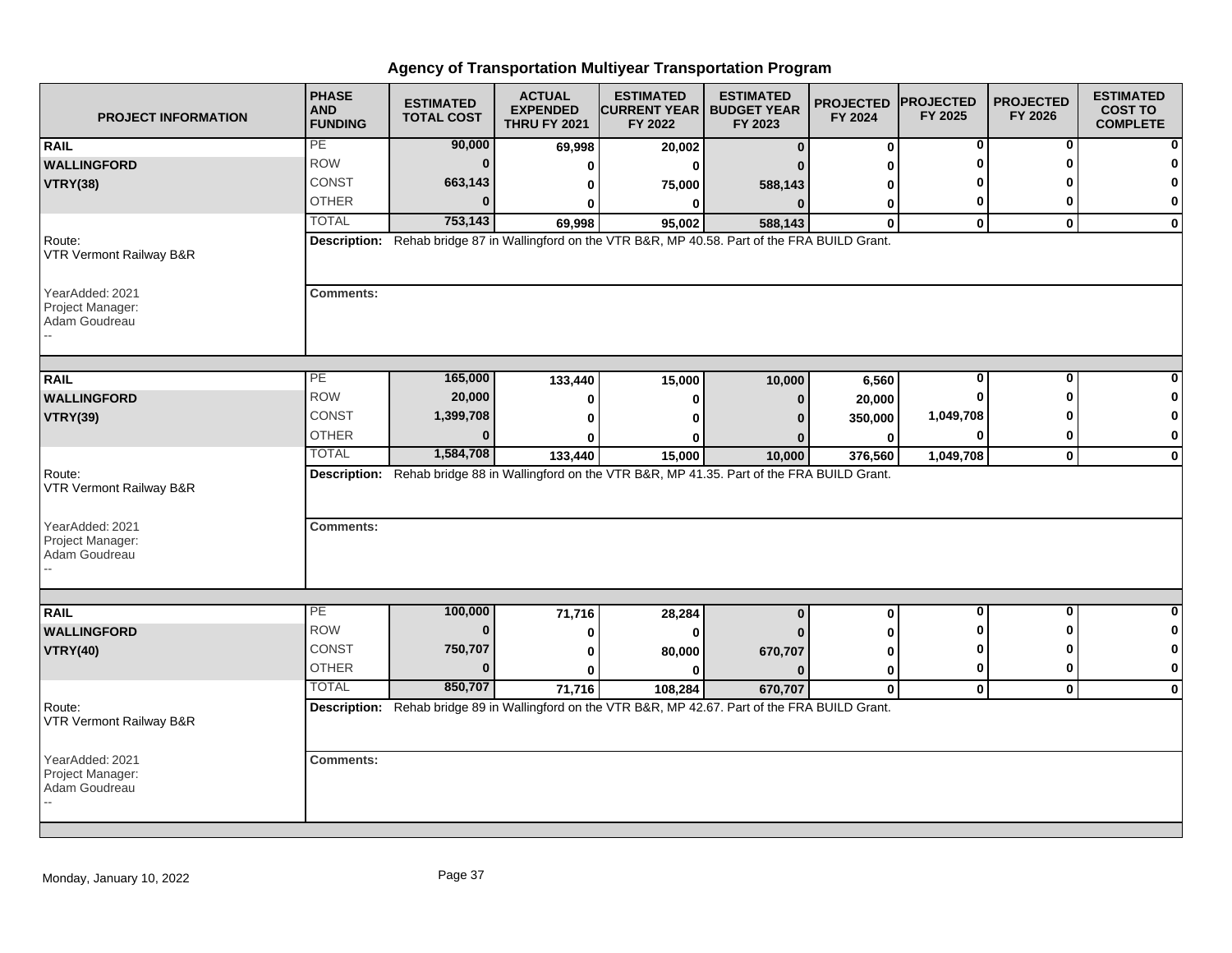# Agency of Transportation Multiyear Transportation Program

| PROJECT INFORMATION | PHASE AND FUNDING | ESTIMATED TOTAL COST | ACTUAL EXPENDED THRU FY 2021 | ESTIMATED CURRENT YEAR FY 2022 | ESTIMATED BUDGET YEAR FY 2023 | PROJECTED FY 2024 | PROJECTED FY 2025 | PROJECTED FY 2026 | ESTIMATED COST TO COMPLETE |
|---|---|---|---|---|---|---|---|---|---|
| **RAIL** | PE | **90,000** | **69,998** | **20,002** | **0** | **0** | **0** | **0** | **0** |
| **WALLINGFORD** | ROW | **0** | **0** | **0** | **0** | **0** | **0** | **0** | **0** |
| **VTRY(38)** | CONST | **663,143** | **0** | **75,000** | **588,143** | **0** | **0** | **0** | **0** |
| | OTHER | **0** | **0** | **0** | **0** | **0** | **0** | **0** | **0** |
| | TOTAL | **753,143** | **69,998** | **95,002** | **588,143** | **0** | **0** | **0** | **0** |
| Route: VTR Vermont Railway B&R | **Description:** Rehab bridge 87 in Wallingford on the VTR B&R, MP 40.58. Part of the FRA BUILD Grant. | | | | | | | | |
| YearAdded: 2021<br>Project Manager:<br>Adam Goudreau<br>-- | **Comments:** | | | | | | | | |
| **RAIL** | PE | **165,000** | **133,440** | **15,000** | **10,000** | **6,560** | **0** | **0** | **0** |
| **WALLINGFORD** | ROW | **20,000** | **0** | **0** | **0** | **20,000** | **0** | **0** | **0** |
| **VTRY(39)** | CONST | **1,399,708** | **0** | **0** | **0** | **350,000** | **1,049,708** | **0** | **0** |
| | OTHER | **0** | **0** | **0** | **0** | **0** | **0** | **0** | **0** |
| | TOTAL | **1,584,708** | **133,440** | **15,000** | **10,000** | **376,560** | **1,049,708** | **0** | **0** |
| Route: VTR Vermont Railway B&R | **Description:** Rehab bridge 88 in Wallingford on the VTR B&R, MP 41.35. Part of the FRA BUILD Grant. | | | | | | | | |
| YearAdded: 2021<br>Project Manager:<br>Adam Goudreau<br>-- | **Comments:** | | | | | | | | |
| **RAIL** | PE | **100,000** | **71,716** | **28,284** | **0** | **0** | **0** | **0** | **0** |
| **WALLINGFORD** | ROW | **0** | **0** | **0** | **0** | **0** | **0** | **0** | **0** |
| **VTRY(40)** | CONST | **750,707** | **0** | **80,000** | **670,707** | **0** | **0** | **0** | **0** |
| | OTHER | **0** | **0** | **0** | **0** | **0** | **0** | **0** | **0** |
| | TOTAL | **850,707** | **71,716** | **108,284** | **670,707** | **0** | **0** | **0** | **0** |
| Route: VTR Vermont Railway B&R | **Description:** Rehab bridge 89 in Wallingford on the VTR B&R, MP 42.67. Part of the FRA BUILD Grant. | | | | | | | | |
| YearAdded: 2021<br>Project Manager:<br>Adam Goudreau<br>-- | **Comments:** | | | | | | | | |

Monday, January 10, 2022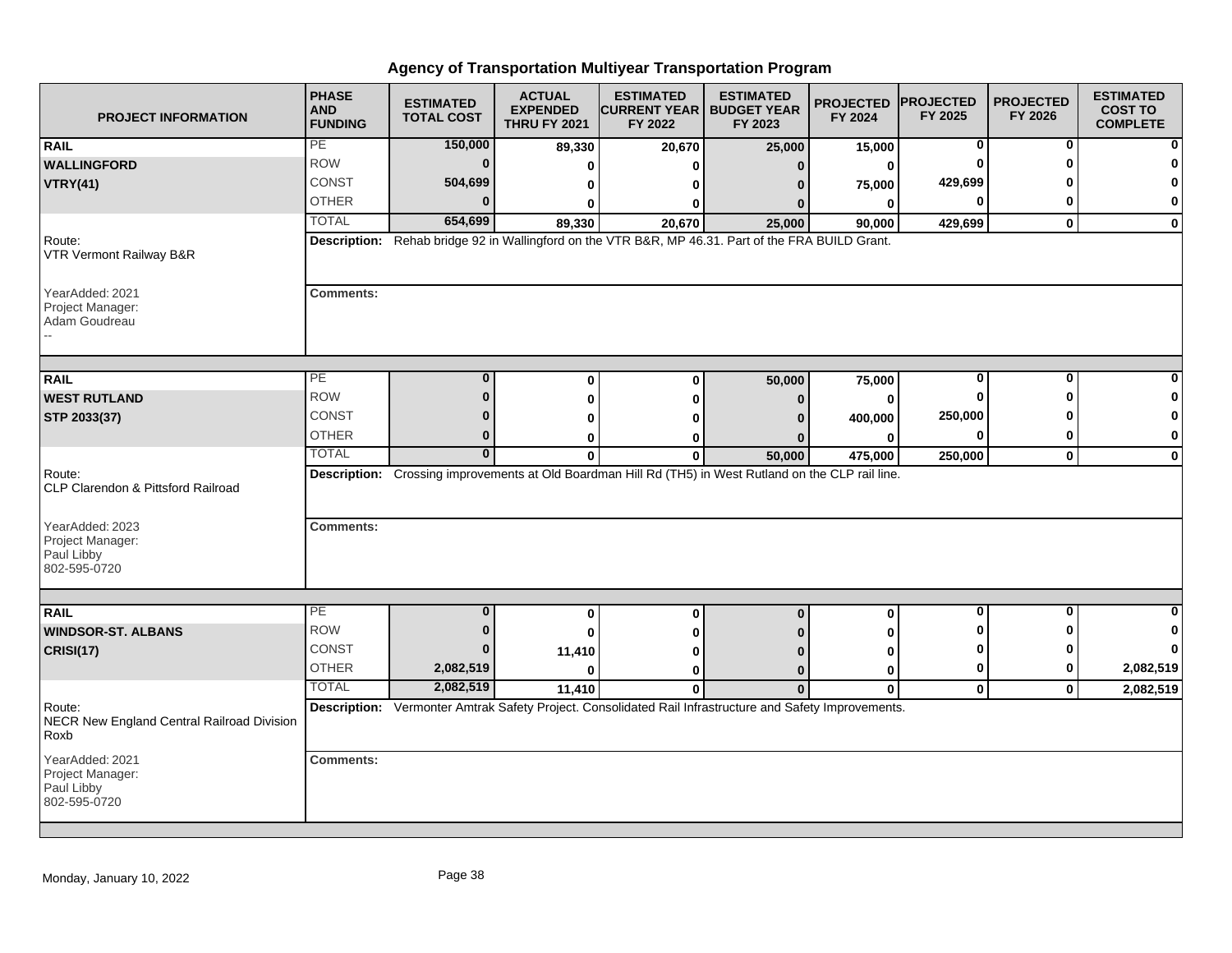# Agency of Transportation Multiyear Transportation Program

| PROJECT INFORMATION | PHASE AND FUNDING | ESTIMATED TOTAL COST | ACTUAL EXPENDED THRU FY 2021 | ESTIMATED CURRENT YEAR FY 2022 | ESTIMATED BUDGET YEAR FY 2023 | PROJECTED FY 2024 | PROJECTED FY 2025 | PROJECTED FY 2026 | ESTIMATED COST TO COMPLETE |
|---|---|---|---|---|---|---|---|---|---|
| **RAIL** | PE | 150,000 | 89,330 | 20,670 | 25,000 | 15,000 | 0 | 0 | 0 |
| **WALLINGFORD** | ROW | 0 | 0 | 0 | 0 | 0 | 0 | 0 | 0 |
| **VTRY(41)** | CONST | 504,699 | 0 | 0 | 0 | 75,000 | 429,699 | 0 | 0 |
| | OTHER | 0 | 0 | 0 | 0 | 0 | 0 | 0 | 0 |
| | TOTAL | 654,699 | 89,330 | 20,670 | 25,000 | 90,000 | 429,699 | 0 | 0 |
| Route: VTR Vermont Railway B&R | **Description:** Rehab bridge 92 in Wallingford on the VTR B&R, MP 46.31. Part of the FRA BUILD Grant. | | | | | | | | |
| YearAdded: 2021<br>Project Manager:<br>Adam Goudreau<br>-- | **Comments:** | | | | | | | | |
| **RAIL** | PE | 0 | 0 | 0 | 50,000 | 75,000 | 0 | 0 | 0 |
| **WEST RUTLAND** | ROW | 0 | 0 | 0 | 0 | 0 | 0 | 0 | 0 |
| **STP 2033(37)** | CONST | 0 | 0 | 0 | 0 | 400,000 | 250,000 | 0 | 0 |
| | OTHER | 0 | 0 | 0 | 0 | 0 | 0 | 0 | 0 |
| | TOTAL | 0 | 0 | 0 | 50,000 | 475,000 | 250,000 | 0 | 0 |
| Route: CLP Clarendon & Pittsford Railroad | **Description:** Crossing improvements at Old Boardman Hill Rd (TH5) in West Rutland on the CLP rail line. | | | | | | | | |
| YearAdded: 2023<br>Project Manager:<br>Paul Libby<br>802-595-0720 | **Comments:** | | | | | | | | |
| **RAIL** | PE | 0 | 0 | 0 | 0 | 0 | 0 | 0 | 0 |
| **WINDSOR-ST. ALBANS** | ROW | 0 | 0 | 0 | 0 | 0 | 0 | 0 | 0 |
| **CRISI(17)** | CONST | 0 | 11,410 | 0 | 0 | 0 | 0 | 0 | 0 |
| | OTHER | 2,082,519 | 0 | 0 | 0 | 0 | 0 | 0 | 2,082,519 |
| | TOTAL | 2,082,519 | 11,410 | 0 | 0 | 0 | 0 | 0 | 2,082,519 |
| Route: NECR New England Central Railroad Division Roxb | **Description:** Vermonter Amtrak Safety Project. Consolidated Rail Infrastructure and Safety Improvements. | | | | | | | | |
| YearAdded: 2021<br>Project Manager:<br>Paul Libby<br>802-595-0720 | **Comments:** | | | | | | | | |

Monday, January 10, 2022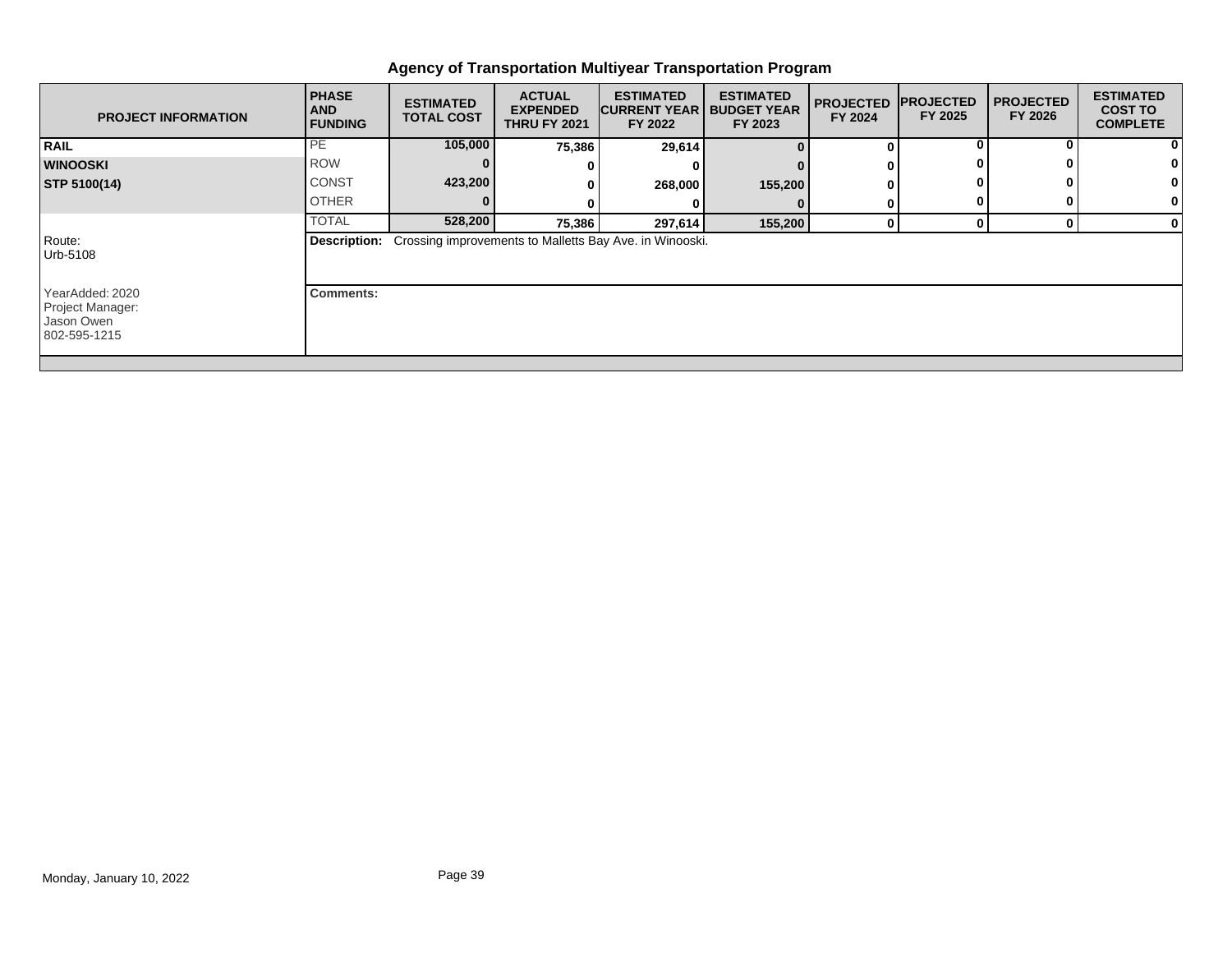# Agency of Transportation Multiyear Transportation Program

| PROJECT INFORMATION | PHASE AND FUNDING | ESTIMATED TOTAL COST | ACTUAL EXPENDED THRU FY 2021 | ESTIMATED CURRENT YEAR FY 2022 | ESTIMATED BUDGET YEAR FY 2023 | PROJECTED FY 2024 | PROJECTED FY 2025 | PROJECTED FY 2026 | ESTIMATED COST TO COMPLETE |
|---|---|---|---|---|---|---|---|---|---|
| **RAIL** | PE | 105,000 | 75,386 | 29,614 | 0 | 0 | 0 | 0 | 0 |
| **WINOOSKI** | ROW | 0 | 0 | 0 | 0 | 0 | 0 | 0 | 0 |
| **STP 5100(14)** | CONST | 423,200 | 0 | 268,000 | 155,200 | 0 | 0 | 0 | 0 |
| | OTHER | 0 | 0 | 0 | 0 | 0 | 0 | 0 | 0 |
| | TOTAL | 528,200 | 75,386 | 297,614 | 155,200 | 0 | 0 | 0 | 0 |

Route:
Urb-5108

**Description:** Crossing improvements to Malletts Bay Ave. in Winooski.

YearAdded: 2020
Project Manager:
Jason Owen
802-595-1215

**Comments:**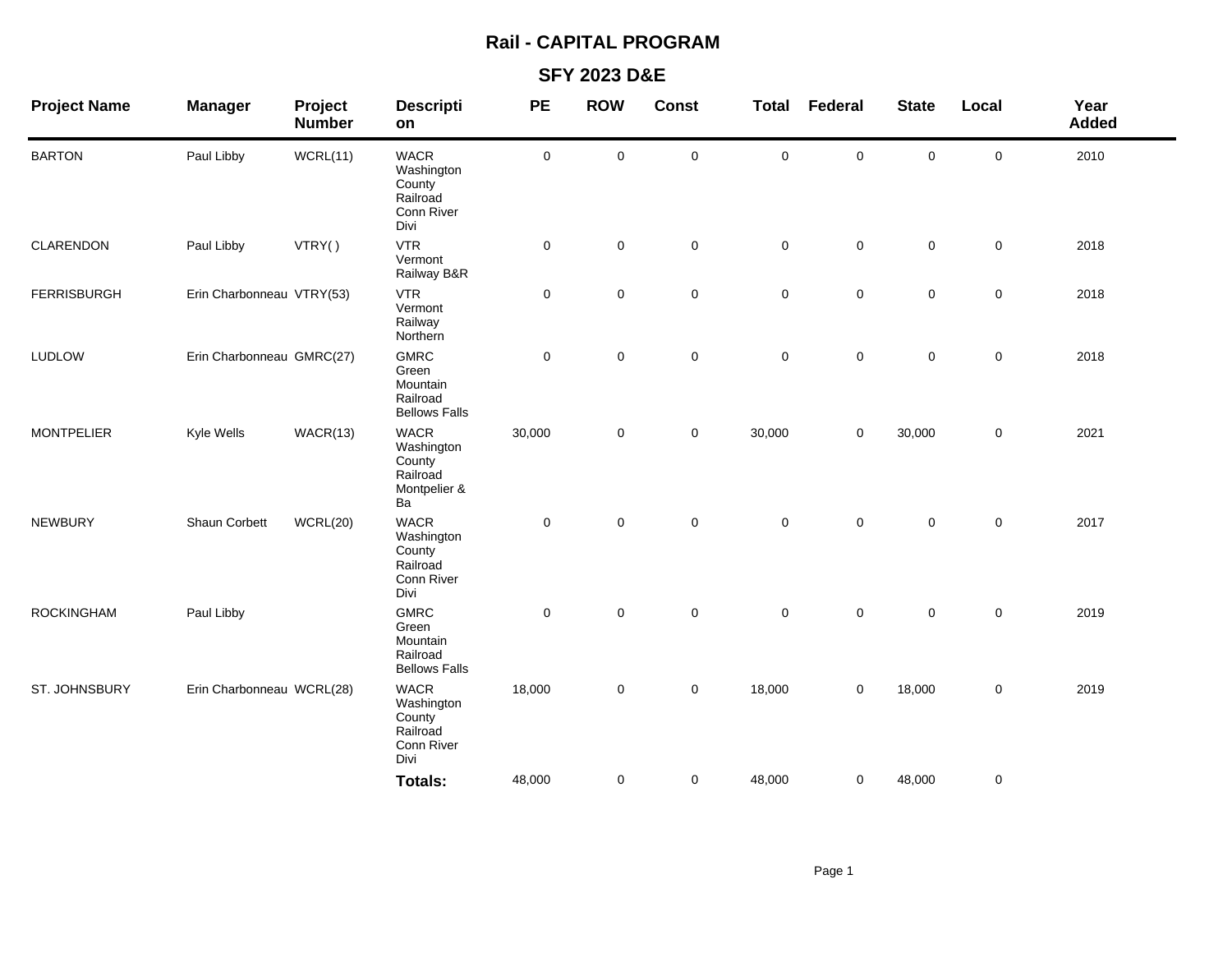# Rail - CAPITAL PROGRAM

## SFY 2023 D&E

| Project Name | Manager | Project Number | Description | PE | ROW | Const | Total | Federal | State | Local | Year Added |
|---|---|---|---|---|---|---|---|---|---|---|---|
| BARTON | Paul Libby | WCRL(11) | WACR Washington County Railroad Conn River Divi | 0 | 0 | 0 | 0 | 0 | 0 | 0 | 2010 |
| CLARENDON | Paul Libby | VTRY( ) | VTR Vermont Railway B&R | 0 | 0 | 0 | 0 | 0 | 0 | 0 | 2018 |
| FERRISBURGH | Erin Charbonneau | VTRY(53) | VTR Vermont Railway Northern | 0 | 0 | 0 | 0 | 0 | 0 | 0 | 2018 |
| LUDLOW | Erin Charbonneau | GMRC(27) | GMRC Green Mountain Railroad Bellows Falls | 0 | 0 | 0 | 0 | 0 | 0 | 0 | 2018 |
| MONTPELIER | Kyle Wells | WACR(13) | WACR Washington County Railroad Montpelier & Ba | 30,000 | 0 | 0 | 30,000 | 0 | 30,000 | 0 | 2021 |
| NEWBURY | Shaun Corbett | WCRL(20) | WACR Washington County Railroad Conn River Divi | 0 | 0 | 0 | 0 | 0 | 0 | 0 | 2017 |
| ROCKINGHAM | Paul Libby | | GMRC Green Mountain Railroad Bellows Falls | 0 | 0 | 0 | 0 | 0 | 0 | 0 | 2019 |
| ST. JOHNSBURY | Erin Charbonneau | WCRL(28) | WACR Washington County Railroad Conn River Divi | 18,000 | 0 | 0 | 18,000 | 0 | 18,000 | 0 | 2019 |
| | | | **Totals:** | 48,000 | 0 | 0 | 48,000 | 0 | 48,000 | 0 | |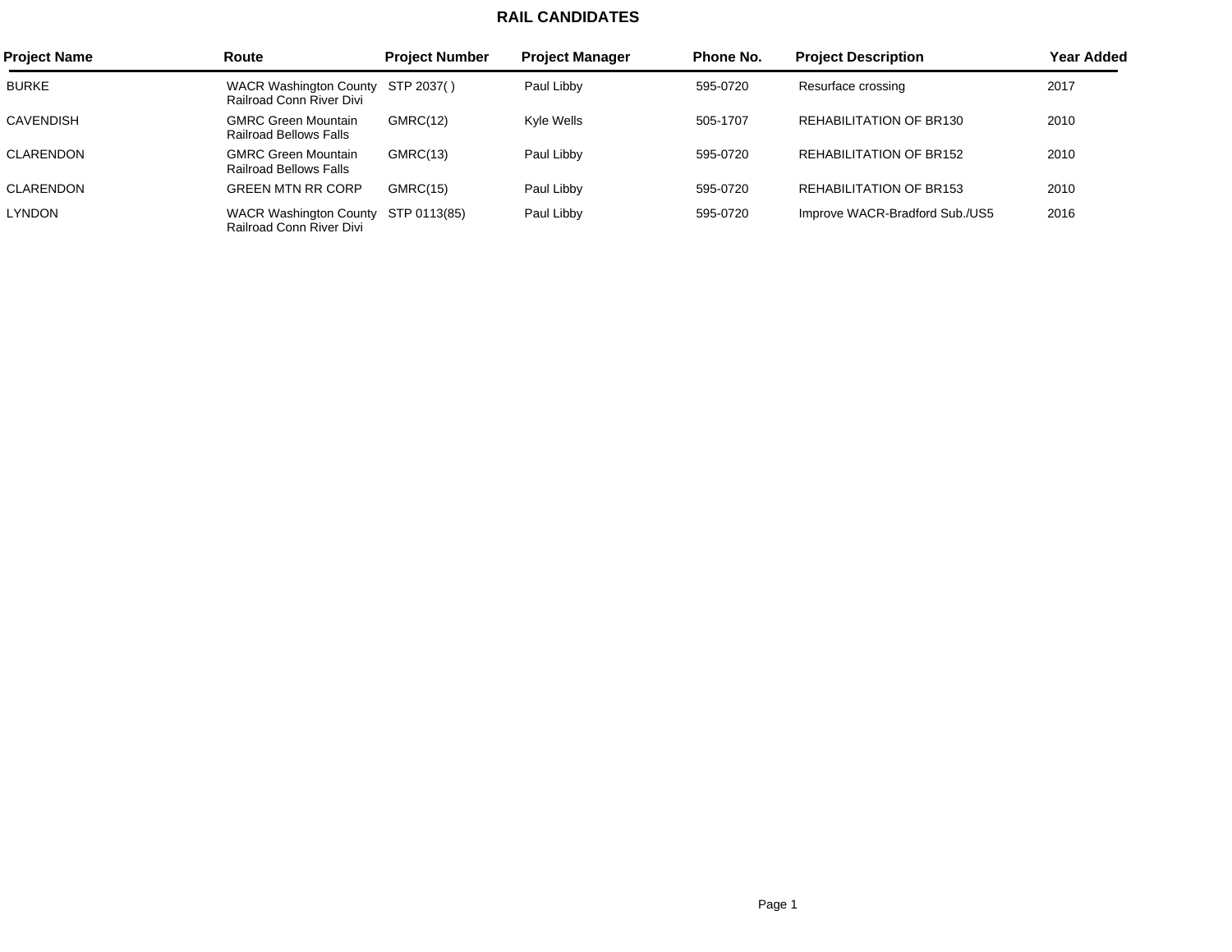# RAIL CANDIDATES

| Project Name | Route | Project Number | Project Manager | Phone No. | Project Description | Year Added |
|---|---|---|---|---|---|---|
| BURKE | WACR Washington County Railroad Conn River Divi | STP 2037( ) | Paul Libby | 595-0720 | Resurface crossing | 2017 |
| CAVENDISH | GMRC Green Mountain Railroad Bellows Falls | GMRC(12) | Kyle Wells | 505-1707 | REHABILITATION OF BR130 | 2010 |
| CLARENDON | GMRC Green Mountain Railroad Bellows Falls | GMRC(13) | Paul Libby | 595-0720 | REHABILITATION OF BR152 | 2010 |
| CLARENDON | GREEN MTN RR CORP | GMRC(15) | Paul Libby | 595-0720 | REHABILITATION OF BR153 | 2010 |
| LYNDON | WACR Washington County Railroad Conn River Divi | STP 0113(85) | Paul Libby | 595-0720 | Improve WACR-Bradford Sub./US5 | 2016 |